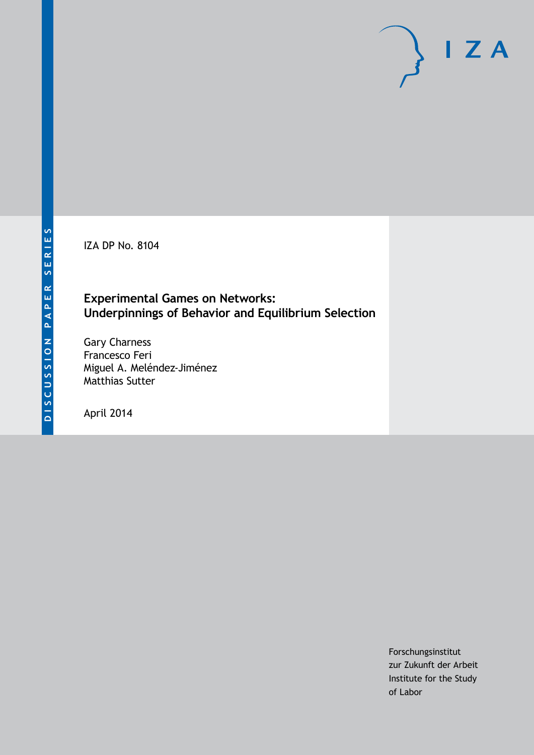IZA DP No. 8104

# Experimental Games on Networks: Underpinnings of Behavior and Equilibrium Selection

Gary Charness
Francesco Feri
Miguel A. Meléndez-Jiménez
Matthias Sutter

April 2014

Forschungsinstitut
zur Zukunft der Arbeit
Institute for the Study
of Labor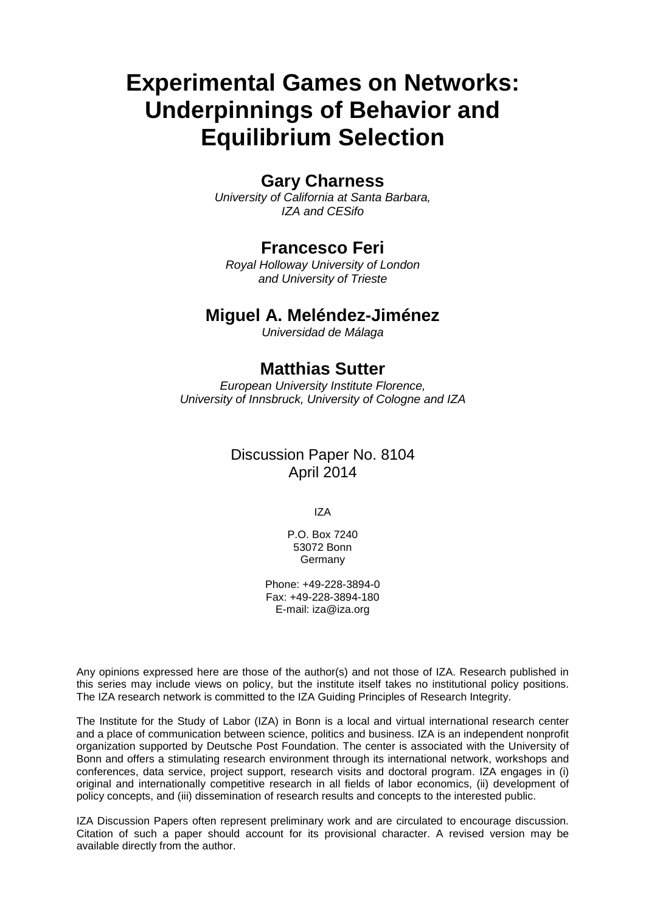# Experimental Games on Networks: Underpinnings of Behavior and Equilibrium Selection

## Gary Charness

*University of California at Santa Barbara, IZA and CESifo*

## Francesco Feri

*Royal Holloway University of London and University of Trieste*

## Miguel A. Meléndez-Jiménez

*Universidad de Málaga*

## Matthias Sutter

*European University Institute Florence, University of Innsbruck, University of Cologne and IZA*

Discussion Paper No. 8104
April 2014

IZA

P.O. Box 7240
53072 Bonn
Germany

Phone: +49-228-3894-0
Fax: +49-228-3894-180
E-mail: iza@iza.org

Any opinions expressed here are those of the author(s) and not those of IZA. Research published in this series may include views on policy, but the institute itself takes no institutional policy positions. The IZA research network is committed to the IZA Guiding Principles of Research Integrity.

The Institute for the Study of Labor (IZA) in Bonn is a local and virtual international research center and a place of communication between science, politics and business. IZA is an independent nonprofit organization supported by Deutsche Post Foundation. The center is associated with the University of Bonn and offers a stimulating research environment through its international network, workshops and conferences, data service, project support, research visits and doctoral program. IZA engages in (i) original and internationally competitive research in all fields of labor economics, (ii) development of policy concepts, and (iii) dissemination of research results and concepts to the interested public.

IZA Discussion Papers often represent preliminary work and are circulated to encourage discussion. Citation of such a paper should account for its provisional character. A revised version may be available directly from the author.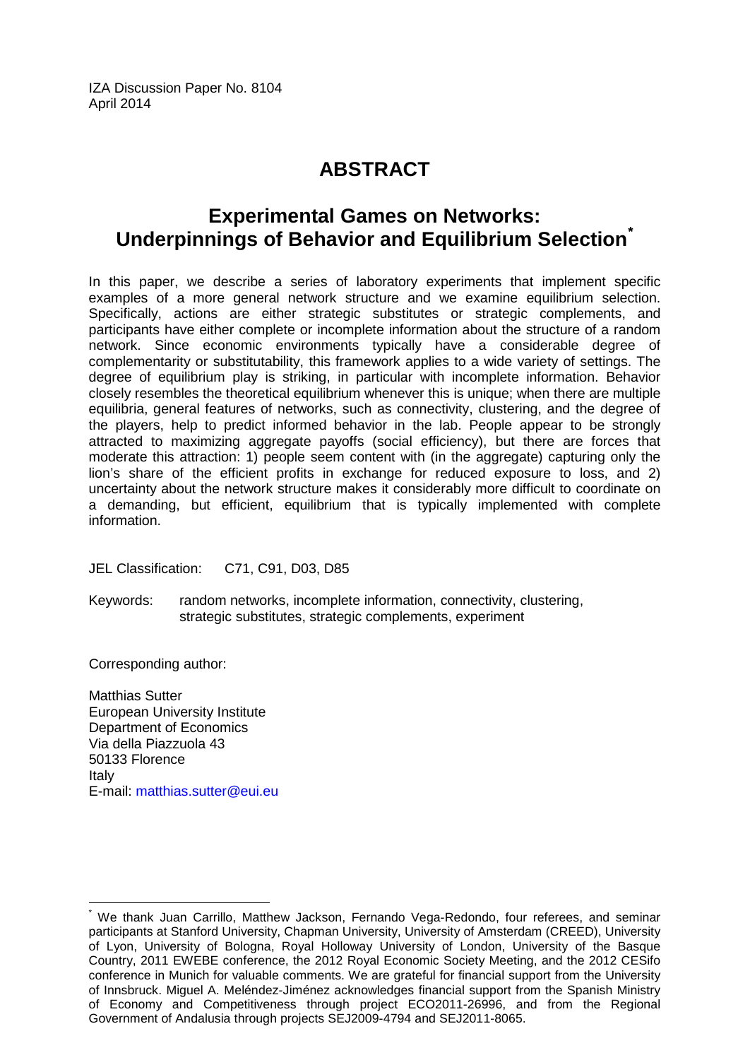IZA Discussion Paper No. 8104
April 2014

# ABSTRACT

## Experimental Games on Networks: Underpinnings of Behavior and Equilibrium Selection*

In this paper, we describe a series of laboratory experiments that implement specific examples of a more general network structure and we examine equilibrium selection. Specifically, actions are either strategic substitutes or strategic complements, and participants have either complete or incomplete information about the structure of a random network. Since economic environments typically have a considerable degree of complementarity or substitutability, this framework applies to a wide variety of settings. The degree of equilibrium play is striking, in particular with incomplete information. Behavior closely resembles the theoretical equilibrium whenever this is unique; when there are multiple equilibria, general features of networks, such as connectivity, clustering, and the degree of the players, help to predict informed behavior in the lab. People appear to be strongly attracted to maximizing aggregate payoffs (social efficiency), but there are forces that moderate this attraction: 1) people seem content with (in the aggregate) capturing only the lion's share of the efficient profits in exchange for reduced exposure to loss, and 2) uncertainty about the network structure makes it considerably more difficult to coordinate on a demanding, but efficient, equilibrium that is typically implemented with complete information.

JEL Classification: C71, C91, D03, D85

Keywords: random networks, incomplete information, connectivity, clustering, strategic substitutes, strategic complements, experiment

Corresponding author:

Matthias Sutter
European University Institute
Department of Economics
Via della Piazzuola 43
50133 Florence
Italy
E-mail: matthias.sutter@eui.eu

---

* We thank Juan Carrillo, Matthew Jackson, Fernando Vega-Redondo, four referees, and seminar participants at Stanford University, Chapman University, University of Amsterdam (CREED), University of Lyon, University of Bologna, Royal Holloway University of London, University of the Basque Country, 2011 EWEBE conference, the 2012 Royal Economic Society Meeting, and the 2012 CESifo conference in Munich for valuable comments. We are grateful for financial support from the University of Innsbruck. Miguel A. Meléndez-Jiménez acknowledges financial support from the Spanish Ministry of Economy and Competitiveness through project ECO2011-26996, and from the Regional Government of Andalusia through projects SEJ2009-4794 and SEJ2011-8065.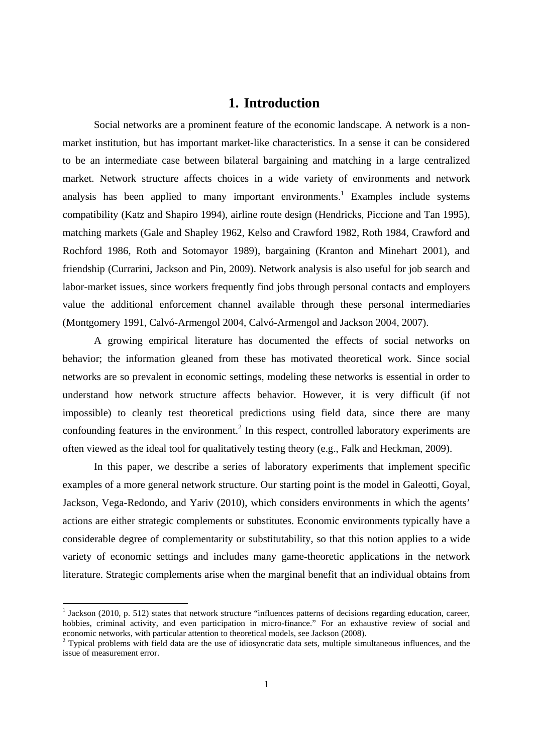# 1. Introduction

Social networks are a prominent feature of the economic landscape. A network is a non-market institution, but has important market-like characteristics. In a sense it can be considered to be an intermediate case between bilateral bargaining and matching in a large centralized market. Network structure affects choices in a wide variety of environments and network analysis has been applied to many important environments.[1] Examples include systems compatibility (Katz and Shapiro 1994), airline route design (Hendricks, Piccione and Tan 1995), matching markets (Gale and Shapley 1962, Kelso and Crawford 1982, Roth 1984, Crawford and Rochford 1986, Roth and Sotomayor 1989), bargaining (Kranton and Minehart 2001), and friendship (Currarini, Jackson and Pin, 2009). Network analysis is also useful for job search and labor-market issues, since workers frequently find jobs through personal contacts and employers value the additional enforcement channel available through these personal intermediaries (Montgomery 1991, Calvó-Armengol 2004, Calvó-Armengol and Jackson 2004, 2007).

A growing empirical literature has documented the effects of social networks on behavior; the information gleaned from these has motivated theoretical work. Since social networks are so prevalent in economic settings, modeling these networks is essential in order to understand how network structure affects behavior. However, it is very difficult (if not impossible) to cleanly test theoretical predictions using field data, since there are many confounding features in the environment.[2] In this respect, controlled laboratory experiments are often viewed as the ideal tool for qualitatively testing theory (e.g., Falk and Heckman, 2009).

In this paper, we describe a series of laboratory experiments that implement specific examples of a more general network structure. Our starting point is the model in Galeotti, Goyal, Jackson, Vega-Redondo, and Yariv (2010), which considers environments in which the agents' actions are either strategic complements or substitutes. Economic environments typically have a considerable degree of complementarity or substitutability, so that this notion applies to a wide variety of economic settings and includes many game-theoretic applications in the network literature. Strategic complements arise when the marginal benefit that an individual obtains from

[1] Jackson (2010, p. 512) states that network structure "influences patterns of decisions regarding education, career, hobbies, criminal activity, and even participation in micro-finance." For an exhaustive review of social and economic networks, with particular attention to theoretical models, see Jackson (2008).

[2] Typical problems with field data are the use of idiosyncratic data sets, multiple simultaneous influences, and the issue of measurement error.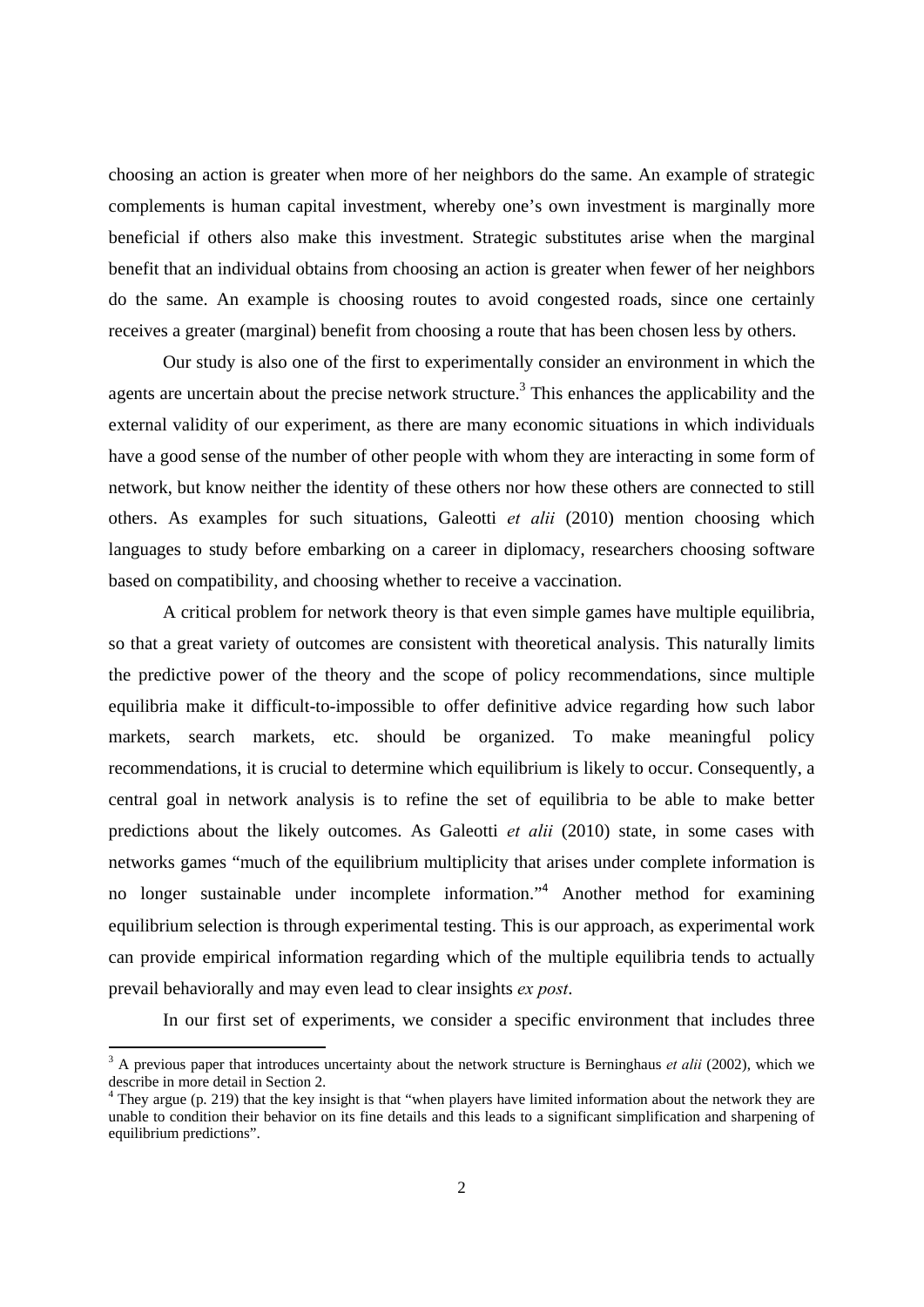choosing an action is greater when more of her neighbors do the same. An example of strategic complements is human capital investment, whereby one's own investment is marginally more beneficial if others also make this investment. Strategic substitutes arise when the marginal benefit that an individual obtains from choosing an action is greater when fewer of her neighbors do the same. An example is choosing routes to avoid congested roads, since one certainly receives a greater (marginal) benefit from choosing a route that has been chosen less by others.

Our study is also one of the first to experimentally consider an environment in which the agents are uncertain about the precise network structure.[3] This enhances the applicability and the external validity of our experiment, as there are many economic situations in which individuals have a good sense of the number of other people with whom they are interacting in some form of network, but know neither the identity of these others nor how these others are connected to still others. As examples for such situations, Galeotti *et alii* (2010) mention choosing which languages to study before embarking on a career in diplomacy, researchers choosing software based on compatibility, and choosing whether to receive a vaccination.

A critical problem for network theory is that even simple games have multiple equilibria, so that a great variety of outcomes are consistent with theoretical analysis. This naturally limits the predictive power of the theory and the scope of policy recommendations, since multiple equilibria make it difficult-to-impossible to offer definitive advice regarding how such labor markets, search markets, etc. should be organized. To make meaningful policy recommendations, it is crucial to determine which equilibrium is likely to occur. Consequently, a central goal in network analysis is to refine the set of equilibria to be able to make better predictions about the likely outcomes. As Galeotti *et alii* (2010) state, in some cases with networks games "much of the equilibrium multiplicity that arises under complete information is no longer sustainable under incomplete information."[4] Another method for examining equilibrium selection is through experimental testing. This is our approach, as experimental work can provide empirical information regarding which of the multiple equilibria tends to actually prevail behaviorally and may even lead to clear insights *ex post*.

In our first set of experiments, we consider a specific environment that includes three

---

[3] A previous paper that introduces uncertainty about the network structure is Berninghaus *et alii* (2002), which we describe in more detail in Section 2.

[4] They argue (p. 219) that the key insight is that "when players have limited information about the network they are unable to condition their behavior on its fine details and this leads to a significant simplification and sharpening of equilibrium predictions".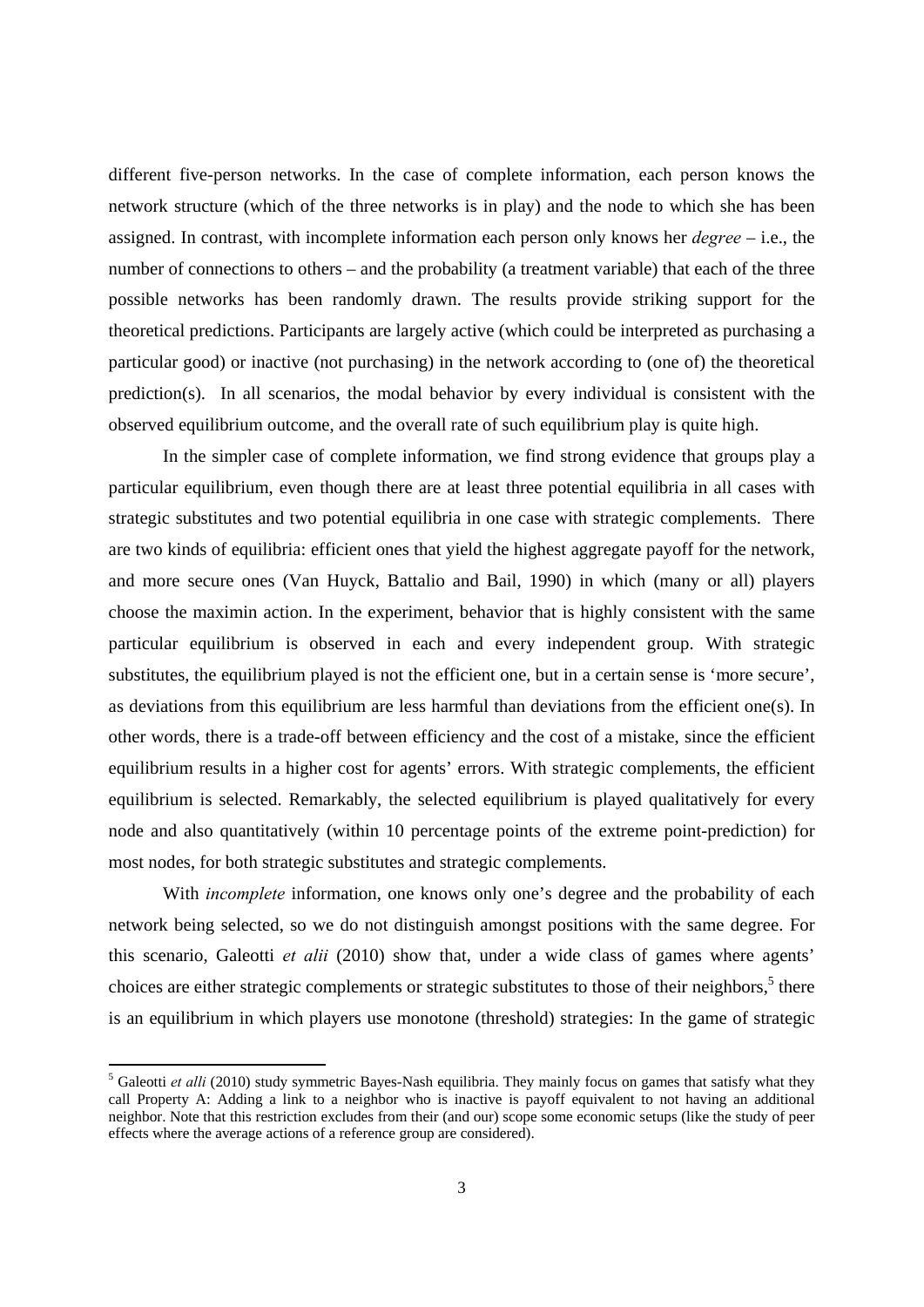different five-person networks. In the case of complete information, each person knows the network structure (which of the three networks is in play) and the node to which she has been assigned. In contrast, with incomplete information each person only knows her *degree* – i.e., the number of connections to others – and the probability (a treatment variable) that each of the three possible networks has been randomly drawn. The results provide striking support for the theoretical predictions. Participants are largely active (which could be interpreted as purchasing a particular good) or inactive (not purchasing) in the network according to (one of) the theoretical prediction(s). In all scenarios, the modal behavior by every individual is consistent with the observed equilibrium outcome, and the overall rate of such equilibrium play is quite high.

In the simpler case of complete information, we find strong evidence that groups play a particular equilibrium, even though there are at least three potential equilibria in all cases with strategic substitutes and two potential equilibria in one case with strategic complements. There are two kinds of equilibria: efficient ones that yield the highest aggregate payoff for the network, and more secure ones (Van Huyck, Battalio and Bail, 1990) in which (many or all) players choose the maximin action. In the experiment, behavior that is highly consistent with the same particular equilibrium is observed in each and every independent group. With strategic substitutes, the equilibrium played is not the efficient one, but in a certain sense is 'more secure', as deviations from this equilibrium are less harmful than deviations from the efficient one(s). In other words, there is a trade-off between efficiency and the cost of a mistake, since the efficient equilibrium results in a higher cost for agents' errors. With strategic complements, the efficient equilibrium is selected. Remarkably, the selected equilibrium is played qualitatively for every node and also quantitatively (within 10 percentage points of the extreme point-prediction) for most nodes, for both strategic substitutes and strategic complements.

With *incomplete* information, one knows only one's degree and the probability of each network being selected, so we do not distinguish amongst positions with the same degree. For this scenario, Galeotti *et alii* (2010) show that, under a wide class of games where agents' choices are either strategic complements or strategic substitutes to those of their neighbors,[5] there is an equilibrium in which players use monotone (threshold) strategies: In the game of strategic

[5] Galeotti *et alli* (2010) study symmetric Bayes-Nash equilibria. They mainly focus on games that satisfy what they call Property A: Adding a link to a neighbor who is inactive is payoff equivalent to not having an additional neighbor. Note that this restriction excludes from their (and our) scope some economic setups (like the study of peer effects where the average actions of a reference group are considered).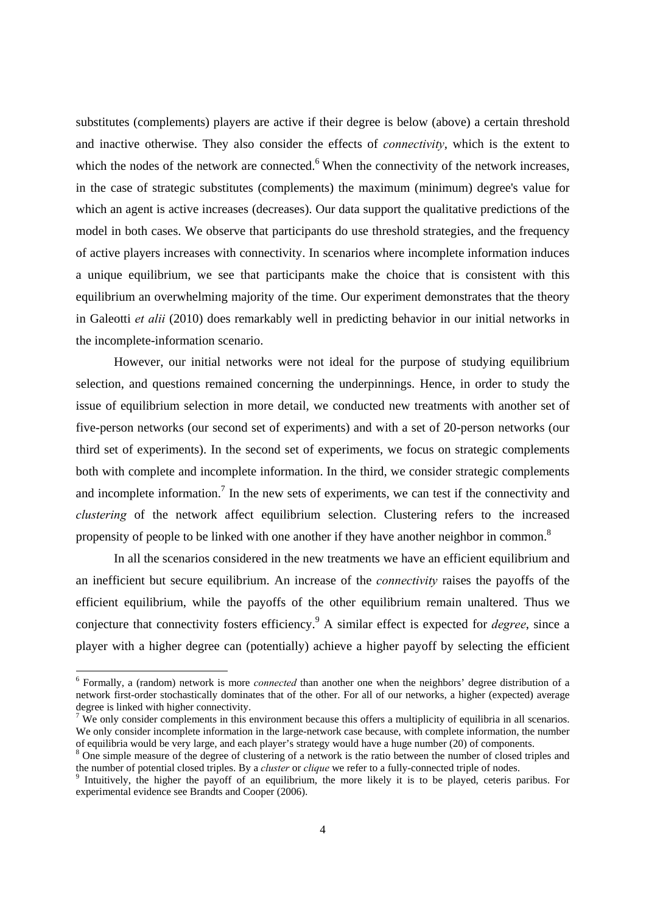substitutes (complements) players are active if their degree is below (above) a certain threshold and inactive otherwise. They also consider the effects of *connectivity*, which is the extent to which the nodes of the network are connected.[6] When the connectivity of the network increases, in the case of strategic substitutes (complements) the maximum (minimum) degree's value for which an agent is active increases (decreases). Our data support the qualitative predictions of the model in both cases. We observe that participants do use threshold strategies, and the frequency of active players increases with connectivity. In scenarios where incomplete information induces a unique equilibrium, we see that participants make the choice that is consistent with this equilibrium an overwhelming majority of the time. Our experiment demonstrates that the theory in Galeotti *et alii* (2010) does remarkably well in predicting behavior in our initial networks in the incomplete-information scenario.

However, our initial networks were not ideal for the purpose of studying equilibrium selection, and questions remained concerning the underpinnings. Hence, in order to study the issue of equilibrium selection in more detail, we conducted new treatments with another set of five-person networks (our second set of experiments) and with a set of 20-person networks (our third set of experiments). In the second set of experiments, we focus on strategic complements both with complete and incomplete information. In the third, we consider strategic complements and incomplete information.[7] In the new sets of experiments, we can test if the connectivity and *clustering* of the network affect equilibrium selection. Clustering refers to the increased propensity of people to be linked with one another if they have another neighbor in common.[8]

In all the scenarios considered in the new treatments we have an efficient equilibrium and an inefficient but secure equilibrium. An increase of the *connectivity* raises the payoffs of the efficient equilibrium, while the payoffs of the other equilibrium remain unaltered. Thus we conjecture that connectivity fosters efficiency.[9] A similar effect is expected for *degree*, since a player with a higher degree can (potentially) achieve a higher payoff by selecting the efficient

---

[6] Formally, a (random) network is more *connected* than another one when the neighbors' degree distribution of a network first-order stochastically dominates that of the other. For all of our networks, a higher (expected) average degree is linked with higher connectivity.

[7] We only consider complements in this environment because this offers a multiplicity of equilibria in all scenarios. We only consider incomplete information in the large-network case because, with complete information, the number of equilibria would be very large, and each player's strategy would have a huge number (20) of components.

[8] One simple measure of the degree of clustering of a network is the ratio between the number of closed triples and the number of potential closed triples. By a *cluster* or *clique* we refer to a fully-connected triple of nodes.

[9] Intuitively, the higher the payoff of an equilibrium, the more likely it is to be played, ceteris paribus. For experimental evidence see Brandts and Cooper (2006).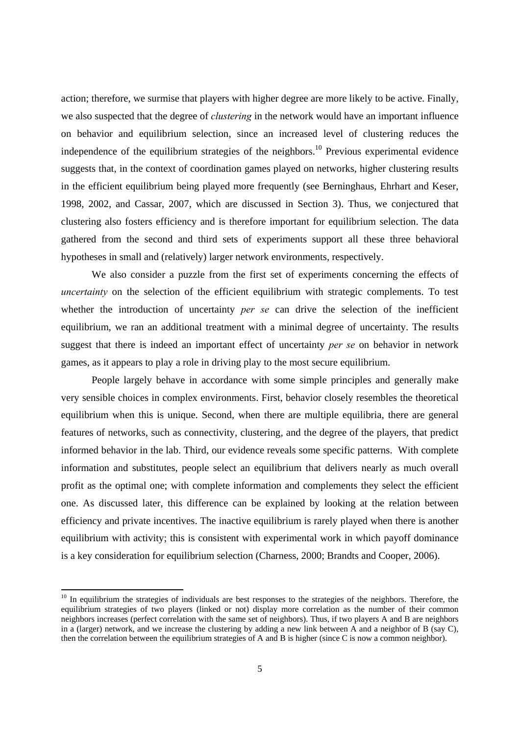action; therefore, we surmise that players with higher degree are more likely to be active. Finally, we also suspected that the degree of *clustering* in the network would have an important influence on behavior and equilibrium selection, since an increased level of clustering reduces the independence of the equilibrium strategies of the neighbors.[10] Previous experimental evidence suggests that, in the context of coordination games played on networks, higher clustering results in the efficient equilibrium being played more frequently (see Berninghaus, Ehrhart and Keser, 1998, 2002, and Cassar, 2007, which are discussed in Section 3). Thus, we conjectured that clustering also fosters efficiency and is therefore important for equilibrium selection. The data gathered from the second and third sets of experiments support all these three behavioral hypotheses in small and (relatively) larger network environments, respectively.

We also consider a puzzle from the first set of experiments concerning the effects of *uncertainty* on the selection of the efficient equilibrium with strategic complements. To test whether the introduction of uncertainty *per se* can drive the selection of the inefficient equilibrium, we ran an additional treatment with a minimal degree of uncertainty. The results suggest that there is indeed an important effect of uncertainty *per se* on behavior in network games, as it appears to play a role in driving play to the most secure equilibrium.

People largely behave in accordance with some simple principles and generally make very sensible choices in complex environments. First, behavior closely resembles the theoretical equilibrium when this is unique. Second, when there are multiple equilibria, there are general features of networks, such as connectivity, clustering, and the degree of the players, that predict informed behavior in the lab. Third, our evidence reveals some specific patterns. With complete information and substitutes, people select an equilibrium that delivers nearly as much overall profit as the optimal one; with complete information and complements they select the efficient one. As discussed later, this difference can be explained by looking at the relation between efficiency and private incentives. The inactive equilibrium is rarely played when there is another equilibrium with activity; this is consistent with experimental work in which payoff dominance is a key consideration for equilibrium selection (Charness, 2000; Brandts and Cooper, 2006).

[10] In equilibrium the strategies of individuals are best responses to the strategies of the neighbors. Therefore, the equilibrium strategies of two players (linked or not) display more correlation as the number of their common neighbors increases (perfect correlation with the same set of neighbors). Thus, if two players A and B are neighbors in a (larger) network, and we increase the clustering by adding a new link between A and a neighbor of B (say C), then the correlation between the equilibrium strategies of A and B is higher (since C is now a common neighbor).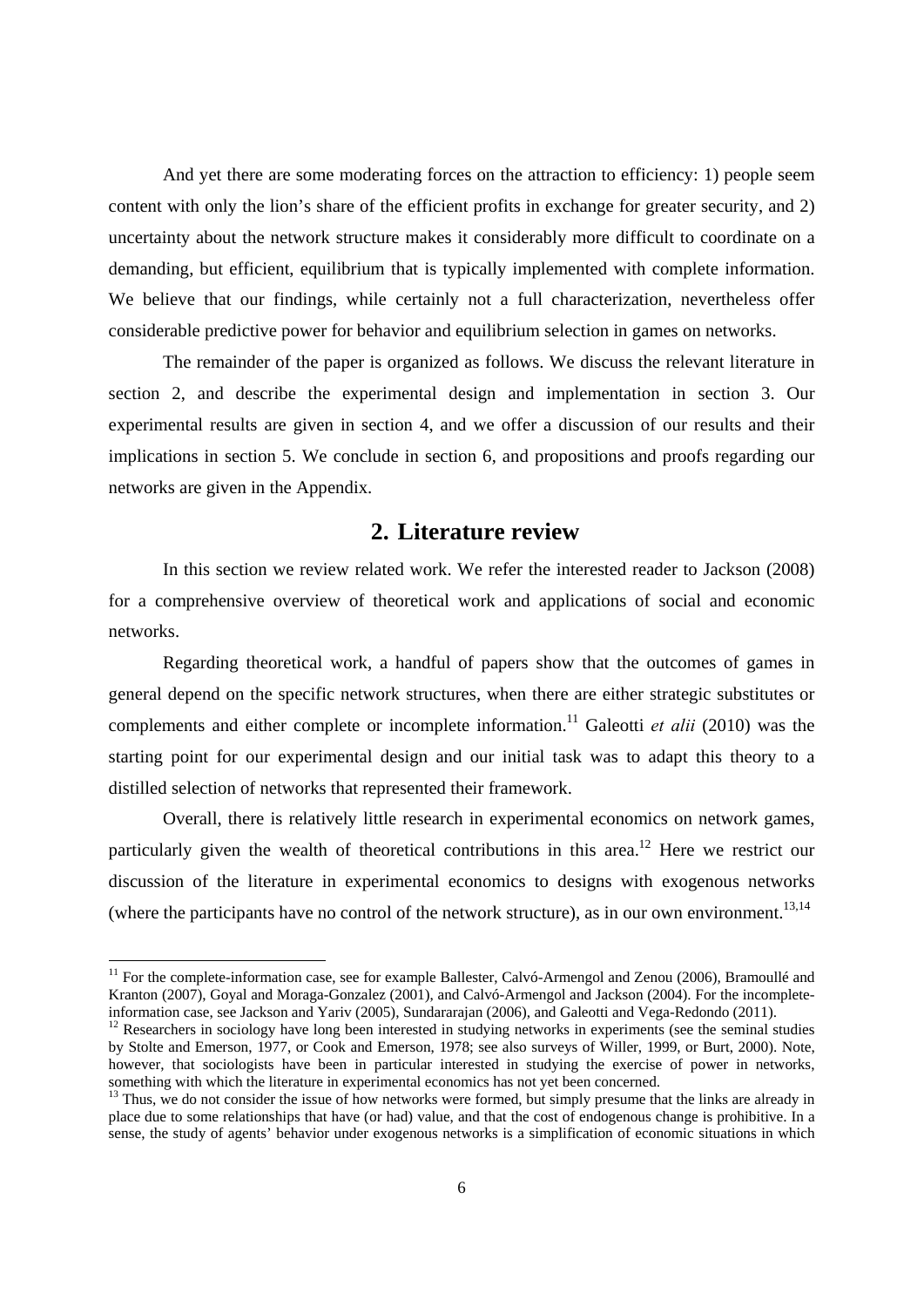And yet there are some moderating forces on the attraction to efficiency: 1) people seem content with only the lion's share of the efficient profits in exchange for greater security, and 2) uncertainty about the network structure makes it considerably more difficult to coordinate on a demanding, but efficient, equilibrium that is typically implemented with complete information. We believe that our findings, while certainly not a full characterization, nevertheless offer considerable predictive power for behavior and equilibrium selection in games on networks.

The remainder of the paper is organized as follows. We discuss the relevant literature in section 2, and describe the experimental design and implementation in section 3. Our experimental results are given in section 4, and we offer a discussion of our results and their implications in section 5. We conclude in section 6, and propositions and proofs regarding our networks are given in the Appendix.

## 2. Literature review

In this section we review related work. We refer the interested reader to Jackson (2008) for a comprehensive overview of theoretical work and applications of social and economic networks.

Regarding theoretical work, a handful of papers show that the outcomes of games in general depend on the specific network structures, when there are either strategic substitutes or complements and either complete or incomplete information.[11] Galeotti *et alii* (2010) was the starting point for our experimental design and our initial task was to adapt this theory to a distilled selection of networks that represented their framework.

Overall, there is relatively little research in experimental economics on network games, particularly given the wealth of theoretical contributions in this area.[12] Here we restrict our discussion of the literature in experimental economics to designs with exogenous networks (where the participants have no control of the network structure), as in our own environment.[13,14]

---

[11] For the complete-information case, see for example Ballester, Calvó-Armengol and Zenou (2006), Bramoullé and Kranton (2007), Goyal and Moraga-Gonzalez (2001), and Calvó-Armengol and Jackson (2004). For the incomplete-information case, see Jackson and Yariv (2005), Sundararajan (2006), and Galeotti and Vega-Redondo (2011).

[12] Researchers in sociology have long been interested in studying networks in experiments (see the seminal studies by Stolte and Emerson, 1977, or Cook and Emerson, 1978; see also surveys of Willer, 1999, or Burt, 2000). Note, however, that sociologists have been in particular interested in studying the exercise of power in networks, something with which the literature in experimental economics has not yet been concerned.

[13] Thus, we do not consider the issue of how networks were formed, but simply presume that the links are already in place due to some relationships that have (or had) value, and that the cost of endogenous change is prohibitive. In a sense, the study of agents' behavior under exogenous networks is a simplification of economic situations in which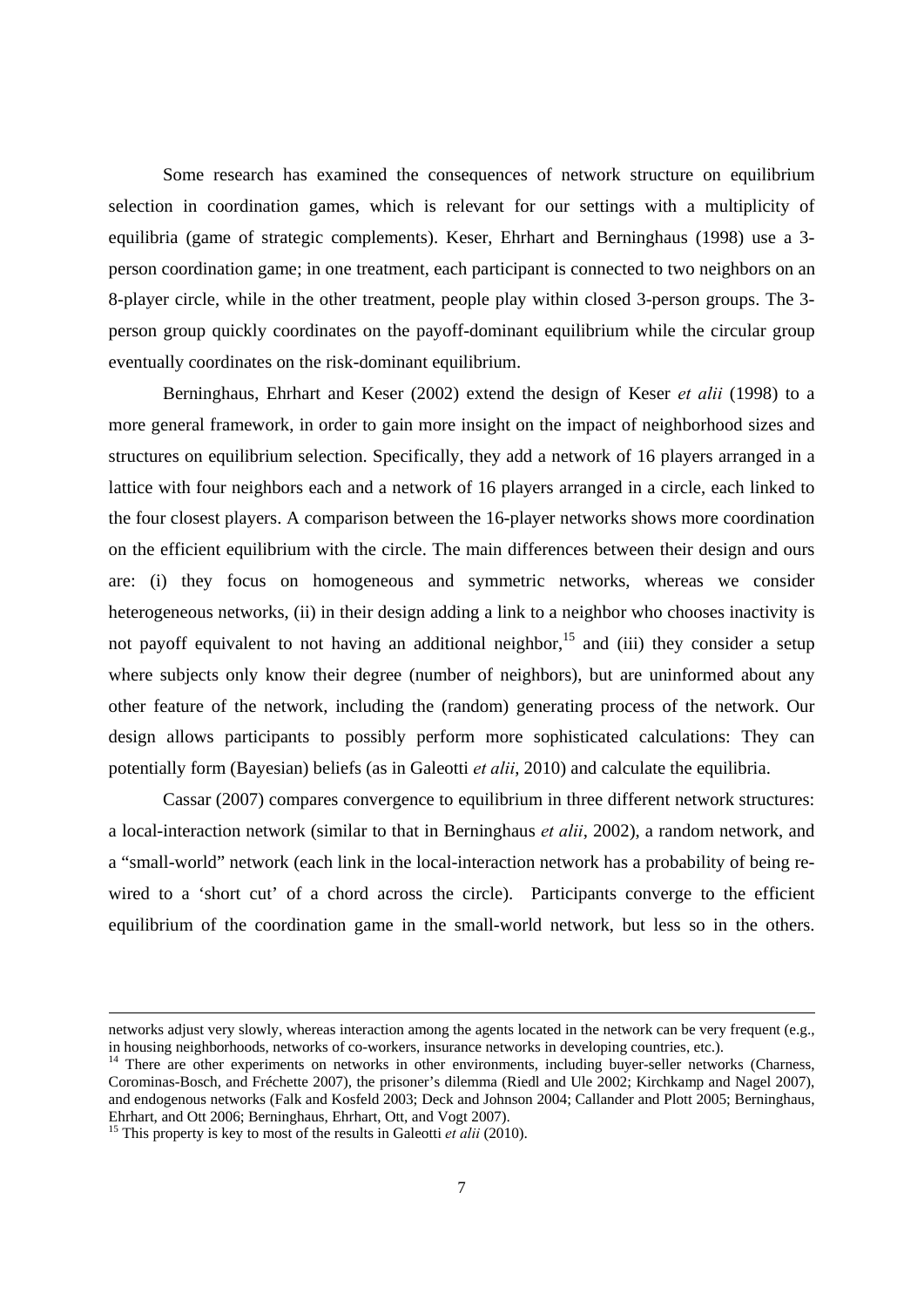Some research has examined the consequences of network structure on equilibrium selection in coordination games, which is relevant for our settings with a multiplicity of equilibria (game of strategic complements). Keser, Ehrhart and Berninghaus (1998) use a 3-person coordination game; in one treatment, each participant is connected to two neighbors on an 8-player circle, while in the other treatment, people play within closed 3-person groups. The 3-person group quickly coordinates on the payoff-dominant equilibrium while the circular group eventually coordinates on the risk-dominant equilibrium.

Berninghaus, Ehrhart and Keser (2002) extend the design of Keser *et alii* (1998) to a more general framework, in order to gain more insight on the impact of neighborhood sizes and structures on equilibrium selection. Specifically, they add a network of 16 players arranged in a lattice with four neighbors each and a network of 16 players arranged in a circle, each linked to the four closest players. A comparison between the 16-player networks shows more coordination on the efficient equilibrium with the circle. The main differences between their design and ours are: (i) they focus on homogeneous and symmetric networks, whereas we consider heterogeneous networks, (ii) in their design adding a link to a neighbor who chooses inactivity is not payoff equivalent to not having an additional neighbor,[15] and (iii) they consider a setup where subjects only know their degree (number of neighbors), but are uninformed about any other feature of the network, including the (random) generating process of the network. Our design allows participants to possibly perform more sophisticated calculations: They can potentially form (Bayesian) beliefs (as in Galeotti *et alii*, 2010) and calculate the equilibria.

Cassar (2007) compares convergence to equilibrium in three different network structures: a local-interaction network (similar to that in Berninghaus *et alii*, 2002), a random network, and a "small-world" network (each link in the local-interaction network has a probability of being re-wired to a 'short cut' of a chord across the circle). Participants converge to the efficient equilibrium of the coordination game in the small-world network, but less so in the others.

---

networks adjust very slowly, whereas interaction among the agents located in the network can be very frequent (e.g., in housing neighborhoods, networks of co-workers, insurance networks in developing countries, etc.).

[14] There are other experiments on networks in other environments, including buyer-seller networks (Charness, Corominas-Bosch, and Fréchette 2007), the prisoner's dilemma (Riedl and Ule 2002; Kirchkamp and Nagel 2007), and endogenous networks (Falk and Kosfeld 2003; Deck and Johnson 2004; Callander and Plott 2005; Berninghaus, Ehrhart, and Ott 2006; Berninghaus, Ehrhart, Ott, and Vogt 2007).

[15] This property is key to most of the results in Galeotti *et alii* (2010).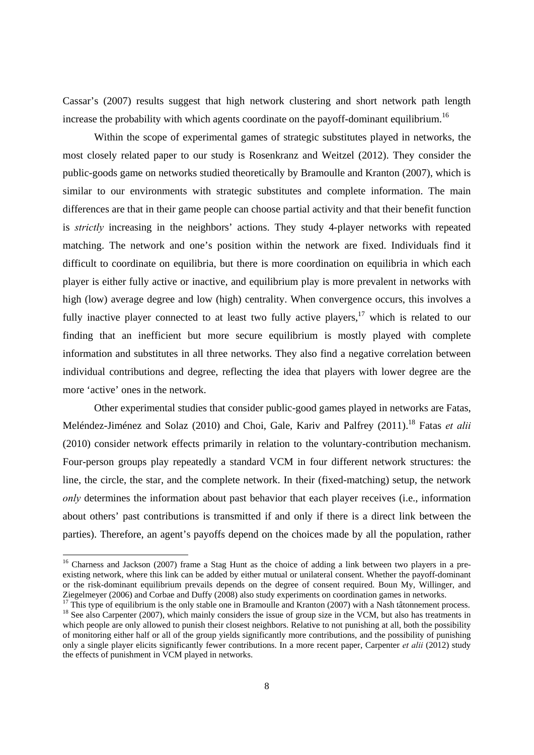Cassar's (2007) results suggest that high network clustering and short network path length increase the probability with which agents coordinate on the payoff-dominant equilibrium.[16]

Within the scope of experimental games of strategic substitutes played in networks, the most closely related paper to our study is Rosenkranz and Weitzel (2012). They consider the public-goods game on networks studied theoretically by Bramoulle and Kranton (2007), which is similar to our environments with strategic substitutes and complete information. The main differences are that in their game people can choose partial activity and that their benefit function is *strictly* increasing in the neighbors' actions. They study 4-player networks with repeated matching. The network and one's position within the network are fixed. Individuals find it difficult to coordinate on equilibria, but there is more coordination on equilibria in which each player is either fully active or inactive, and equilibrium play is more prevalent in networks with high (low) average degree and low (high) centrality. When convergence occurs, this involves a fully inactive player connected to at least two fully active players,[17] which is related to our finding that an inefficient but more secure equilibrium is mostly played with complete information and substitutes in all three networks. They also find a negative correlation between individual contributions and degree, reflecting the idea that players with lower degree are the more 'active' ones in the network.

Other experimental studies that consider public-good games played in networks are Fatas, Meléndez-Jiménez and Solaz (2010) and Choi, Gale, Kariv and Palfrey (2011).[18] Fatas *et alii* (2010) consider network effects primarily in relation to the voluntary-contribution mechanism. Four-person groups play repeatedly a standard VCM in four different network structures: the line, the circle, the star, and the complete network. In their (fixed-matching) setup, the network *only* determines the information about past behavior that each player receives (i.e., information about others' past contributions is transmitted if and only if there is a direct link between the parties). Therefore, an agent's payoffs depend on the choices made by all the population, rather

---

[16] Charness and Jackson (2007) frame a Stag Hunt as the choice of adding a link between two players in a pre-existing network, where this link can be added by either mutual or unilateral consent. Whether the payoff-dominant or the risk-dominant equilibrium prevails depends on the degree of consent required. Boun My, Willinger, and Ziegelmeyer (2006) and Corbae and Duffy (2008) also study experiments on coordination games in networks.

[17] This type of equilibrium is the only stable one in Bramoulle and Kranton (2007) with a Nash tâtonnement process.

[18] See also Carpenter (2007), which mainly considers the issue of group size in the VCM, but also has treatments in which people are only allowed to punish their closest neighbors. Relative to not punishing at all, both the possibility of monitoring either half or all of the group yields significantly more contributions, and the possibility of punishing only a single player elicits significantly fewer contributions. In a more recent paper, Carpenter *et alii* (2012) study the effects of punishment in VCM played in networks.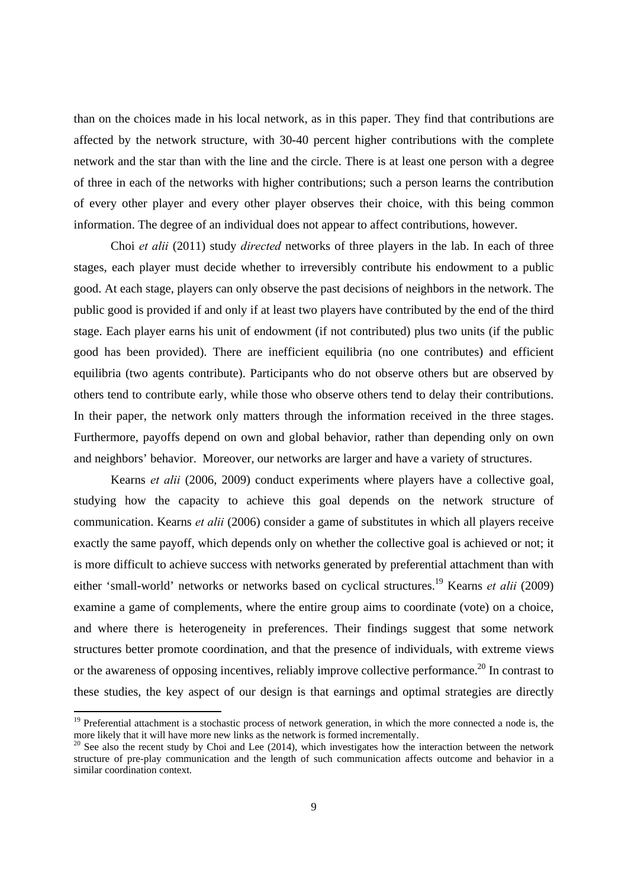than on the choices made in his local network, as in this paper. They find that contributions are affected by the network structure, with 30-40 percent higher contributions with the complete network and the star than with the line and the circle. There is at least one person with a degree of three in each of the networks with higher contributions; such a person learns the contribution of every other player and every other player observes their choice, with this being common information. The degree of an individual does not appear to affect contributions, however.

Choi *et alii* (2011) study *directed* networks of three players in the lab. In each of three stages, each player must decide whether to irreversibly contribute his endowment to a public good. At each stage, players can only observe the past decisions of neighbors in the network. The public good is provided if and only if at least two players have contributed by the end of the third stage. Each player earns his unit of endowment (if not contributed) plus two units (if the public good has been provided). There are inefficient equilibria (no one contributes) and efficient equilibria (two agents contribute). Participants who do not observe others but are observed by others tend to contribute early, while those who observe others tend to delay their contributions. In their paper, the network only matters through the information received in the three stages. Furthermore, payoffs depend on own and global behavior, rather than depending only on own and neighbors' behavior. Moreover, our networks are larger and have a variety of structures.

Kearns *et alii* (2006, 2009) conduct experiments where players have a collective goal, studying how the capacity to achieve this goal depends on the network structure of communication. Kearns *et alii* (2006) consider a game of substitutes in which all players receive exactly the same payoff, which depends only on whether the collective goal is achieved or not; it is more difficult to achieve success with networks generated by preferential attachment than with either 'small-world' networks or networks based on cyclical structures.[19] Kearns *et alii* (2009) examine a game of complements, where the entire group aims to coordinate (vote) on a choice, and where there is heterogeneity in preferences. Their findings suggest that some network structures better promote coordination, and that the presence of individuals, with extreme views or the awareness of opposing incentives, reliably improve collective performance.[20] In contrast to these studies, the key aspect of our design is that earnings and optimal strategies are directly

---

[19] Preferential attachment is a stochastic process of network generation, in which the more connected a node is, the more likely that it will have more new links as the network is formed incrementally.

[20] See also the recent study by Choi and Lee (2014), which investigates how the interaction between the network structure of pre-play communication and the length of such communication affects outcome and behavior in a similar coordination context.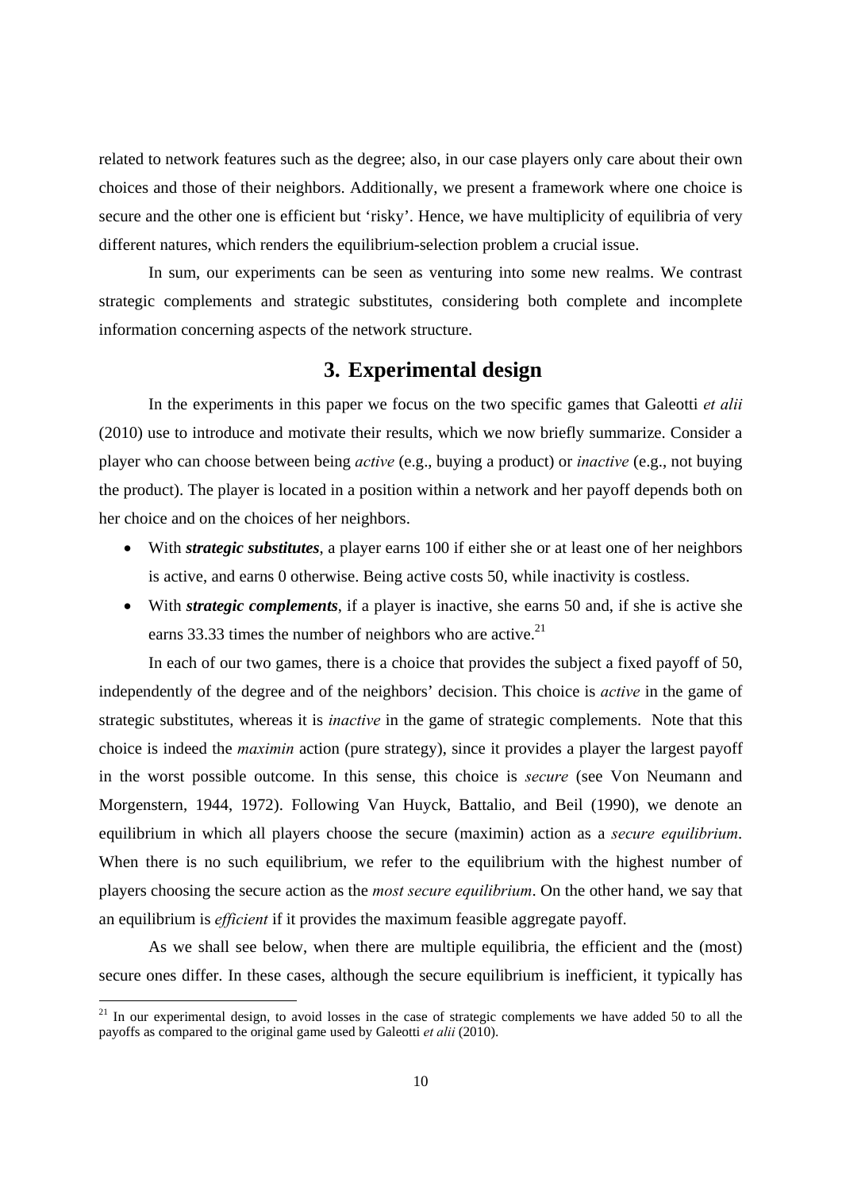related to network features such as the degree; also, in our case players only care about their own choices and those of their neighbors. Additionally, we present a framework where one choice is secure and the other one is efficient but 'risky'. Hence, we have multiplicity of equilibria of very different natures, which renders the equilibrium-selection problem a crucial issue.

In sum, our experiments can be seen as venturing into some new realms. We contrast strategic complements and strategic substitutes, considering both complete and incomplete information concerning aspects of the network structure.

## 3. Experimental design

In the experiments in this paper we focus on the two specific games that Galeotti *et alii* (2010) use to introduce and motivate their results, which we now briefly summarize. Consider a player who can choose between being *active* (e.g., buying a product) or *inactive* (e.g., not buying the product). The player is located in a position within a network and her payoff depends both on her choice and on the choices of her neighbors.

- With ***strategic substitutes***, a player earns 100 if either she or at least one of her neighbors is active, and earns 0 otherwise. Being active costs 50, while inactivity is costless.
- With ***strategic complements***, if a player is inactive, she earns 50 and, if she is active she earns 33.33 times the number of neighbors who are active.[21]

In each of our two games, there is a choice that provides the subject a fixed payoff of 50, independently of the degree and of the neighbors' decision. This choice is *active* in the game of strategic substitutes, whereas it is *inactive* in the game of strategic complements. Note that this choice is indeed the *maximin* action (pure strategy), since it provides a player the largest payoff in the worst possible outcome. In this sense, this choice is *secure* (see Von Neumann and Morgenstern, 1944, 1972). Following Van Huyck, Battalio, and Beil (1990), we denote an equilibrium in which all players choose the secure (maximin) action as a *secure equilibrium*. When there is no such equilibrium, we refer to the equilibrium with the highest number of players choosing the secure action as the *most secure equilibrium*. On the other hand, we say that an equilibrium is *efficient* if it provides the maximum feasible aggregate payoff.

As we shall see below, when there are multiple equilibria, the efficient and the (most) secure ones differ. In these cases, although the secure equilibrium is inefficient, it typically has

---

[21] In our experimental design, to avoid losses in the case of strategic complements we have added 50 to all the payoffs as compared to the original game used by Galeotti *et alii* (2010).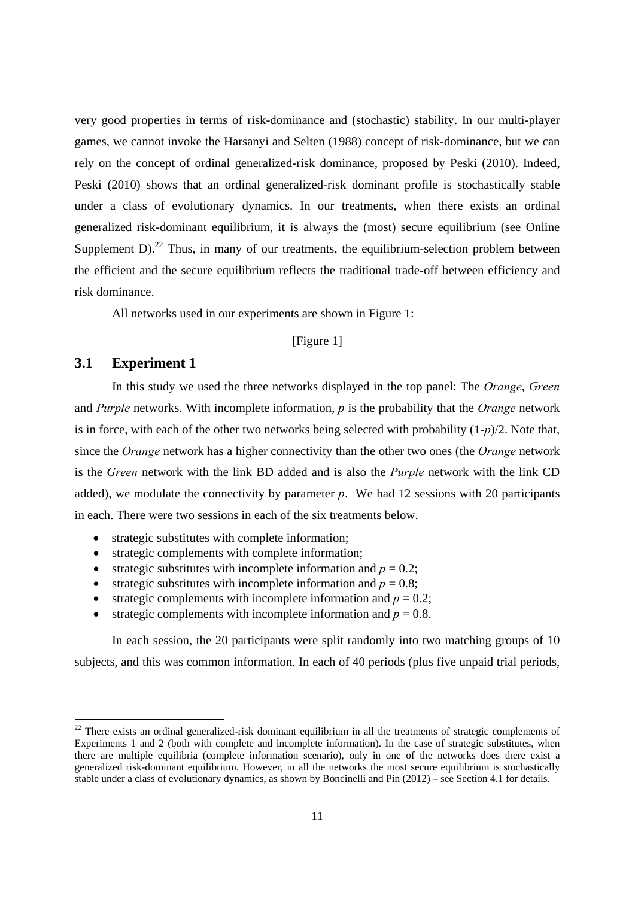very good properties in terms of risk-dominance and (stochastic) stability. In our multi-player games, we cannot invoke the Harsanyi and Selten (1988) concept of risk-dominance, but we can rely on the concept of ordinal generalized-risk dominance, proposed by Peski (2010). Indeed, Peski (2010) shows that an ordinal generalized-risk dominant profile is stochastically stable under a class of evolutionary dynamics. In our treatments, when there exists an ordinal generalized risk-dominant equilibrium, it is always the (most) secure equilibrium (see Online Supplement D).[22] Thus, in many of our treatments, the equilibrium-selection problem between the efficient and the secure equilibrium reflects the traditional trade-off between efficiency and risk dominance.

All networks used in our experiments are shown in Figure 1:

[Figure 1]

## 3.1 Experiment 1

In this study we used the three networks displayed in the top panel: The *Orange*, *Green* and *Purple* networks. With incomplete information, $p$ is the probability that the *Orange* network is in force, with each of the other two networks being selected with probability $(1-p)/2$. Note that, since the *Orange* network has a higher connectivity than the other two ones (the *Orange* network is the *Green* network with the link BD added and is also the *Purple* network with the link CD added), we modulate the connectivity by parameter $p$. We had 12 sessions with 20 participants in each. There were two sessions in each of the six treatments below.

- strategic substitutes with complete information;
- strategic complements with complete information;
- strategic substitutes with incomplete information and $p = 0.2$;
- strategic substitutes with incomplete information and $p = 0.8$;
- strategic complements with incomplete information and $p = 0.2$;
- strategic complements with incomplete information and $p = 0.8$.

In each session, the 20 participants were split randomly into two matching groups of 10 subjects, and this was common information. In each of 40 periods (plus five unpaid trial periods,

[22] There exists an ordinal generalized-risk dominant equilibrium in all the treatments of strategic complements of Experiments 1 and 2 (both with complete and incomplete information). In the case of strategic substitutes, when there are multiple equilibria (complete information scenario), only in one of the networks does there exist a generalized risk-dominant equilibrium. However, in all the networks the most secure equilibrium is stochastically stable under a class of evolutionary dynamics, as shown by Boncinelli and Pin (2012) – see Section 4.1 for details.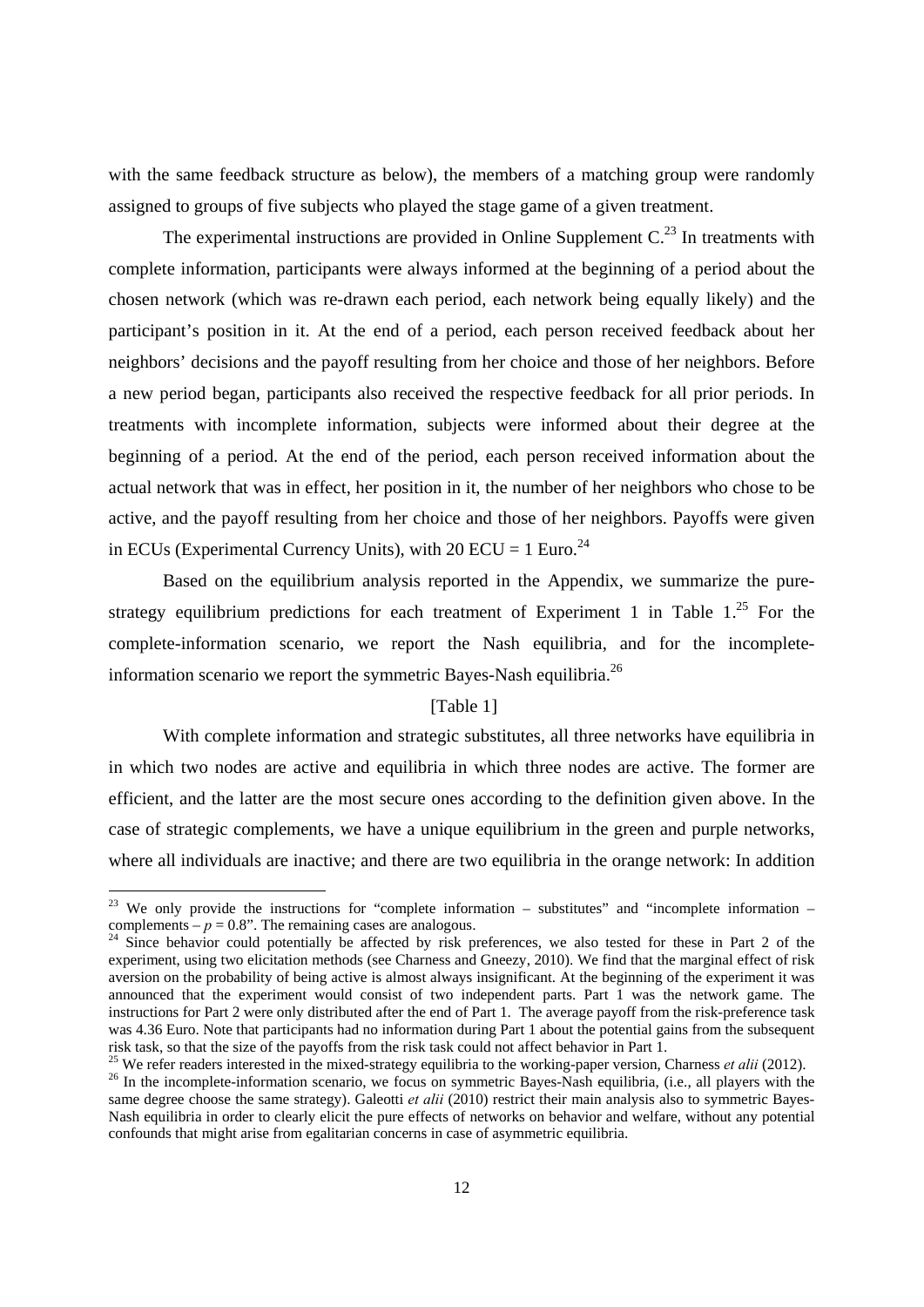with the same feedback structure as below), the members of a matching group were randomly assigned to groups of five subjects who played the stage game of a given treatment.

The experimental instructions are provided in Online Supplement C.[23] In treatments with complete information, participants were always informed at the beginning of a period about the chosen network (which was re-drawn each period, each network being equally likely) and the participant's position in it. At the end of a period, each person received feedback about her neighbors' decisions and the payoff resulting from her choice and those of her neighbors. Before a new period began, participants also received the respective feedback for all prior periods. In treatments with incomplete information, subjects were informed about their degree at the beginning of a period. At the end of the period, each person received information about the actual network that was in effect, her position in it, the number of her neighbors who chose to be active, and the payoff resulting from her choice and those of her neighbors. Payoffs were given in ECUs (Experimental Currency Units), with 20 ECU = 1 Euro.[24]

Based on the equilibrium analysis reported in the Appendix, we summarize the pure-strategy equilibrium predictions for each treatment of Experiment 1 in Table 1.[25] For the complete-information scenario, we report the Nash equilibria, and for the incomplete-information scenario we report the symmetric Bayes-Nash equilibria.[26]

[Table 1]

With complete information and strategic substitutes, all three networks have equilibria in in which two nodes are active and equilibria in which three nodes are active. The former are efficient, and the latter are the most secure ones according to the definition given above. In the case of strategic complements, we have a unique equilibrium in the green and purple networks, where all individuals are inactive; and there are two equilibria in the orange network: In addition

---

[23] We only provide the instructions for "complete information – substitutes" and "incomplete information – complements – $p = 0.8$". The remaining cases are analogous.

[24] Since behavior could potentially be affected by risk preferences, we also tested for these in Part 2 of the experiment, using two elicitation methods (see Charness and Gneezy, 2010). We find that the marginal effect of risk aversion on the probability of being active is almost always insignificant. At the beginning of the experiment it was announced that the experiment would consist of two independent parts. Part 1 was the network game. The instructions for Part 2 were only distributed after the end of Part 1. The average payoff from the risk-preference task was 4.36 Euro. Note that participants had no information during Part 1 about the potential gains from the subsequent risk task, so that the size of the payoffs from the risk task could not affect behavior in Part 1.

[25] We refer readers interested in the mixed-strategy equilibria to the working-paper version, Charness *et alii* (2012).

[26] In the incomplete-information scenario, we focus on symmetric Bayes-Nash equilibria, (i.e., all players with the same degree choose the same strategy). Galeotti *et alii* (2010) restrict their main analysis also to symmetric Bayes-Nash equilibria in order to clearly elicit the pure effects of networks on behavior and welfare, without any potential confounds that might arise from egalitarian concerns in case of asymmetric equilibria.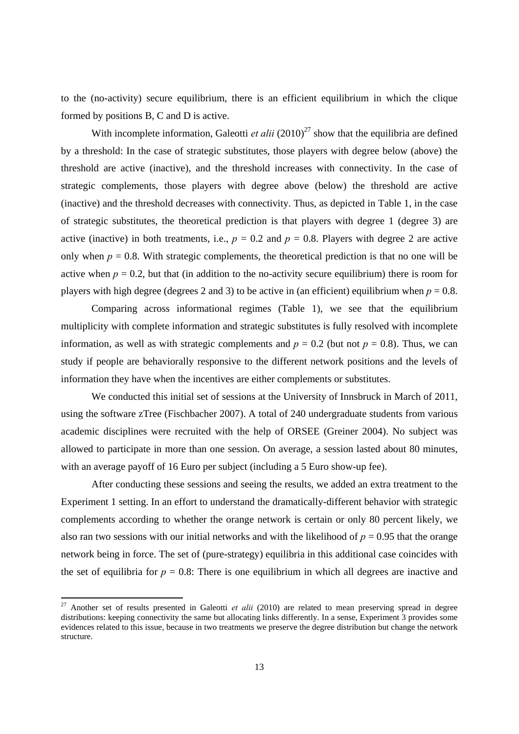to the (no-activity) secure equilibrium, there is an efficient equilibrium in which the clique formed by positions B, C and D is active.

With incomplete information, Galeotti *et alii* (2010)[27] show that the equilibria are defined by a threshold: In the case of strategic substitutes, those players with degree below (above) the threshold are active (inactive), and the threshold increases with connectivity. In the case of strategic complements, those players with degree above (below) the threshold are active (inactive) and the threshold decreases with connectivity. Thus, as depicted in Table 1, in the case of strategic substitutes, the theoretical prediction is that players with degree 1 (degree 3) are active (inactive) in both treatments, i.e., $p = 0.2$ and $p = 0.8$. Players with degree 2 are active only when $p = 0.8$. With strategic complements, the theoretical prediction is that no one will be active when $p = 0.2$, but that (in addition to the no-activity secure equilibrium) there is room for players with high degree (degrees 2 and 3) to be active in (an efficient) equilibrium when $p = 0.8$.

Comparing across informational regimes (Table 1), we see that the equilibrium multiplicity with complete information and strategic substitutes is fully resolved with incomplete information, as well as with strategic complements and $p = 0.2$ (but not $p = 0.8$). Thus, we can study if people are behaviorally responsive to the different network positions and the levels of information they have when the incentives are either complements or substitutes.

We conducted this initial set of sessions at the University of Innsbruck in March of 2011, using the software zTree (Fischbacher 2007). A total of 240 undergraduate students from various academic disciplines were recruited with the help of ORSEE (Greiner 2004). No subject was allowed to participate in more than one session. On average, a session lasted about 80 minutes, with an average payoff of 16 Euro per subject (including a 5 Euro show-up fee).

After conducting these sessions and seeing the results, we added an extra treatment to the Experiment 1 setting. In an effort to understand the dramatically-different behavior with strategic complements according to whether the orange network is certain or only 80 percent likely, we also ran two sessions with our initial networks and with the likelihood of $p = 0.95$ that the orange network being in force. The set of (pure-strategy) equilibria in this additional case coincides with the set of equilibria for $p = 0.8$: There is one equilibrium in which all degrees are inactive and

[27] Another set of results presented in Galeotti *et alii* (2010) are related to mean preserving spread in degree distributions: keeping connectivity the same but allocating links differently. In a sense, Experiment 3 provides some evidences related to this issue, because in two treatments we preserve the degree distribution but change the network structure.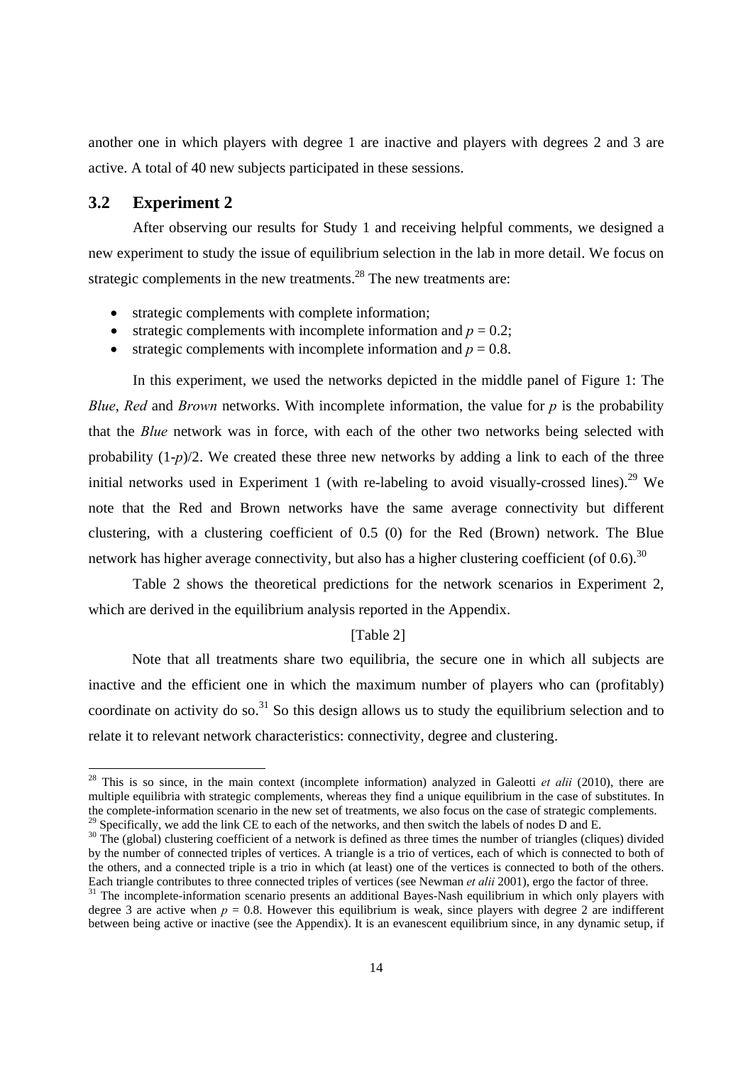another one in which players with degree 1 are inactive and players with degrees 2 and 3 are active. A total of 40 new subjects participated in these sessions.

### 3.2 Experiment 2

After observing our results for Study 1 and receiving helpful comments, we designed a new experiment to study the issue of equilibrium selection in the lab in more detail. We focus on strategic complements in the new treatments.[28] The new treatments are:

- strategic complements with complete information;
- strategic complements with incomplete information and $p = 0.2$;
- strategic complements with incomplete information and $p = 0.8$.

In this experiment, we used the networks depicted in the middle panel of Figure 1: The *Blue*, *Red* and *Brown* networks. With incomplete information, the value for $p$ is the probability that the *Blue* network was in force, with each of the other two networks being selected with probability $(1\text{-}p)/2$. We created these three new networks by adding a link to each of the three initial networks used in Experiment 1 (with re-labeling to avoid visually-crossed lines).[29] We note that the Red and Brown networks have the same average connectivity but different clustering, with a clustering coefficient of 0.5 (0) for the Red (Brown) network. The Blue network has higher average connectivity, but also has a higher clustering coefficient (of 0.6).[30]

Table 2 shows the theoretical predictions for the network scenarios in Experiment 2, which are derived in the equilibrium analysis reported in the Appendix.

[Table 2]

Note that all treatments share two equilibria, the secure one in which all subjects are inactive and the efficient one in which the maximum number of players who can (profitably) coordinate on activity do so.[31] So this design allows us to study the equilibrium selection and to relate it to relevant network characteristics: connectivity, degree and clustering.

---

[28] This is so since, in the main context (incomplete information) analyzed in Galeotti *et alii* (2010), there are multiple equilibria with strategic complements, whereas they find a unique equilibrium in the case of substitutes. In the complete-information scenario in the new set of treatments, we also focus on the case of strategic complements.

[29] Specifically, we add the link CE to each of the networks, and then switch the labels of nodes D and E.

[30] The (global) clustering coefficient of a network is defined as three times the number of triangles (cliques) divided by the number of connected triples of vertices. A triangle is a trio of vertices, each of which is connected to both of the others, and a connected triple is a trio in which (at least) one of the vertices is connected to both of the others. Each triangle contributes to three connected triples of vertices (see Newman *et alii* 2001), ergo the factor of three.

[31] The incomplete-information scenario presents an additional Bayes-Nash equilibrium in which only players with degree 3 are active when $p = 0.8$. However this equilibrium is weak, since players with degree 2 are indifferent between being active or inactive (see the Appendix). It is an evanescent equilibrium since, in any dynamic setup, if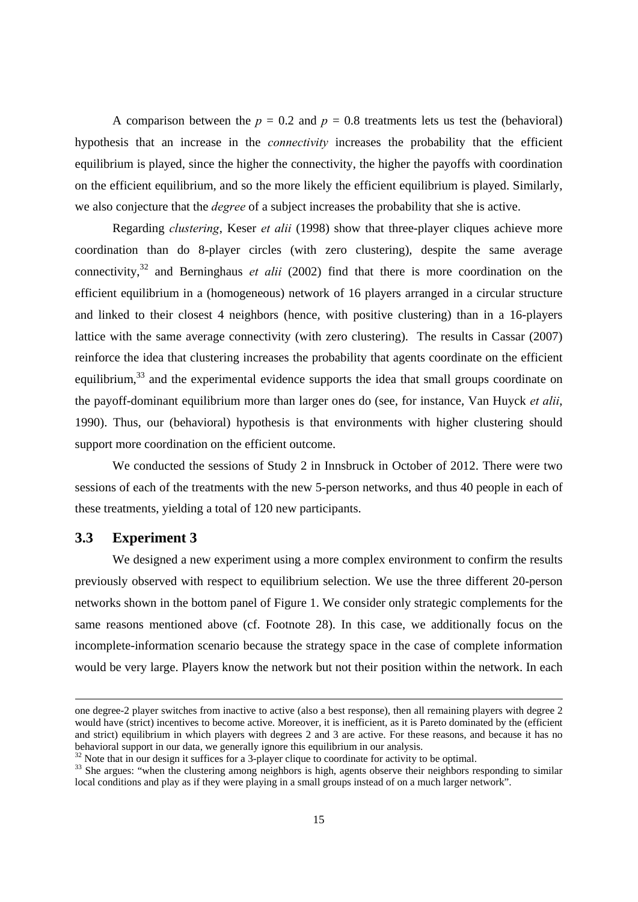A comparison between the $p = 0.2$ and $p = 0.8$ treatments lets us test the (behavioral) hypothesis that an increase in the *connectivity* increases the probability that the efficient equilibrium is played, since the higher the connectivity, the higher the payoffs with coordination on the efficient equilibrium, and so the more likely the efficient equilibrium is played. Similarly, we also conjecture that the *degree* of a subject increases the probability that she is active.

Regarding *clustering*, Keser *et alii* (1998) show that three-player cliques achieve more coordination than do 8-player circles (with zero clustering), despite the same average connectivity,[32] and Berninghaus *et alii* (2002) find that there is more coordination on the efficient equilibrium in a (homogeneous) network of 16 players arranged in a circular structure and linked to their closest 4 neighbors (hence, with positive clustering) than in a 16-players lattice with the same average connectivity (with zero clustering). The results in Cassar (2007) reinforce the idea that clustering increases the probability that agents coordinate on the efficient equilibrium,[33] and the experimental evidence supports the idea that small groups coordinate on the payoff-dominant equilibrium more than larger ones do (see, for instance, Van Huyck *et alii*, 1990). Thus, our (behavioral) hypothesis is that environments with higher clustering should support more coordination on the efficient outcome.

We conducted the sessions of Study 2 in Innsbruck in October of 2012. There were two sessions of each of the treatments with the new 5-person networks, and thus 40 people in each of these treatments, yielding a total of 120 new participants.

### 3.3 Experiment 3

We designed a new experiment using a more complex environment to confirm the results previously observed with respect to equilibrium selection. We use the three different 20-person networks shown in the bottom panel of Figure 1. We consider only strategic complements for the same reasons mentioned above (cf. Footnote 28). In this case, we additionally focus on the incomplete-information scenario because the strategy space in the case of complete information would be very large. Players know the network but not their position within the network. In each

---

one degree-2 player switches from inactive to active (also a best response), then all remaining players with degree 2 would have (strict) incentives to become active. Moreover, it is inefficient, as it is Pareto dominated by the (efficient and strict) equilibrium in which players with degrees 2 and 3 are active. For these reasons, and because it has no behavioral support in our data, we generally ignore this equilibrium in our analysis.

[32] Note that in our design it suffices for a 3-player clique to coordinate for activity to be optimal.

[33] She argues: "when the clustering among neighbors is high, agents observe their neighbors responding to similar local conditions and play as if they were playing in a small groups instead of on a much larger network".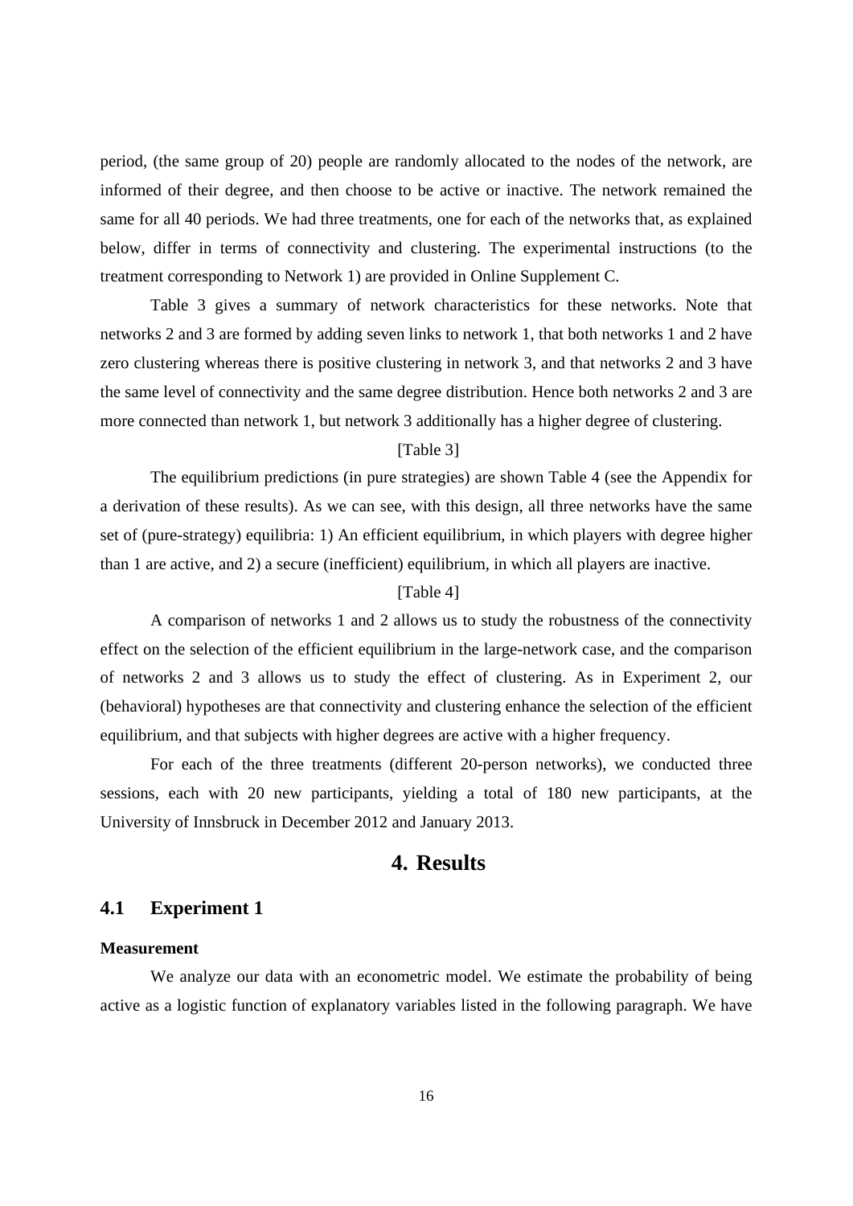period, (the same group of 20) people are randomly allocated to the nodes of the network, are informed of their degree, and then choose to be active or inactive. The network remained the same for all 40 periods. We had three treatments, one for each of the networks that, as explained below, differ in terms of connectivity and clustering. The experimental instructions (to the treatment corresponding to Network 1) are provided in Online Supplement C.

Table 3 gives a summary of network characteristics for these networks. Note that networks 2 and 3 are formed by adding seven links to network 1, that both networks 1 and 2 have zero clustering whereas there is positive clustering in network 3, and that networks 2 and 3 have the same level of connectivity and the same degree distribution. Hence both networks 2 and 3 are more connected than network 1, but network 3 additionally has a higher degree of clustering.

[Table 3]

The equilibrium predictions (in pure strategies) are shown Table 4 (see the Appendix for a derivation of these results). As we can see, with this design, all three networks have the same set of (pure-strategy) equilibria: 1) An efficient equilibrium, in which players with degree higher than 1 are active, and 2) a secure (inefficient) equilibrium, in which all players are inactive.

[Table 4]

A comparison of networks 1 and 2 allows us to study the robustness of the connectivity effect on the selection of the efficient equilibrium in the large-network case, and the comparison of networks 2 and 3 allows us to study the effect of clustering. As in Experiment 2, our (behavioral) hypotheses are that connectivity and clustering enhance the selection of the efficient equilibrium, and that subjects with higher degrees are active with a higher frequency.

For each of the three treatments (different 20-person networks), we conducted three sessions, each with 20 new participants, yielding a total of 180 new participants, at the University of Innsbruck in December 2012 and January 2013.

# 4. Results

## 4.1 Experiment 1

#### Measurement

We analyze our data with an econometric model. We estimate the probability of being active as a logistic function of explanatory variables listed in the following paragraph. We have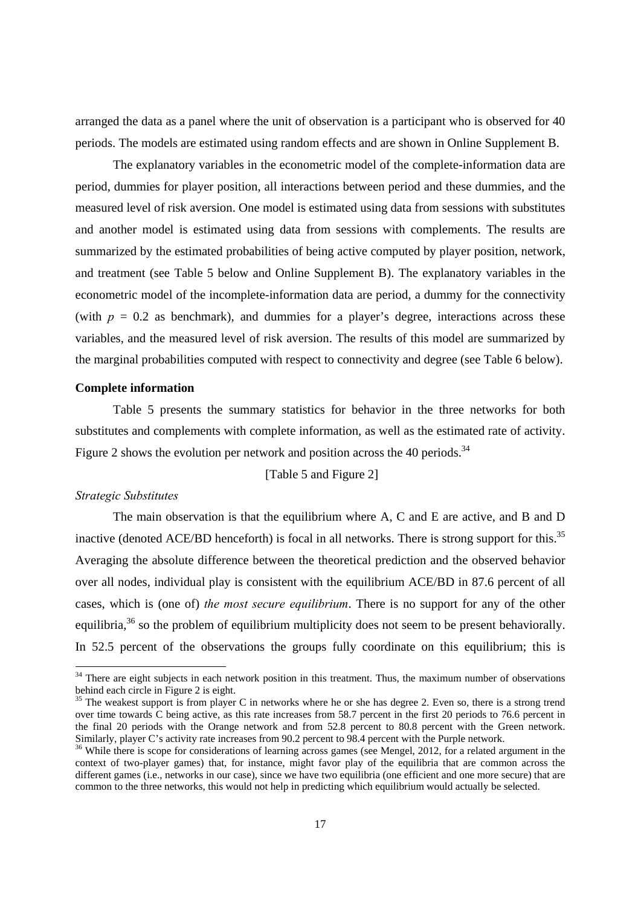arranged the data as a panel where the unit of observation is a participant who is observed for 40 periods. The models are estimated using random effects and are shown in Online Supplement B.

The explanatory variables in the econometric model of the complete-information data are period, dummies for player position, all interactions between period and these dummies, and the measured level of risk aversion. One model is estimated using data from sessions with substitutes and another model is estimated using data from sessions with complements. The results are summarized by the estimated probabilities of being active computed by player position, network, and treatment (see Table 5 below and Online Supplement B). The explanatory variables in the econometric model of the incomplete-information data are period, a dummy for the connectivity (with $p$ = 0.2 as benchmark), and dummies for a player's degree, interactions across these variables, and the measured level of risk aversion. The results of this model are summarized by the marginal probabilities computed with respect to connectivity and degree (see Table 6 below).

**Complete information**

Table 5 presents the summary statistics for behavior in the three networks for both substitutes and complements with complete information, as well as the estimated rate of activity. Figure 2 shows the evolution per network and position across the 40 periods.[34]

[Table 5 and Figure 2]

*Strategic Substitutes*

The main observation is that the equilibrium where A, C and E are active, and B and D inactive (denoted ACE/BD henceforth) is focal in all networks. There is strong support for this.[35] Averaging the absolute difference between the theoretical prediction and the observed behavior over all nodes, individual play is consistent with the equilibrium ACE/BD in 87.6 percent of all cases, which is (one of) *the most secure equilibrium*. There is no support for any of the other equilibria,[36] so the problem of equilibrium multiplicity does not seem to be present behaviorally. In 52.5 percent of the observations the groups fully coordinate on this equilibrium; this is

[34] There are eight subjects in each network position in this treatment. Thus, the maximum number of observations behind each circle in Figure 2 is eight.

[35] The weakest support is from player C in networks where he or she has degree 2. Even so, there is a strong trend over time towards C being active, as this rate increases from 58.7 percent in the first 20 periods to 76.6 percent in the final 20 periods with the Orange network and from 52.8 percent to 80.8 percent with the Green network. Similarly, player C's activity rate increases from 90.2 percent to 98.4 percent with the Purple network.

[36] While there is scope for considerations of learning across games (see Mengel, 2012, for a related argument in the context of two-player games) that, for instance, might favor play of the equilibria that are common across the different games (i.e., networks in our case), since we have two equilibria (one efficient and one more secure) that are common to the three networks, this would not help in predicting which equilibrium would actually be selected.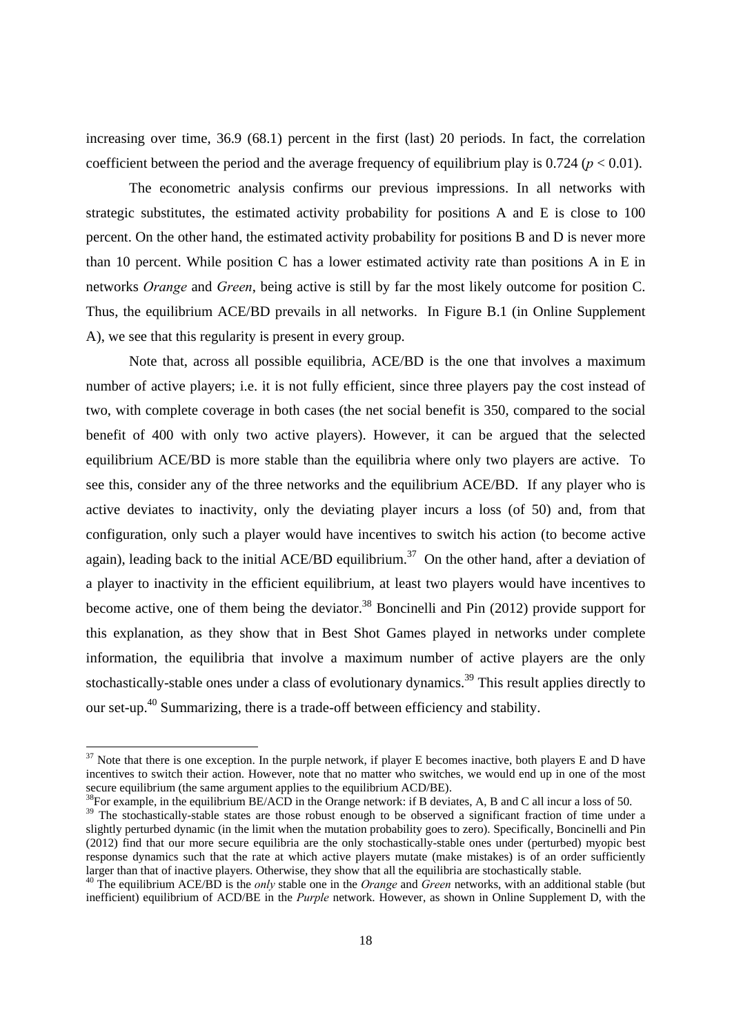increasing over time, 36.9 (68.1) percent in the first (last) 20 periods. In fact, the correlation coefficient between the period and the average frequency of equilibrium play is 0.724 ($p < 0.01$).

The econometric analysis confirms our previous impressions. In all networks with strategic substitutes, the estimated activity probability for positions A and E is close to 100 percent. On the other hand, the estimated activity probability for positions B and D is never more than 10 percent. While position C has a lower estimated activity rate than positions A in E in networks *Orange* and *Green*, being active is still by far the most likely outcome for position C. Thus, the equilibrium ACE/BD prevails in all networks. In Figure B.1 (in Online Supplement A), we see that this regularity is present in every group.

Note that, across all possible equilibria, ACE/BD is the one that involves a maximum number of active players; i.e. it is not fully efficient, since three players pay the cost instead of two, with complete coverage in both cases (the net social benefit is 350, compared to the social benefit of 400 with only two active players). However, it can be argued that the selected equilibrium ACE/BD is more stable than the equilibria where only two players are active. To see this, consider any of the three networks and the equilibrium ACE/BD. If any player who is active deviates to inactivity, only the deviating player incurs a loss (of 50) and, from that configuration, only such a player would have incentives to switch his action (to become active again), leading back to the initial ACE/BD equilibrium.[37] On the other hand, after a deviation of a player to inactivity in the efficient equilibrium, at least two players would have incentives to become active, one of them being the deviator.[38] Boncinelli and Pin (2012) provide support for this explanation, as they show that in Best Shot Games played in networks under complete information, the equilibria that involve a maximum number of active players are the only stochastically-stable ones under a class of evolutionary dynamics.[39] This result applies directly to our set-up.[40] Summarizing, there is a trade-off between efficiency and stability.

---

[37] Note that there is one exception. In the purple network, if player E becomes inactive, both players E and D have incentives to switch their action. However, note that no matter who switches, we would end up in one of the most secure equilibrium (the same argument applies to the equilibrium ACD/BE).

[38] For example, in the equilibrium BE/ACD in the Orange network: if B deviates, A, B and C all incur a loss of 50.

[39] The stochastically-stable states are those robust enough to be observed a significant fraction of time under a slightly perturbed dynamic (in the limit when the mutation probability goes to zero). Specifically, Boncinelli and Pin (2012) find that our more secure equilibria are the only stochastically-stable ones under (perturbed) myopic best response dynamics such that the rate at which active players mutate (make mistakes) is of an order sufficiently larger than that of inactive players. Otherwise, they show that all the equilibria are stochastically stable.

[40] The equilibrium ACE/BD is the *only* stable one in the *Orange* and *Green* networks, with an additional stable (but inefficient) equilibrium of ACD/BE in the *Purple* network. However, as shown in Online Supplement D, with the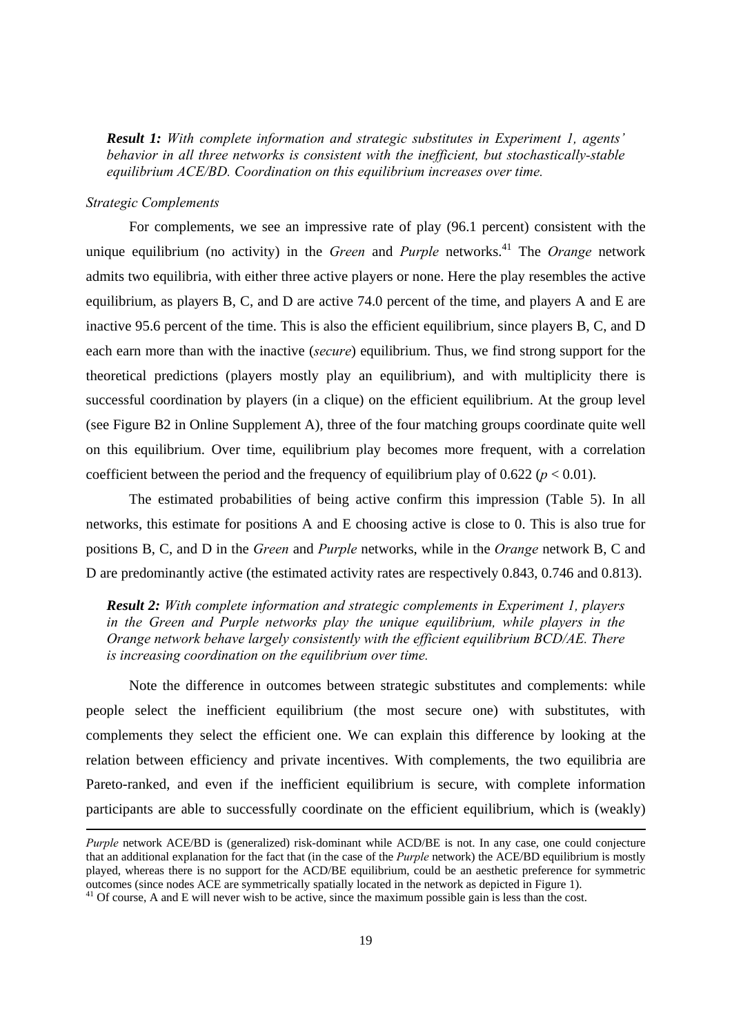***Result 1:*** *With complete information and strategic substitutes in Experiment 1, agents' behavior in all three networks is consistent with the inefficient, but stochastically-stable equilibrium ACE/BD. Coordination on this equilibrium increases over time.*

*Strategic Complements*

For complements, we see an impressive rate of play (96.1 percent) consistent with the unique equilibrium (no activity) in the *Green* and *Purple* networks.[41] The *Orange* network admits two equilibria, with either three active players or none. Here the play resembles the active equilibrium, as players B, C, and D are active 74.0 percent of the time, and players A and E are inactive 95.6 percent of the time. This is also the efficient equilibrium, since players B, C, and D each earn more than with the inactive (*secure*) equilibrium. Thus, we find strong support for the theoretical predictions (players mostly play an equilibrium), and with multiplicity there is successful coordination by players (in a clique) on the efficient equilibrium. At the group level (see Figure B2 in Online Supplement A), three of the four matching groups coordinate quite well on this equilibrium. Over time, equilibrium play becomes more frequent, with a correlation coefficient between the period and the frequency of equilibrium play of 0.622 ($p < 0.01$).

The estimated probabilities of being active confirm this impression (Table 5). In all networks, this estimate for positions A and E choosing active is close to 0. This is also true for positions B, C, and D in the *Green* and *Purple* networks, while in the *Orange* network B, C and D are predominantly active (the estimated activity rates are respectively 0.843, 0.746 and 0.813).

***Result 2:*** *With complete information and strategic complements in Experiment 1, players in the Green and Purple networks play the unique equilibrium, while players in the Orange network behave largely consistently with the efficient equilibrium BCD/AE. There is increasing coordination on the equilibrium over time.*

Note the difference in outcomes between strategic substitutes and complements: while people select the inefficient equilibrium (the most secure one) with substitutes, with complements they select the efficient one. We can explain this difference by looking at the relation between efficiency and private incentives. With complements, the two equilibria are Pareto-ranked, and even if the inefficient equilibrium is secure, with complete information participants are able to successfully coordinate on the efficient equilibrium, which is (weakly)

---

*Purple* network ACE/BD is (generalized) risk-dominant while ACD/BE is not. In any case, one could conjecture that an additional explanation for the fact that (in the case of the *Purple* network) the ACE/BD equilibrium is mostly played, whereas there is no support for the ACD/BE equilibrium, could be an aesthetic preference for symmetric outcomes (since nodes ACE are symmetrically spatially located in the network as depicted in Figure 1).

[41] Of course, A and E will never wish to be active, since the maximum possible gain is less than the cost.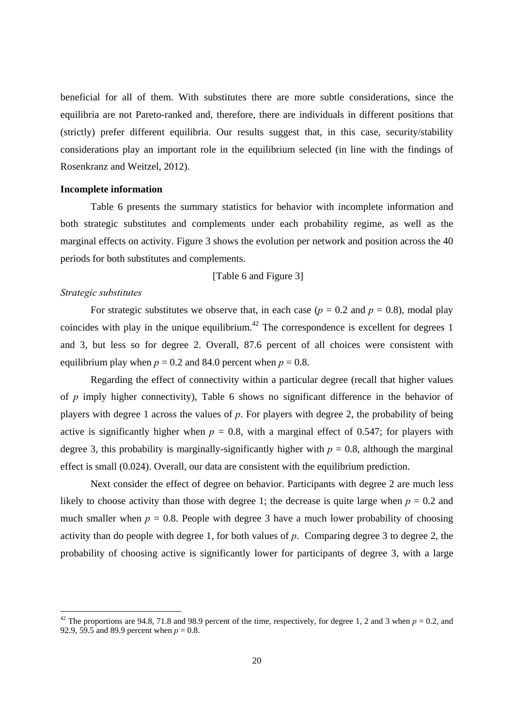beneficial for all of them. With substitutes there are more subtle considerations, since the equilibria are not Pareto-ranked and, therefore, there are individuals in different positions that (strictly) prefer different equilibria. Our results suggest that, in this case, security/stability considerations play an important role in the equilibrium selected (in line with the findings of Rosenkranz and Weitzel, 2012).

**Incomplete information**

Table 6 presents the summary statistics for behavior with incomplete information and both strategic substitutes and complements under each probability regime, as well as the marginal effects on activity. Figure 3 shows the evolution per network and position across the 40 periods for both substitutes and complements.

[Table 6 and Figure 3]

*Strategic substitutes*

For strategic substitutes we observe that, in each case ($p$ = 0.2 and $p$ = 0.8), modal play coincides with play in the unique equilibrium.[42] The correspondence is excellent for degrees 1 and 3, but less so for degree 2. Overall, 87.6 percent of all choices were consistent with equilibrium play when $p$ = 0.2 and 84.0 percent when $p$ = 0.8.

Regarding the effect of connectivity within a particular degree (recall that higher values of $p$ imply higher connectivity), Table 6 shows no significant difference in the behavior of players with degree 1 across the values of $p$. For players with degree 2, the probability of being active is significantly higher when $p$ = 0.8, with a marginal effect of 0.547; for players with degree 3, this probability is marginally-significantly higher with $p$ = 0.8, although the marginal effect is small (0.024). Overall, our data are consistent with the equilibrium prediction.

Next consider the effect of degree on behavior. Participants with degree 2 are much less likely to choose activity than those with degree 1; the decrease is quite large when $p$ = 0.2 and much smaller when $p$ = 0.8. People with degree 3 have a much lower probability of choosing activity than do people with degree 1, for both values of $p$. Comparing degree 3 to degree 2, the probability of choosing active is significantly lower for participants of degree 3, with a large

[42] The proportions are 94.8, 71.8 and 98.9 percent of the time, respectively, for degree 1, 2 and 3 when $p$ = 0.2, and 92.9, 59.5 and 89.9 percent when $p$ = 0.8.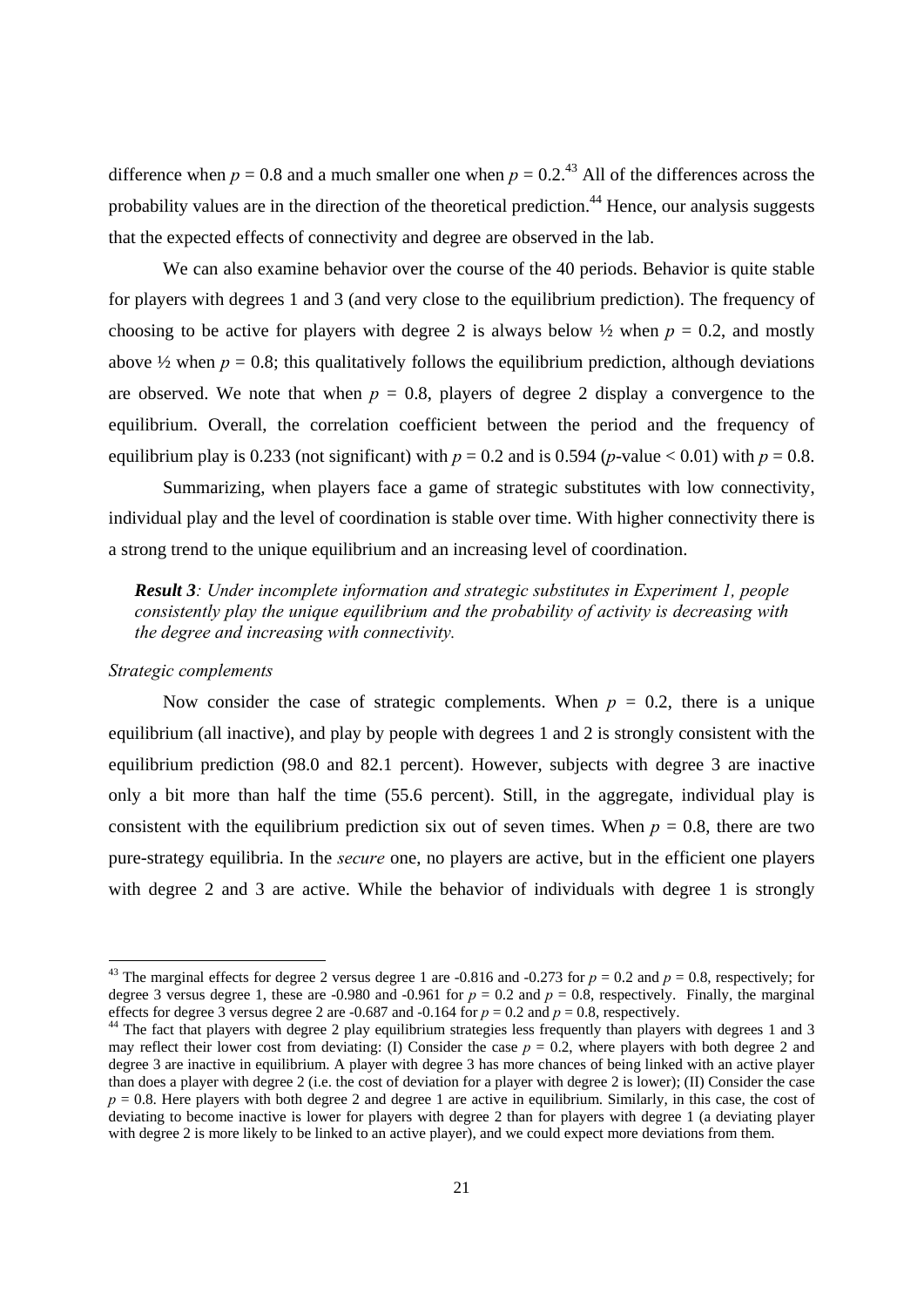difference when $p = 0.8$ and a much smaller one when $p = 0.2$.[43] All of the differences across the probability values are in the direction of the theoretical prediction.[44] Hence, our analysis suggests that the expected effects of connectivity and degree are observed in the lab.

We can also examine behavior over the course of the 40 periods. Behavior is quite stable for players with degrees 1 and 3 (and very close to the equilibrium prediction). The frequency of choosing to be active for players with degree 2 is always below ½ when $p = 0.2$, and mostly above ½ when $p = 0.8$; this qualitatively follows the equilibrium prediction, although deviations are observed. We note that when $p = 0.8$, players of degree 2 display a convergence to the equilibrium. Overall, the correlation coefficient between the period and the frequency of equilibrium play is 0.233 (not significant) with $p = 0.2$ and is 0.594 ($p$-value < 0.01) with $p = 0.8$.

Summarizing, when players face a game of strategic substitutes with low connectivity, individual play and the level of coordination is stable over time. With higher connectivity there is a strong trend to the unique equilibrium and an increasing level of coordination.

> ***Result 3**: Under incomplete information and strategic substitutes in Experiment 1, people consistently play the unique equilibrium and the probability of activity is decreasing with the degree and increasing with connectivity.*

*Strategic complements*

Now consider the case of strategic complements. When $p = 0.2$, there is a unique equilibrium (all inactive), and play by people with degrees 1 and 2 is strongly consistent with the equilibrium prediction (98.0 and 82.1 percent). However, subjects with degree 3 are inactive only a bit more than half the time (55.6 percent). Still, in the aggregate, individual play is consistent with the equilibrium prediction six out of seven times. When $p = 0.8$, there are two pure-strategy equilibria. In the *secure* one, no players are active, but in the efficient one players with degree 2 and 3 are active. While the behavior of individuals with degree 1 is strongly

---

[43] The marginal effects for degree 2 versus degree 1 are -0.816 and -0.273 for $p = 0.2$ and $p = 0.8$, respectively; for degree 3 versus degree 1, these are -0.980 and -0.961 for $p = 0.2$ and $p = 0.8$, respectively. Finally, the marginal effects for degree 3 versus degree 2 are -0.687 and -0.164 for $p = 0.2$ and $p = 0.8$, respectively.

[44] The fact that players with degree 2 play equilibrium strategies less frequently than players with degrees 1 and 3 may reflect their lower cost from deviating: (I) Consider the case $p = 0.2$, where players with both degree 2 and degree 3 are inactive in equilibrium. A player with degree 3 has more chances of being linked with an active player than does a player with degree 2 (i.e. the cost of deviation for a player with degree 2 is lower); (II) Consider the case $p = 0.8$. Here players with both degree 2 and degree 1 are active in equilibrium. Similarly, in this case, the cost of deviating to become inactive is lower for players with degree 2 than for players with degree 1 (a deviating player with degree 2 is more likely to be linked to an active player), and we could expect more deviations from them.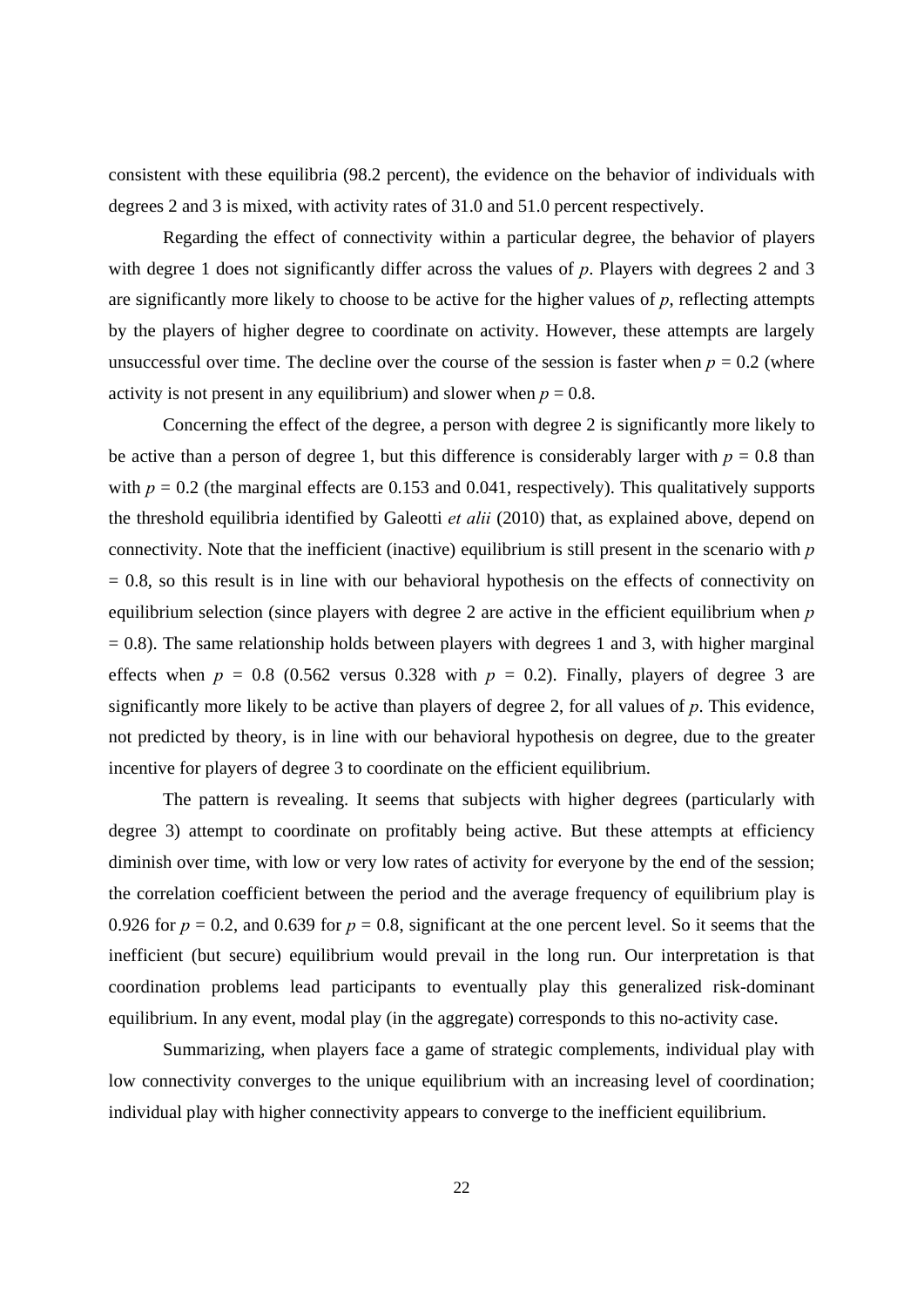consistent with these equilibria (98.2 percent), the evidence on the behavior of individuals with degrees 2 and 3 is mixed, with activity rates of 31.0 and 51.0 percent respectively.

Regarding the effect of connectivity within a particular degree, the behavior of players with degree 1 does not significantly differ across the values of $p$. Players with degrees 2 and 3 are significantly more likely to choose to be active for the higher values of $p$, reflecting attempts by the players of higher degree to coordinate on activity. However, these attempts are largely unsuccessful over time. The decline over the course of the session is faster when $p = 0.2$ (where activity is not present in any equilibrium) and slower when $p = 0.8$.

Concerning the effect of the degree, a person with degree 2 is significantly more likely to be active than a person of degree 1, but this difference is considerably larger with $p = 0.8$ than with $p = 0.2$ (the marginal effects are 0.153 and 0.041, respectively). This qualitatively supports the threshold equilibria identified by Galeotti *et alii* (2010) that, as explained above, depend on connectivity. Note that the inefficient (inactive) equilibrium is still present in the scenario with $p = 0.8$, so this result is in line with our behavioral hypothesis on the effects of connectivity on equilibrium selection (since players with degree 2 are active in the efficient equilibrium when $p = 0.8$). The same relationship holds between players with degrees 1 and 3, with higher marginal effects when $p = 0.8$ (0.562 versus 0.328 with $p = 0.2$). Finally, players of degree 3 are significantly more likely to be active than players of degree 2, for all values of $p$. This evidence, not predicted by theory, is in line with our behavioral hypothesis on degree, due to the greater incentive for players of degree 3 to coordinate on the efficient equilibrium.

The pattern is revealing. It seems that subjects with higher degrees (particularly with degree 3) attempt to coordinate on profitably being active. But these attempts at efficiency diminish over time, with low or very low rates of activity for everyone by the end of the session; the correlation coefficient between the period and the average frequency of equilibrium play is 0.926 for $p = 0.2$, and 0.639 for $p = 0.8$, significant at the one percent level. So it seems that the inefficient (but secure) equilibrium would prevail in the long run. Our interpretation is that coordination problems lead participants to eventually play this generalized risk-dominant equilibrium. In any event, modal play (in the aggregate) corresponds to this no-activity case.

Summarizing, when players face a game of strategic complements, individual play with low connectivity converges to the unique equilibrium with an increasing level of coordination; individual play with higher connectivity appears to converge to the inefficient equilibrium.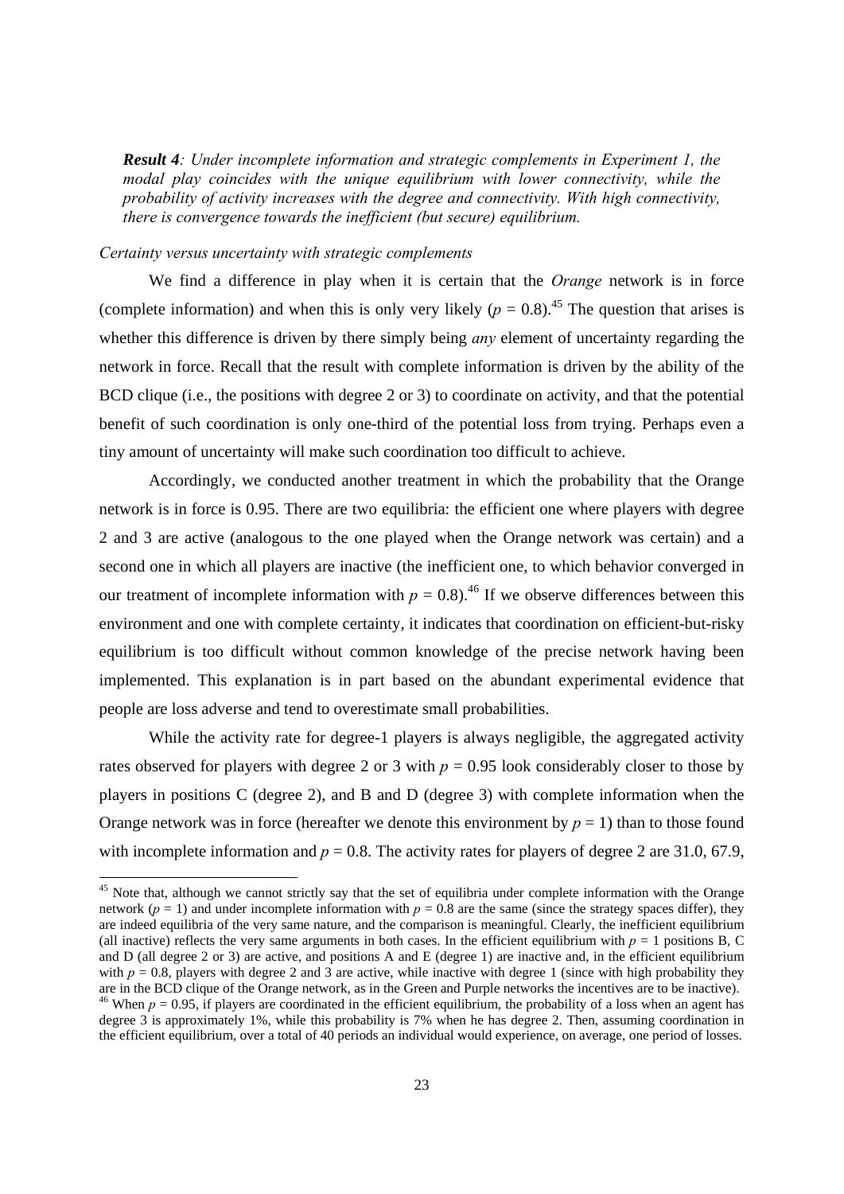***Result 4**: Under incomplete information and strategic complements in Experiment 1, the modal play coincides with the unique equilibrium with lower connectivity, while the probability of activity increases with the degree and connectivity. With high connectivity, there is convergence towards the inefficient (but secure) equilibrium.*

*Certainty versus uncertainty with strategic complements*

We find a difference in play when it is certain that the *Orange* network is in force (complete information) and when this is only very likely ($p = 0.8$).[45] The question that arises is whether this difference is driven by there simply being *any* element of uncertainty regarding the network in force. Recall that the result with complete information is driven by the ability of the BCD clique (i.e., the positions with degree 2 or 3) to coordinate on activity, and that the potential benefit of such coordination is only one-third of the potential loss from trying. Perhaps even a tiny amount of uncertainty will make such coordination too difficult to achieve.

Accordingly, we conducted another treatment in which the probability that the Orange network is in force is 0.95. There are two equilibria: the efficient one where players with degree 2 and 3 are active (analogous to the one played when the Orange network was certain) and a second one in which all players are inactive (the inefficient one, to which behavior converged in our treatment of incomplete information with $p = 0.8$).[46] If we observe differences between this environment and one with complete certainty, it indicates that coordination on efficient-but-risky equilibrium is too difficult without common knowledge of the precise network having been implemented. This explanation is in part based on the abundant experimental evidence that people are loss adverse and tend to overestimate small probabilities.

While the activity rate for degree-1 players is always negligible, the aggregated activity rates observed for players with degree 2 or 3 with $p = 0.95$ look considerably closer to those by players in positions C (degree 2), and B and D (degree 3) with complete information when the Orange network was in force (hereafter we denote this environment by $p = 1$) than to those found with incomplete information and $p = 0.8$. The activity rates for players of degree 2 are 31.0, 67.9,

---

[45] Note that, although we cannot strictly say that the set of equilibria under complete information with the Orange network ($p = 1$) and under incomplete information with $p = 0.8$ are the same (since the strategy spaces differ), they are indeed equilibria of the very same nature, and the comparison is meaningful. Clearly, the inefficient equilibrium (all inactive) reflects the very same arguments in both cases. In the efficient equilibrium with $p = 1$ positions B, C and D (all degree 2 or 3) are active, and positions A and E (degree 1) are inactive and, in the efficient equilibrium with $p = 0.8$, players with degree 2 and 3 are active, while inactive with degree 1 (since with high probability they are in the BCD clique of the Orange network, as in the Green and Purple networks the incentives are to be inactive).

[46] When $p = 0.95$, if players are coordinated in the efficient equilibrium, the probability of a loss when an agent has degree 3 is approximately 1%, while this probability is 7% when he has degree 2. Then, assuming coordination in the efficient equilibrium, over a total of 40 periods an individual would experience, on average, one period of losses.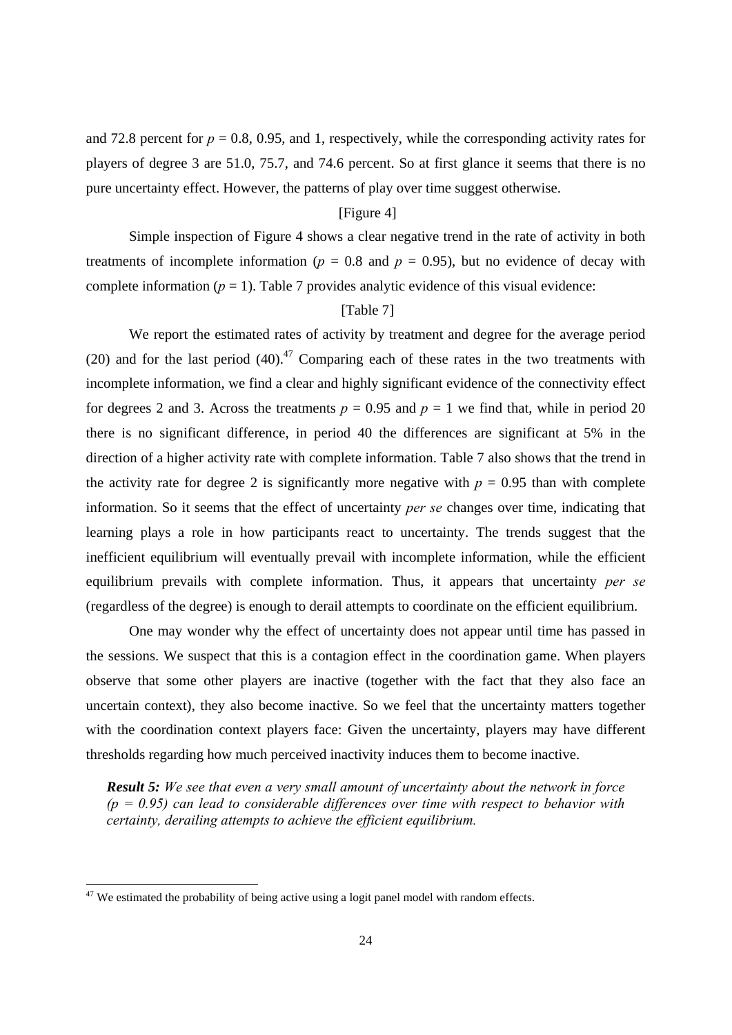and 72.8 percent for $p$ = 0.8, 0.95, and 1, respectively, while the corresponding activity rates for players of degree 3 are 51.0, 75.7, and 74.6 percent. So at first glance it seems that there is no pure uncertainty effect. However, the patterns of play over time suggest otherwise.

[Figure 4]

Simple inspection of Figure 4 shows a clear negative trend in the rate of activity in both treatments of incomplete information ($p$ = 0.8 and $p$ = 0.95), but no evidence of decay with complete information ($p$ = 1). Table 7 provides analytic evidence of this visual evidence:

[Table 7]

We report the estimated rates of activity by treatment and degree for the average period (20) and for the last period (40).[47] Comparing each of these rates in the two treatments with incomplete information, we find a clear and highly significant evidence of the connectivity effect for degrees 2 and 3. Across the treatments $p$ = 0.95 and $p$ = 1 we find that, while in period 20 there is no significant difference, in period 40 the differences are significant at 5% in the direction of a higher activity rate with complete information. Table 7 also shows that the trend in the activity rate for degree 2 is significantly more negative with $p$ = 0.95 than with complete information. So it seems that the effect of uncertainty *per se* changes over time, indicating that learning plays a role in how participants react to uncertainty. The trends suggest that the inefficient equilibrium will eventually prevail with incomplete information, while the efficient equilibrium prevails with complete information. Thus, it appears that uncertainty *per se* (regardless of the degree) is enough to derail attempts to coordinate on the efficient equilibrium.

One may wonder why the effect of uncertainty does not appear until time has passed in the sessions. We suspect that this is a contagion effect in the coordination game. When players observe that some other players are inactive (together with the fact that they also face an uncertain context), they also become inactive. So we feel that the uncertainty matters together with the coordination context players face: Given the uncertainty, players may have different thresholds regarding how much perceived inactivity induces them to become inactive.

***Result 5:*** *We see that even a very small amount of uncertainty about the network in force ($p$ = 0.95) can lead to considerable differences over time with respect to behavior with certainty, derailing attempts to achieve the efficient equilibrium.*

[47] We estimated the probability of being active using a logit panel model with random effects.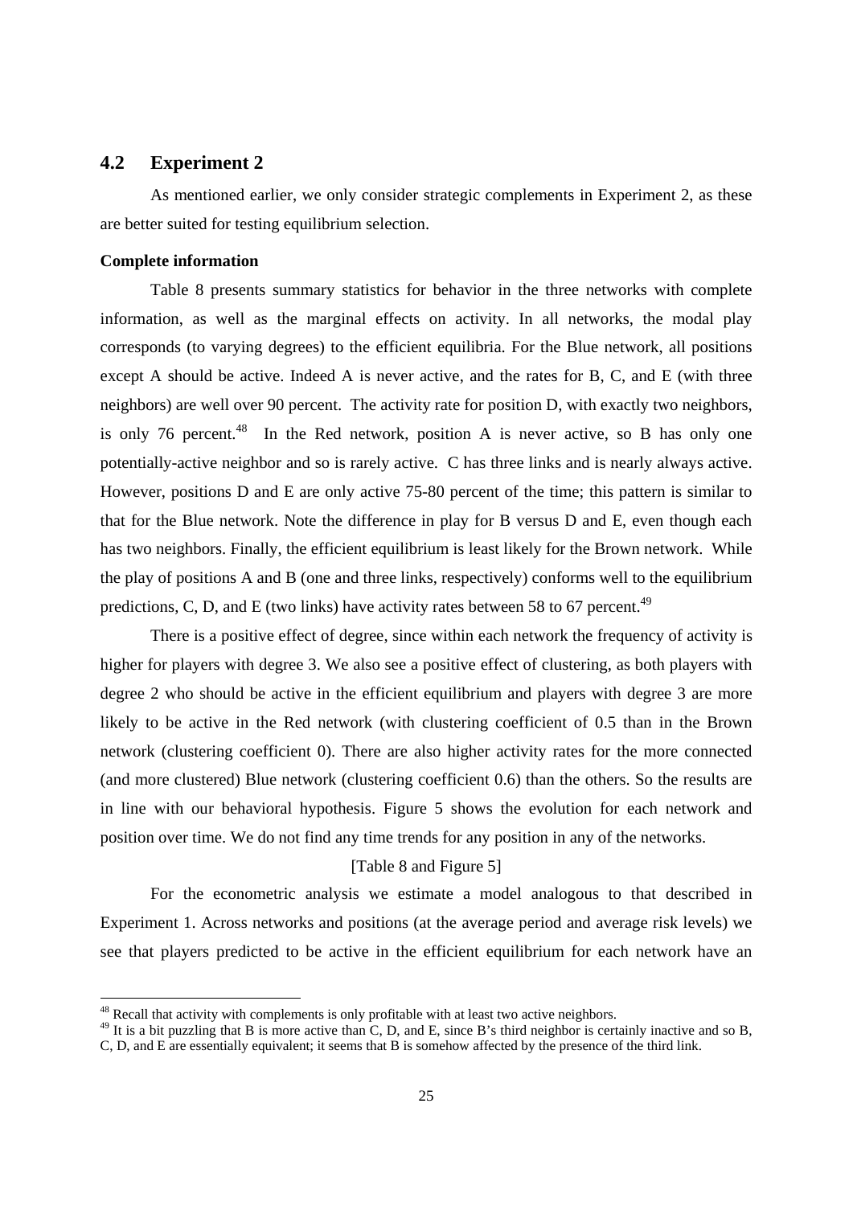## 4.2 Experiment 2

As mentioned earlier, we only consider strategic complements in Experiment 2, as these are better suited for testing equilibrium selection.

**Complete information**

Table 8 presents summary statistics for behavior in the three networks with complete information, as well as the marginal effects on activity. In all networks, the modal play corresponds (to varying degrees) to the efficient equilibria. For the Blue network, all positions except A should be active. Indeed A is never active, and the rates for B, C, and E (with three neighbors) are well over 90 percent. The activity rate for position D, with exactly two neighbors, is only 76 percent.[48] In the Red network, position A is never active, so B has only one potentially-active neighbor and so is rarely active. C has three links and is nearly always active. However, positions D and E are only active 75-80 percent of the time; this pattern is similar to that for the Blue network. Note the difference in play for B versus D and E, even though each has two neighbors. Finally, the efficient equilibrium is least likely for the Brown network. While the play of positions A and B (one and three links, respectively) conforms well to the equilibrium predictions, C, D, and E (two links) have activity rates between 58 to 67 percent.[49]

There is a positive effect of degree, since within each network the frequency of activity is higher for players with degree 3. We also see a positive effect of clustering, as both players with degree 2 who should be active in the efficient equilibrium and players with degree 3 are more likely to be active in the Red network (with clustering coefficient of 0.5 than in the Brown network (clustering coefficient 0). There are also higher activity rates for the more connected (and more clustered) Blue network (clustering coefficient 0.6) than the others. So the results are in line with our behavioral hypothesis. Figure 5 shows the evolution for each network and position over time. We do not find any time trends for any position in any of the networks.

[Table 8 and Figure 5]

For the econometric analysis we estimate a model analogous to that described in Experiment 1. Across networks and positions (at the average period and average risk levels) we see that players predicted to be active in the efficient equilibrium for each network have an

[48] Recall that activity with complements is only profitable with at least two active neighbors.

[49] It is a bit puzzling that B is more active than C, D, and E, since B's third neighbor is certainly inactive and so B, C, D, and E are essentially equivalent; it seems that B is somehow affected by the presence of the third link.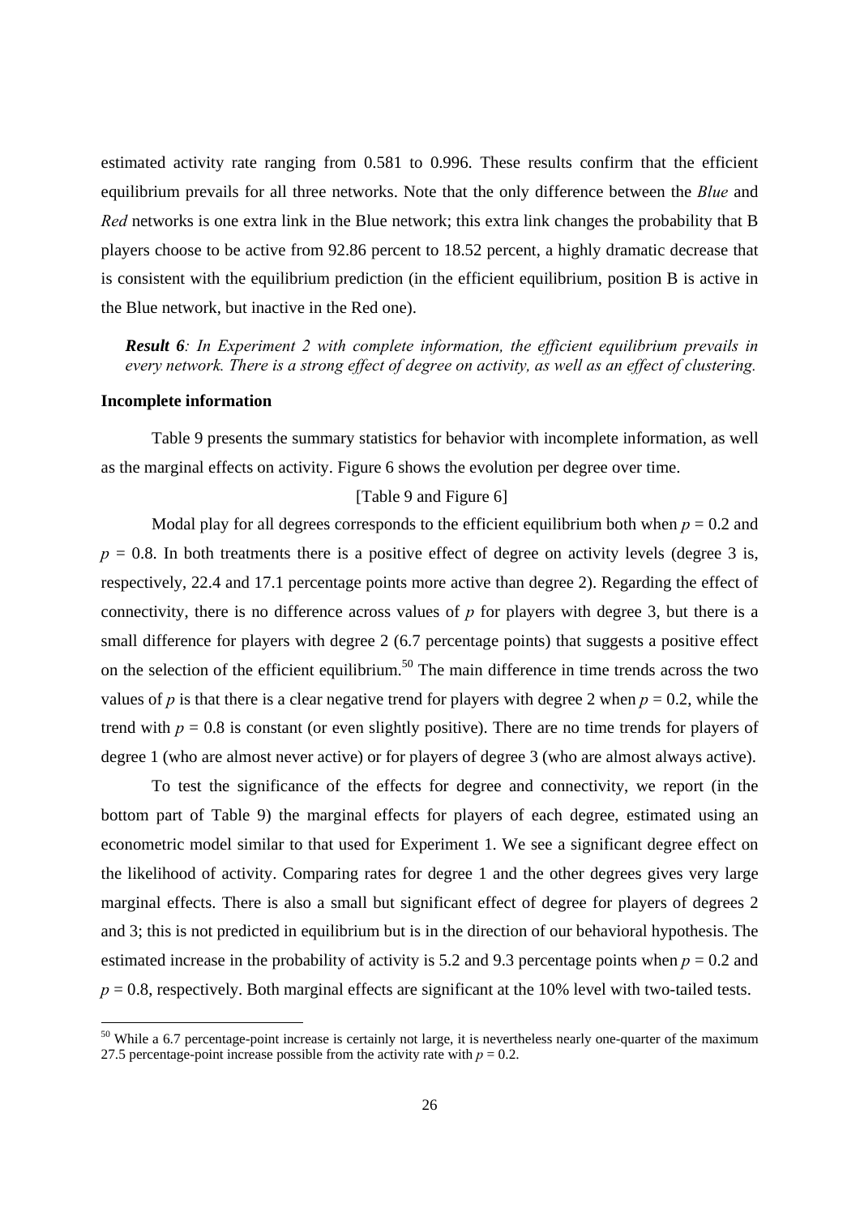estimated activity rate ranging from 0.581 to 0.996. These results confirm that the efficient equilibrium prevails for all three networks. Note that the only difference between the *Blue* and *Red* networks is one extra link in the Blue network; this extra link changes the probability that B players choose to be active from 92.86 percent to 18.52 percent, a highly dramatic decrease that is consistent with the equilibrium prediction (in the efficient equilibrium, position B is active in the Blue network, but inactive in the Red one).

> ***Result 6****: In Experiment 2 with complete information, the efficient equilibrium prevails in every network. There is a strong effect of degree on activity, as well as an effect of clustering.*

**Incomplete information**

Table 9 presents the summary statistics for behavior with incomplete information, as well as the marginal effects on activity. Figure 6 shows the evolution per degree over time.

[Table 9 and Figure 6]

Modal play for all degrees corresponds to the efficient equilibrium both when $p = 0.2$ and $p = 0.8$. In both treatments there is a positive effect of degree on activity levels (degree 3 is, respectively, 22.4 and 17.1 percentage points more active than degree 2). Regarding the effect of connectivity, there is no difference across values of $p$ for players with degree 3, but there is a small difference for players with degree 2 (6.7 percentage points) that suggests a positive effect on the selection of the efficient equilibrium.[50] The main difference in time trends across the two values of $p$ is that there is a clear negative trend for players with degree 2 when $p = 0.2$, while the trend with $p = 0.8$ is constant (or even slightly positive). There are no time trends for players of degree 1 (who are almost never active) or for players of degree 3 (who are almost always active).

To test the significance of the effects for degree and connectivity, we report (in the bottom part of Table 9) the marginal effects for players of each degree, estimated using an econometric model similar to that used for Experiment 1. We see a significant degree effect on the likelihood of activity. Comparing rates for degree 1 and the other degrees gives very large marginal effects. There is also a small but significant effect of degree for players of degrees 2 and 3; this is not predicted in equilibrium but is in the direction of our behavioral hypothesis. The estimated increase in the probability of activity is 5.2 and 9.3 percentage points when $p = 0.2$ and $p = 0.8$, respectively. Both marginal effects are significant at the 10% level with two-tailed tests.

[50] While a 6.7 percentage-point increase is certainly not large, it is nevertheless nearly one-quarter of the maximum 27.5 percentage-point increase possible from the activity rate with $p = 0.2$.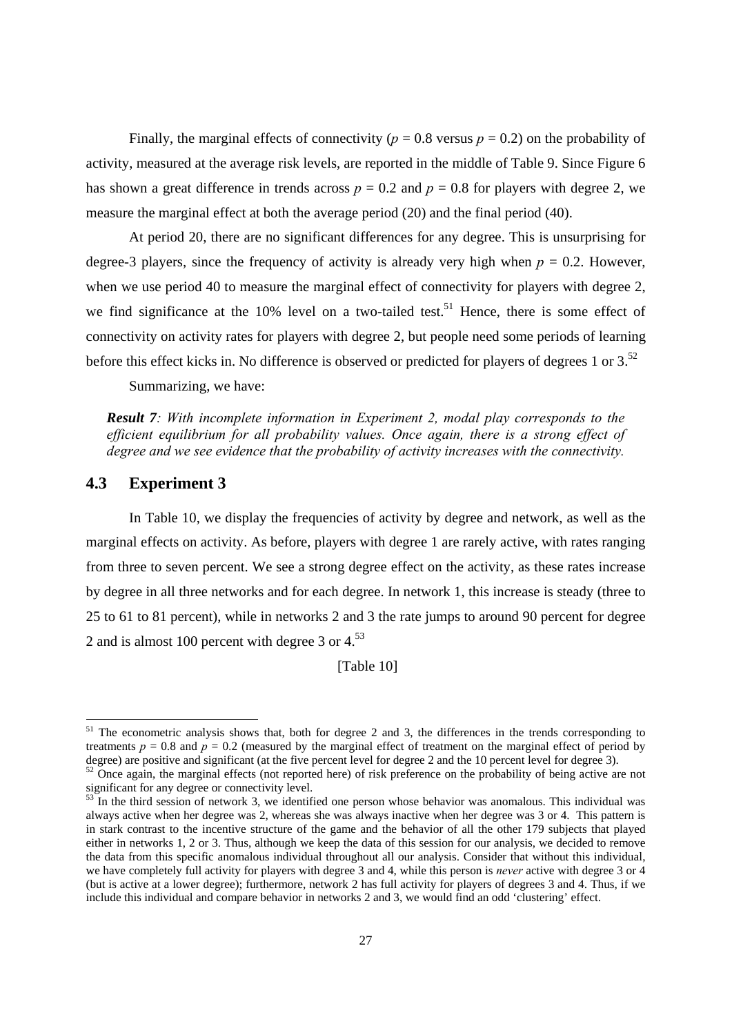Finally, the marginal effects of connectivity ($p = 0.8$ versus $p = 0.2$) on the probability of activity, measured at the average risk levels, are reported in the middle of Table 9. Since Figure 6 has shown a great difference in trends across $p = 0.2$ and $p = 0.8$ for players with degree 2, we measure the marginal effect at both the average period (20) and the final period (40).

At period 20, there are no significant differences for any degree. This is unsurprising for degree-3 players, since the frequency of activity is already very high when $p = 0.2$. However, when we use period 40 to measure the marginal effect of connectivity for players with degree 2, we find significance at the 10% level on a two-tailed test.[51] Hence, there is some effect of connectivity on activity rates for players with degree 2, but people need some periods of learning before this effect kicks in. No difference is observed or predicted for players of degrees 1 or 3.[52]

Summarizing, we have:

> ***Result 7****: With incomplete information in Experiment 2, modal play corresponds to the efficient equilibrium for all probability values. Once again, there is a strong effect of degree and we see evidence that the probability of activity increases with the connectivity.*

## 4.3 Experiment 3

In Table 10, we display the frequencies of activity by degree and network, as well as the marginal effects on activity. As before, players with degree 1 are rarely active, with rates ranging from three to seven percent. We see a strong degree effect on the activity, as these rates increase by degree in all three networks and for each degree. In network 1, this increase is steady (three to 25 to 61 to 81 percent), while in networks 2 and 3 the rate jumps to around 90 percent for degree 2 and is almost 100 percent with degree 3 or 4.[53]

[Table 10]

---

[51] The econometric analysis shows that, both for degree 2 and 3, the differences in the trends corresponding to treatments $p = 0.8$ and $p = 0.2$ (measured by the marginal effect of treatment on the marginal effect of period by degree) are positive and significant (at the five percent level for degree 2 and the 10 percent level for degree 3).

[52] Once again, the marginal effects (not reported here) of risk preference on the probability of being active are not significant for any degree or connectivity level.

[53] In the third session of network 3, we identified one person whose behavior was anomalous. This individual was always active when her degree was 2, whereas she was always inactive when her degree was 3 or 4. This pattern is in stark contrast to the incentive structure of the game and the behavior of all the other 179 subjects that played either in networks 1, 2 or 3. Thus, although we keep the data of this session for our analysis, we decided to remove the data from this specific anomalous individual throughout all our analysis. Consider that without this individual, we have completely full activity for players with degree 3 and 4, while this person is *never* active with degree 3 or 4 (but is active at a lower degree); furthermore, network 2 has full activity for players of degrees 3 and 4. Thus, if we include this individual and compare behavior in networks 2 and 3, we would find an odd 'clustering' effect.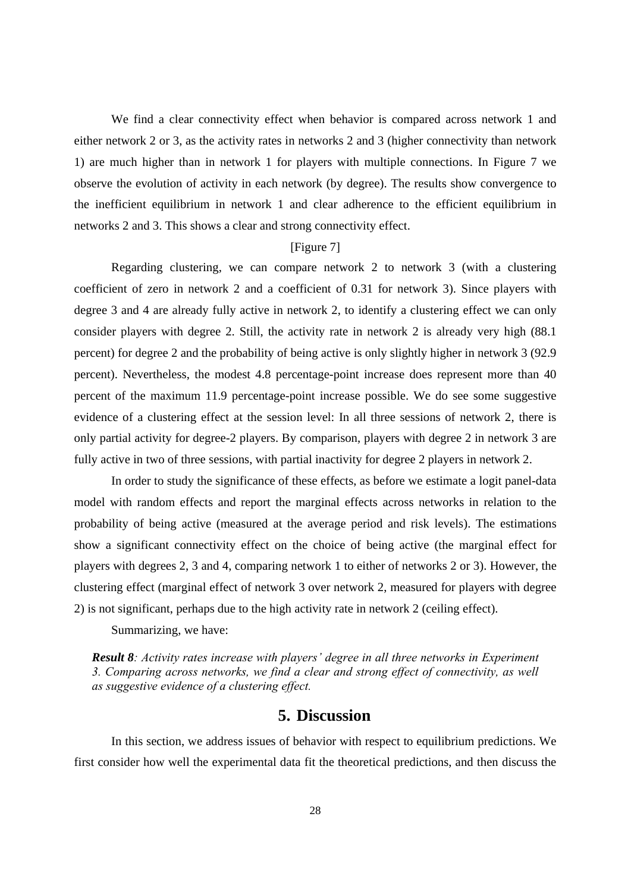We find a clear connectivity effect when behavior is compared across network 1 and either network 2 or 3, as the activity rates in networks 2 and 3 (higher connectivity than network 1) are much higher than in network 1 for players with multiple connections. In Figure 7 we observe the evolution of activity in each network (by degree). The results show convergence to the inefficient equilibrium in network 1 and clear adherence to the efficient equilibrium in networks 2 and 3. This shows a clear and strong connectivity effect.

[Figure 7]

Regarding clustering, we can compare network 2 to network 3 (with a clustering coefficient of zero in network 2 and a coefficient of 0.31 for network 3). Since players with degree 3 and 4 are already fully active in network 2, to identify a clustering effect we can only consider players with degree 2. Still, the activity rate in network 2 is already very high (88.1 percent) for degree 2 and the probability of being active is only slightly higher in network 3 (92.9 percent). Nevertheless, the modest 4.8 percentage-point increase does represent more than 40 percent of the maximum 11.9 percentage-point increase possible. We do see some suggestive evidence of a clustering effect at the session level: In all three sessions of network 2, there is only partial activity for degree-2 players. By comparison, players with degree 2 in network 3 are fully active in two of three sessions, with partial inactivity for degree 2 players in network 2.

In order to study the significance of these effects, as before we estimate a logit panel-data model with random effects and report the marginal effects across networks in relation to the probability of being active (measured at the average period and risk levels). The estimations show a significant connectivity effect on the choice of being active (the marginal effect for players with degrees 2, 3 and 4, comparing network 1 to either of networks 2 or 3). However, the clustering effect (marginal effect of network 3 over network 2, measured for players with degree 2) is not significant, perhaps due to the high activity rate in network 2 (ceiling effect).

Summarizing, we have:

> ***Result 8**: Activity rates increase with players' degree in all three networks in Experiment 3. Comparing across networks, we find a clear and strong effect of connectivity, as well as suggestive evidence of a clustering effect.*

## 5. Discussion

In this section, we address issues of behavior with respect to equilibrium predictions. We first consider how well the experimental data fit the theoretical predictions, and then discuss the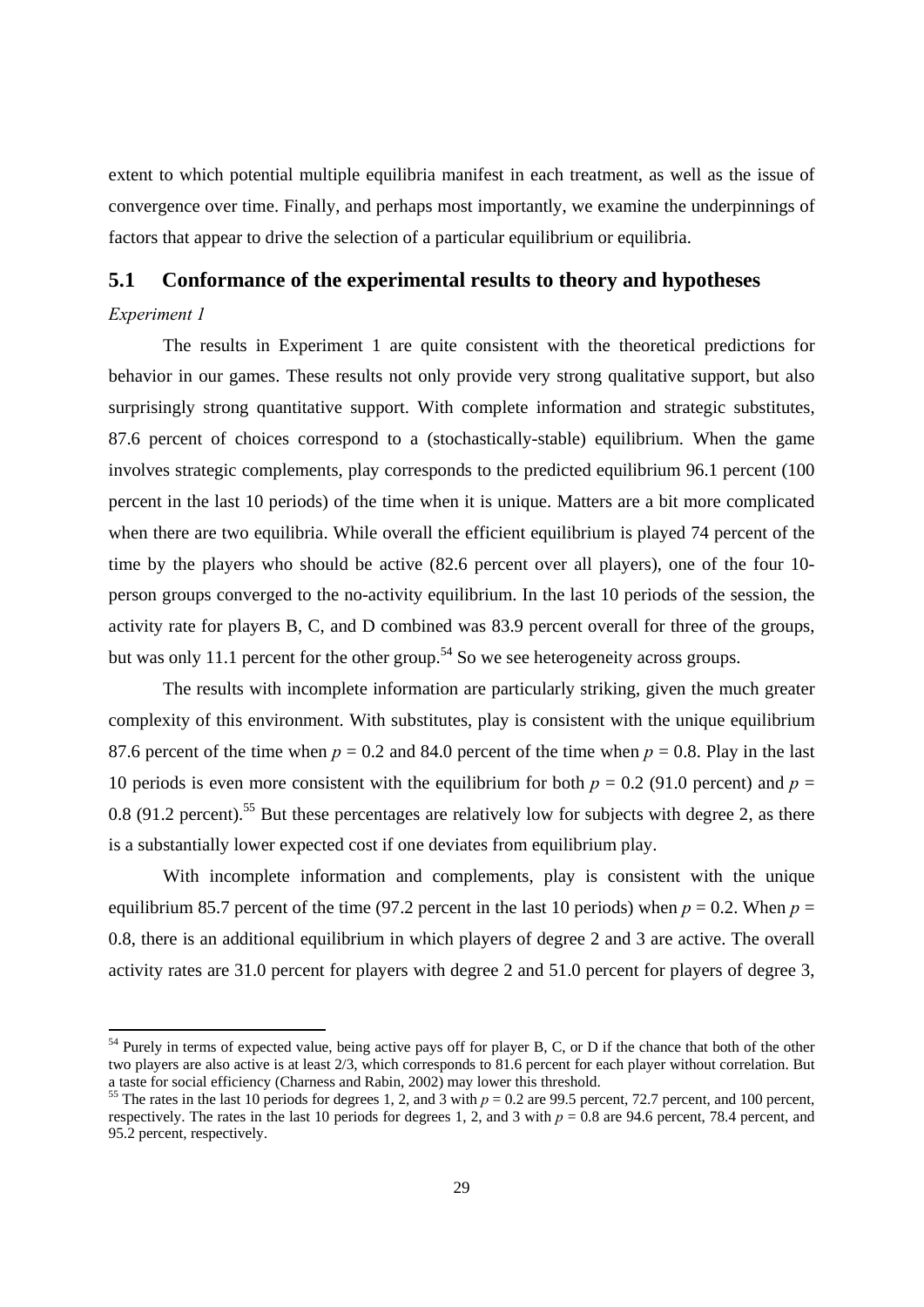extent to which potential multiple equilibria manifest in each treatment, as well as the issue of convergence over time. Finally, and perhaps most importantly, we examine the underpinnings of factors that appear to drive the selection of a particular equilibrium or equilibria.

## 5.1 Conformance of the experimental results to theory and hypotheses

*Experiment 1*

The results in Experiment 1 are quite consistent with the theoretical predictions for behavior in our games. These results not only provide very strong qualitative support, but also surprisingly strong quantitative support. With complete information and strategic substitutes, 87.6 percent of choices correspond to a (stochastically-stable) equilibrium. When the game involves strategic complements, play corresponds to the predicted equilibrium 96.1 percent (100 percent in the last 10 periods) of the time when it is unique. Matters are a bit more complicated when there are two equilibria. While overall the efficient equilibrium is played 74 percent of the time by the players who should be active (82.6 percent over all players), one of the four 10-person groups converged to the no-activity equilibrium. In the last 10 periods of the session, the activity rate for players B, C, and D combined was 83.9 percent overall for three of the groups, but was only 11.1 percent for the other group.[54] So we see heterogeneity across groups.

The results with incomplete information are particularly striking, given the much greater complexity of this environment. With substitutes, play is consistent with the unique equilibrium 87.6 percent of the time when $p = 0.2$ and 84.0 percent of the time when $p = 0.8$. Play in the last 10 periods is even more consistent with the equilibrium for both $p = 0.2$ (91.0 percent) and $p = 0.8$ (91.2 percent).[55] But these percentages are relatively low for subjects with degree 2, as there is a substantially lower expected cost if one deviates from equilibrium play.

With incomplete information and complements, play is consistent with the unique equilibrium 85.7 percent of the time (97.2 percent in the last 10 periods) when $p = 0.2$. When $p = 0.8$, there is an additional equilibrium in which players of degree 2 and 3 are active. The overall activity rates are 31.0 percent for players with degree 2 and 51.0 percent for players of degree 3,

---

[54] Purely in terms of expected value, being active pays off for player B, C, or D if the chance that both of the other two players are also active is at least 2/3, which corresponds to 81.6 percent for each player without correlation. But a taste for social efficiency (Charness and Rabin, 2002) may lower this threshold.

[55] The rates in the last 10 periods for degrees 1, 2, and 3 with $p = 0.2$ are 99.5 percent, 72.7 percent, and 100 percent, respectively. The rates in the last 10 periods for degrees 1, 2, and 3 with $p = 0.8$ are 94.6 percent, 78.4 percent, and 95.2 percent, respectively.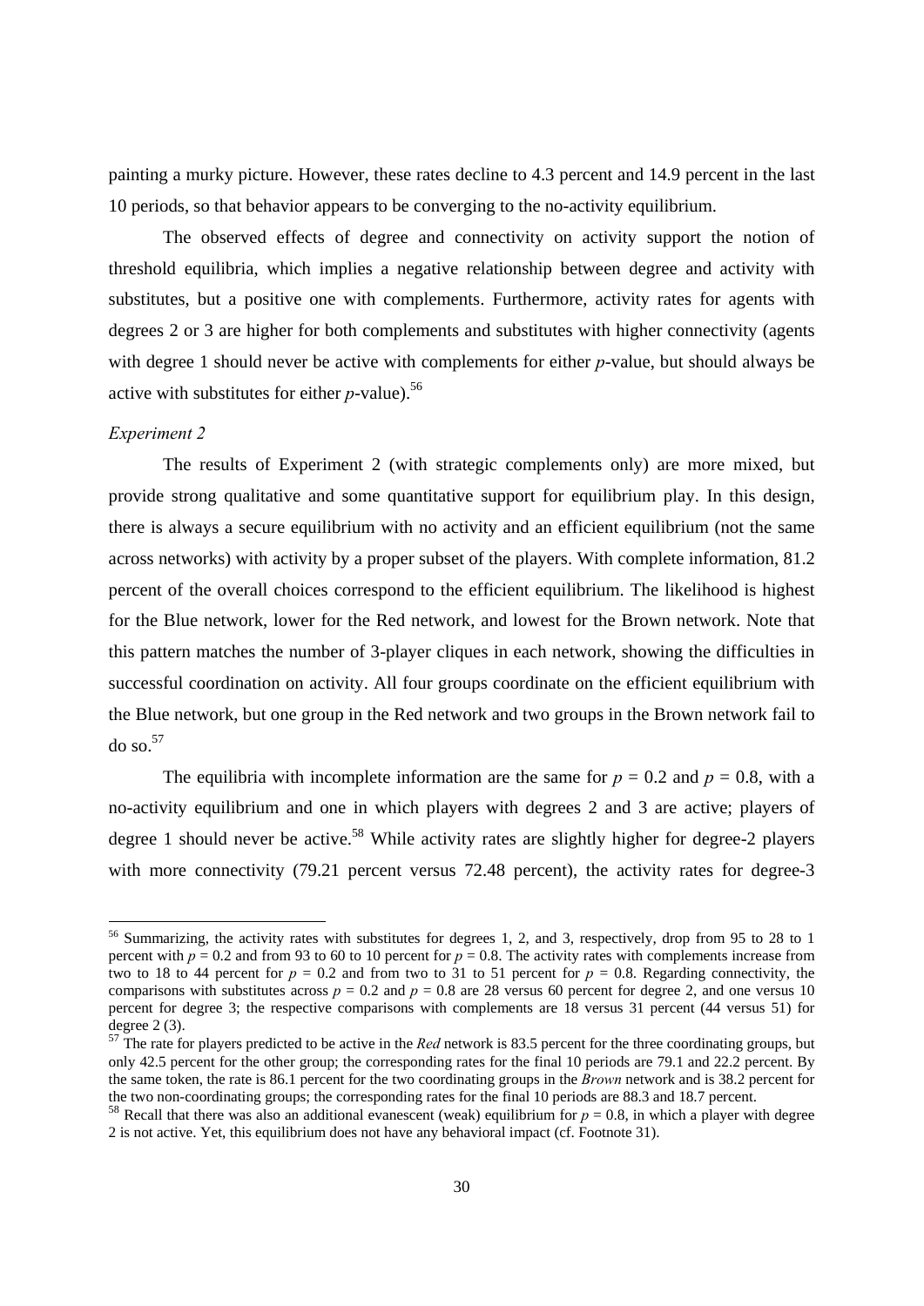painting a murky picture. However, these rates decline to 4.3 percent and 14.9 percent in the last 10 periods, so that behavior appears to be converging to the no-activity equilibrium.

The observed effects of degree and connectivity on activity support the notion of threshold equilibria, which implies a negative relationship between degree and activity with substitutes, but a positive one with complements. Furthermore, activity rates for agents with degrees 2 or 3 are higher for both complements and substitutes with higher connectivity (agents with degree 1 should never be active with complements for either $p$-value, but should always be active with substitutes for either $p$-value).[56]

*Experiment 2*

The results of Experiment 2 (with strategic complements only) are more mixed, but provide strong qualitative and some quantitative support for equilibrium play. In this design, there is always a secure equilibrium with no activity and an efficient equilibrium (not the same across networks) with activity by a proper subset of the players. With complete information, 81.2 percent of the overall choices correspond to the efficient equilibrium. The likelihood is highest for the Blue network, lower for the Red network, and lowest for the Brown network. Note that this pattern matches the number of 3-player cliques in each network, showing the difficulties in successful coordination on activity. All four groups coordinate on the efficient equilibrium with the Blue network, but one group in the Red network and two groups in the Brown network fail to do so.[57]

The equilibria with incomplete information are the same for $p = 0.2$ and $p = 0.8$, with a no-activity equilibrium and one in which players with degrees 2 and 3 are active; players of degree 1 should never be active.[58] While activity rates are slightly higher for degree-2 players with more connectivity (79.21 percent versus 72.48 percent), the activity rates for degree-3

---

[56] Summarizing, the activity rates with substitutes for degrees 1, 2, and 3, respectively, drop from 95 to 28 to 1 percent with $p = 0.2$ and from 93 to 60 to 10 percent for $p = 0.8$. The activity rates with complements increase from two to 18 to 44 percent for $p = 0.2$ and from two to 31 to 51 percent for $p = 0.8$. Regarding connectivity, the comparisons with substitutes across $p = 0.2$ and $p = 0.8$ are 28 versus 60 percent for degree 2, and one versus 10 percent for degree 3; the respective comparisons with complements are 18 versus 31 percent (44 versus 51) for degree 2 (3).

[57] The rate for players predicted to be active in the *Red* network is 83.5 percent for the three coordinating groups, but only 42.5 percent for the other group; the corresponding rates for the final 10 periods are 79.1 and 22.2 percent. By the same token, the rate is 86.1 percent for the two coordinating groups in the *Brown* network and is 38.2 percent for the two non-coordinating groups; the corresponding rates for the final 10 periods are 88.3 and 18.7 percent.

[58] Recall that there was also an additional evanescent (weak) equilibrium for $p = 0.8$, in which a player with degree 2 is not active. Yet, this equilibrium does not have any behavioral impact (cf. Footnote 31).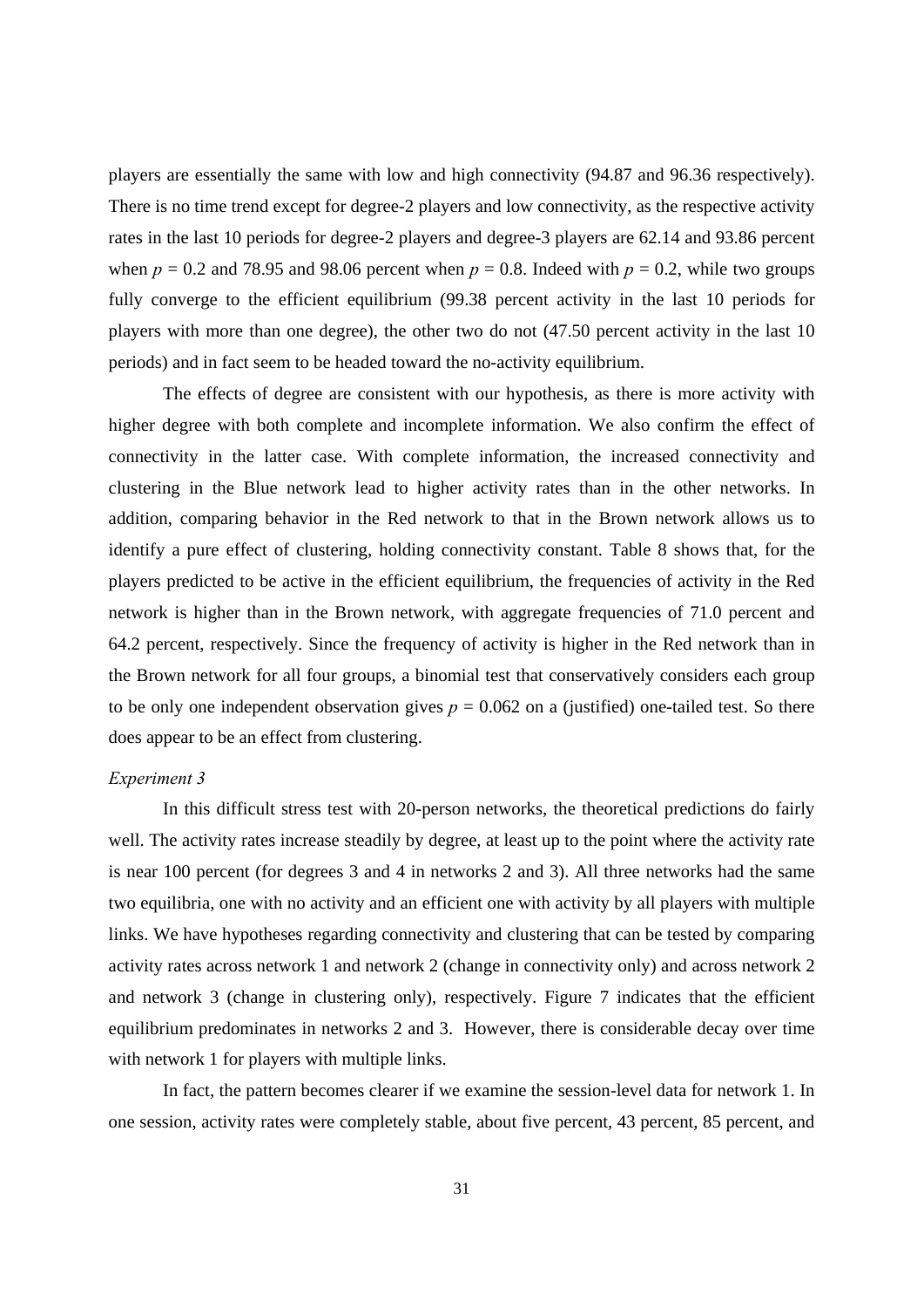players are essentially the same with low and high connectivity (94.87 and 96.36 respectively). There is no time trend except for degree-2 players and low connectivity, as the respective activity rates in the last 10 periods for degree-2 players and degree-3 players are 62.14 and 93.86 percent when $p = 0.2$ and 78.95 and 98.06 percent when $p = 0.8$. Indeed with $p = 0.2$, while two groups fully converge to the efficient equilibrium (99.38 percent activity in the last 10 periods for players with more than one degree), the other two do not (47.50 percent activity in the last 10 periods) and in fact seem to be headed toward the no-activity equilibrium.

The effects of degree are consistent with our hypothesis, as there is more activity with higher degree with both complete and incomplete information. We also confirm the effect of connectivity in the latter case. With complete information, the increased connectivity and clustering in the Blue network lead to higher activity rates than in the other networks. In addition, comparing behavior in the Red network to that in the Brown network allows us to identify a pure effect of clustering, holding connectivity constant. Table 8 shows that, for the players predicted to be active in the efficient equilibrium, the frequencies of activity in the Red network is higher than in the Brown network, with aggregate frequencies of 71.0 percent and 64.2 percent, respectively. Since the frequency of activity is higher in the Red network than in the Brown network for all four groups, a binomial test that conservatively considers each group to be only one independent observation gives $p = 0.062$ on a (justified) one-tailed test. So there does appear to be an effect from clustering.

*Experiment 3*

In this difficult stress test with 20-person networks, the theoretical predictions do fairly well. The activity rates increase steadily by degree, at least up to the point where the activity rate is near 100 percent (for degrees 3 and 4 in networks 2 and 3). All three networks had the same two equilibria, one with no activity and an efficient one with activity by all players with multiple links. We have hypotheses regarding connectivity and clustering that can be tested by comparing activity rates across network 1 and network 2 (change in connectivity only) and across network 2 and network 3 (change in clustering only), respectively. Figure 7 indicates that the efficient equilibrium predominates in networks 2 and 3. However, there is considerable decay over time with network 1 for players with multiple links.

In fact, the pattern becomes clearer if we examine the session-level data for network 1. In one session, activity rates were completely stable, about five percent, 43 percent, 85 percent, and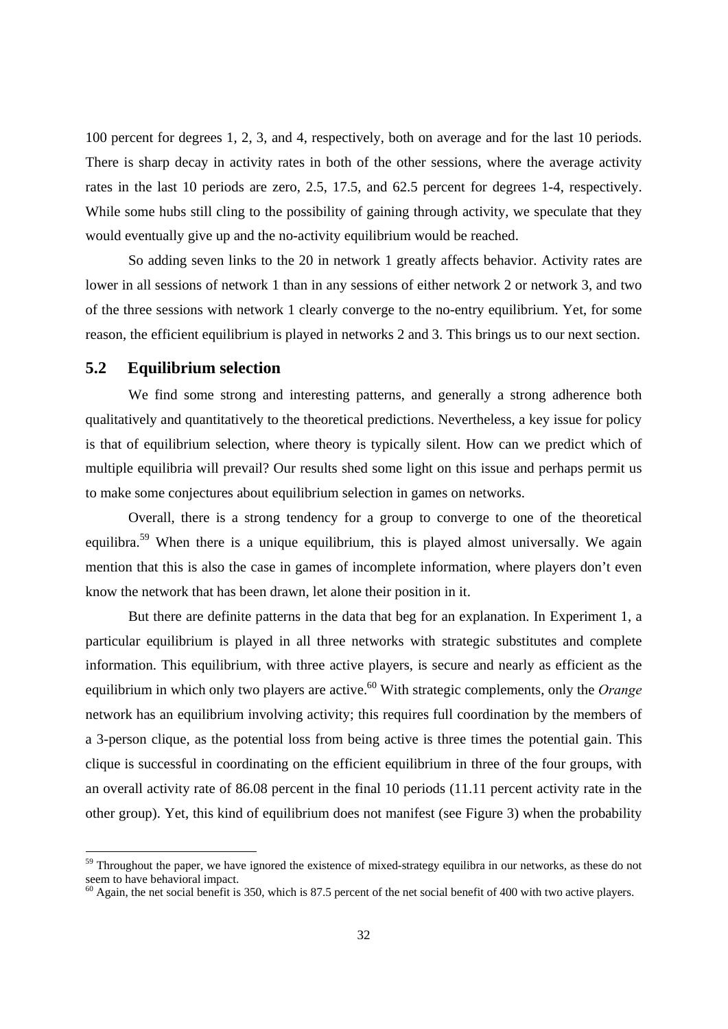100 percent for degrees 1, 2, 3, and 4, respectively, both on average and for the last 10 periods. There is sharp decay in activity rates in both of the other sessions, where the average activity rates in the last 10 periods are zero, 2.5, 17.5, and 62.5 percent for degrees 1-4, respectively. While some hubs still cling to the possibility of gaining through activity, we speculate that they would eventually give up and the no-activity equilibrium would be reached.

So adding seven links to the 20 in network 1 greatly affects behavior. Activity rates are lower in all sessions of network 1 than in any sessions of either network 2 or network 3, and two of the three sessions with network 1 clearly converge to the no-entry equilibrium. Yet, for some reason, the efficient equilibrium is played in networks 2 and 3. This brings us to our next section.

## 5.2 Equilibrium selection

We find some strong and interesting patterns, and generally a strong adherence both qualitatively and quantitatively to the theoretical predictions. Nevertheless, a key issue for policy is that of equilibrium selection, where theory is typically silent. How can we predict which of multiple equilibria will prevail? Our results shed some light on this issue and perhaps permit us to make some conjectures about equilibrium selection in games on networks.

Overall, there is a strong tendency for a group to converge to one of the theoretical equilibra.[59] When there is a unique equilibrium, this is played almost universally. We again mention that this is also the case in games of incomplete information, where players don't even know the network that has been drawn, let alone their position in it.

But there are definite patterns in the data that beg for an explanation. In Experiment 1, a particular equilibrium is played in all three networks with strategic substitutes and complete information. This equilibrium, with three active players, is secure and nearly as efficient as the equilibrium in which only two players are active.[60] With strategic complements, only the *Orange* network has an equilibrium involving activity; this requires full coordination by the members of a 3-person clique, as the potential loss from being active is three times the potential gain. This clique is successful in coordinating on the efficient equilibrium in three of the four groups, with an overall activity rate of 86.08 percent in the final 10 periods (11.11 percent activity rate in the other group). Yet, this kind of equilibrium does not manifest (see Figure 3) when the probability

---

[59] Throughout the paper, we have ignored the existence of mixed-strategy equilibra in our networks, as these do not seem to have behavioral impact.

[60] Again, the net social benefit is 350, which is 87.5 percent of the net social benefit of 400 with two active players.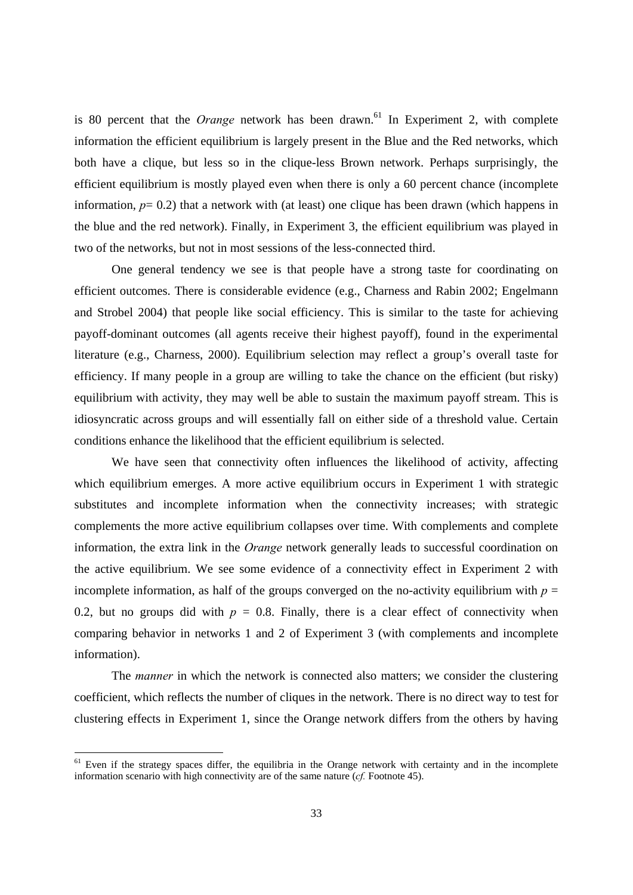is 80 percent that the *Orange* network has been drawn.[61] In Experiment 2, with complete information the efficient equilibrium is largely present in the Blue and the Red networks, which both have a clique, but less so in the clique-less Brown network. Perhaps surprisingly, the efficient equilibrium is mostly played even when there is only a 60 percent chance (incomplete information, $p$= 0.2) that a network with (at least) one clique has been drawn (which happens in the blue and the red network). Finally, in Experiment 3, the efficient equilibrium was played in two of the networks, but not in most sessions of the less-connected third.

One general tendency we see is that people have a strong taste for coordinating on efficient outcomes. There is considerable evidence (e.g., Charness and Rabin 2002; Engelmann and Strobel 2004) that people like social efficiency. This is similar to the taste for achieving payoff-dominant outcomes (all agents receive their highest payoff), found in the experimental literature (e.g., Charness, 2000). Equilibrium selection may reflect a group's overall taste for efficiency. If many people in a group are willing to take the chance on the efficient (but risky) equilibrium with activity, they may well be able to sustain the maximum payoff stream. This is idiosyncratic across groups and will essentially fall on either side of a threshold value. Certain conditions enhance the likelihood that the efficient equilibrium is selected.

We have seen that connectivity often influences the likelihood of activity, affecting which equilibrium emerges. A more active equilibrium occurs in Experiment 1 with strategic substitutes and incomplete information when the connectivity increases; with strategic complements the more active equilibrium collapses over time. With complements and complete information, the extra link in the *Orange* network generally leads to successful coordination on the active equilibrium. We see some evidence of a connectivity effect in Experiment 2 with incomplete information, as half of the groups converged on the no-activity equilibrium with $p$ = 0.2, but no groups did with $p$ = 0.8. Finally, there is a clear effect of connectivity when comparing behavior in networks 1 and 2 of Experiment 3 (with complements and incomplete information).

The *manner* in which the network is connected also matters; we consider the clustering coefficient, which reflects the number of cliques in the network. There is no direct way to test for clustering effects in Experiment 1, since the Orange network differs from the others by having

[61] Even if the strategy spaces differ, the equilibria in the Orange network with certainty and in the incomplete information scenario with high connectivity are of the same nature (*cf.* Footnote 45).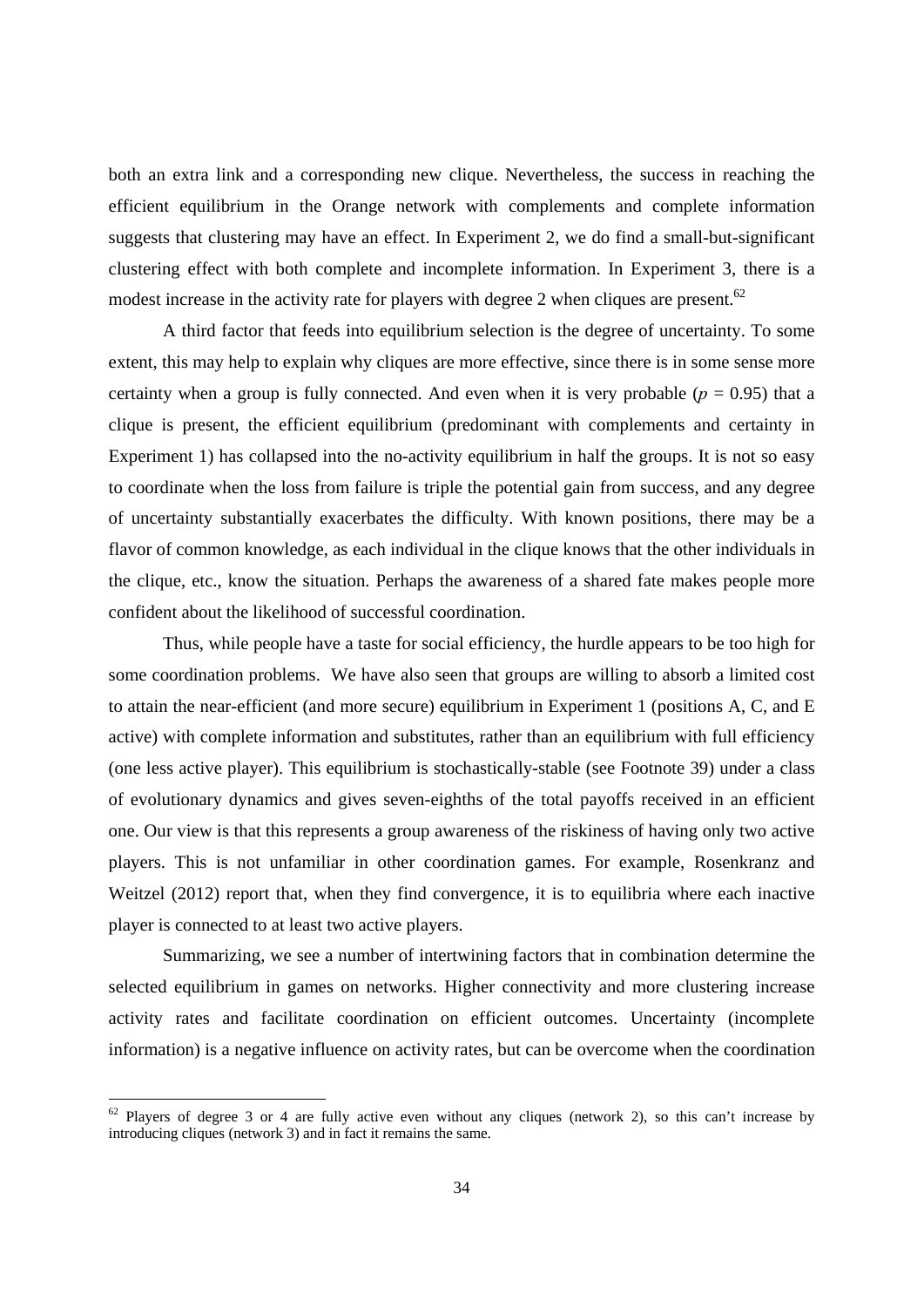both an extra link and a corresponding new clique. Nevertheless, the success in reaching the efficient equilibrium in the Orange network with complements and complete information suggests that clustering may have an effect. In Experiment 2, we do find a small-but-significant clustering effect with both complete and incomplete information. In Experiment 3, there is a modest increase in the activity rate for players with degree 2 when cliques are present.[62]

A third factor that feeds into equilibrium selection is the degree of uncertainty. To some extent, this may help to explain why cliques are more effective, since there is in some sense more certainty when a group is fully connected. And even when it is very probable ($p$ = 0.95) that a clique is present, the efficient equilibrium (predominant with complements and certainty in Experiment 1) has collapsed into the no-activity equilibrium in half the groups. It is not so easy to coordinate when the loss from failure is triple the potential gain from success, and any degree of uncertainty substantially exacerbates the difficulty. With known positions, there may be a flavor of common knowledge, as each individual in the clique knows that the other individuals in the clique, etc., know the situation. Perhaps the awareness of a shared fate makes people more confident about the likelihood of successful coordination.

Thus, while people have a taste for social efficiency, the hurdle appears to be too high for some coordination problems. We have also seen that groups are willing to absorb a limited cost to attain the near-efficient (and more secure) equilibrium in Experiment 1 (positions A, C, and E active) with complete information and substitutes, rather than an equilibrium with full efficiency (one less active player). This equilibrium is stochastically-stable (see Footnote 39) under a class of evolutionary dynamics and gives seven-eighths of the total payoffs received in an efficient one. Our view is that this represents a group awareness of the riskiness of having only two active players. This is not unfamiliar in other coordination games. For example, Rosenkranz and Weitzel (2012) report that, when they find convergence, it is to equilibria where each inactive player is connected to at least two active players.

Summarizing, we see a number of intertwining factors that in combination determine the selected equilibrium in games on networks. Higher connectivity and more clustering increase activity rates and facilitate coordination on efficient outcomes. Uncertainty (incomplete information) is a negative influence on activity rates, but can be overcome when the coordination

[62] Players of degree 3 or 4 are fully active even without any cliques (network 2), so this can't increase by introducing cliques (network 3) and in fact it remains the same.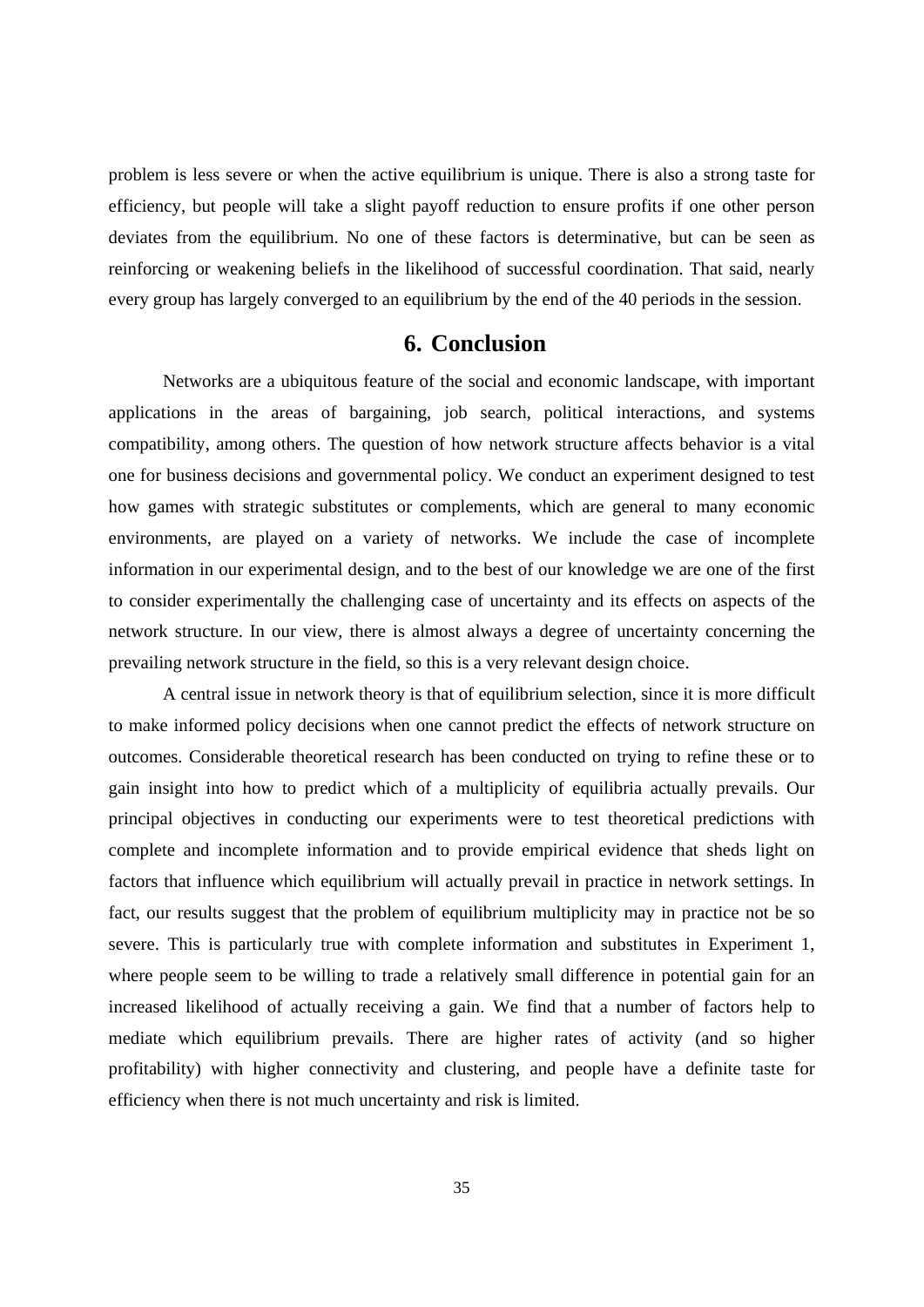problem is less severe or when the active equilibrium is unique. There is also a strong taste for efficiency, but people will take a slight payoff reduction to ensure profits if one other person deviates from the equilibrium. No one of these factors is determinative, but can be seen as reinforcing or weakening beliefs in the likelihood of successful coordination. That said, nearly every group has largely converged to an equilibrium by the end of the 40 periods in the session.

## 6. Conclusion

Networks are a ubiquitous feature of the social and economic landscape, with important applications in the areas of bargaining, job search, political interactions, and systems compatibility, among others. The question of how network structure affects behavior is a vital one for business decisions and governmental policy. We conduct an experiment designed to test how games with strategic substitutes or complements, which are general to many economic environments, are played on a variety of networks. We include the case of incomplete information in our experimental design, and to the best of our knowledge we are one of the first to consider experimentally the challenging case of uncertainty and its effects on aspects of the network structure. In our view, there is almost always a degree of uncertainty concerning the prevailing network structure in the field, so this is a very relevant design choice.

A central issue in network theory is that of equilibrium selection, since it is more difficult to make informed policy decisions when one cannot predict the effects of network structure on outcomes. Considerable theoretical research has been conducted on trying to refine these or to gain insight into how to predict which of a multiplicity of equilibria actually prevails. Our principal objectives in conducting our experiments were to test theoretical predictions with complete and incomplete information and to provide empirical evidence that sheds light on factors that influence which equilibrium will actually prevail in practice in network settings. In fact, our results suggest that the problem of equilibrium multiplicity may in practice not be so severe. This is particularly true with complete information and substitutes in Experiment 1, where people seem to be willing to trade a relatively small difference in potential gain for an increased likelihood of actually receiving a gain. We find that a number of factors help to mediate which equilibrium prevails. There are higher rates of activity (and so higher profitability) with higher connectivity and clustering, and people have a definite taste for efficiency when there is not much uncertainty and risk is limited.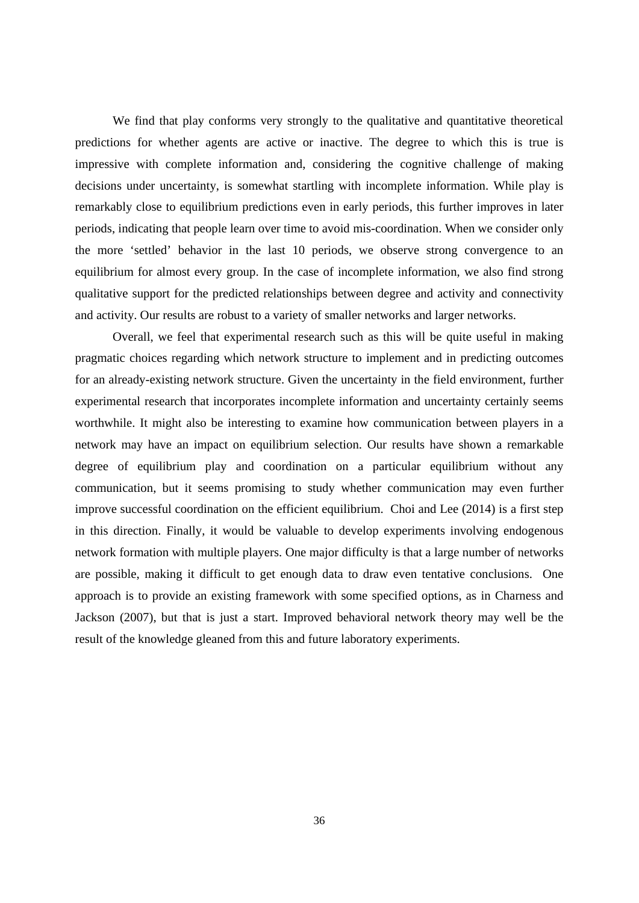We find that play conforms very strongly to the qualitative and quantitative theoretical predictions for whether agents are active or inactive. The degree to which this is true is impressive with complete information and, considering the cognitive challenge of making decisions under uncertainty, is somewhat startling with incomplete information. While play is remarkably close to equilibrium predictions even in early periods, this further improves in later periods, indicating that people learn over time to avoid mis-coordination. When we consider only the more 'settled' behavior in the last 10 periods, we observe strong convergence to an equilibrium for almost every group. In the case of incomplete information, we also find strong qualitative support for the predicted relationships between degree and activity and connectivity and activity. Our results are robust to a variety of smaller networks and larger networks.

Overall, we feel that experimental research such as this will be quite useful in making pragmatic choices regarding which network structure to implement and in predicting outcomes for an already-existing network structure. Given the uncertainty in the field environment, further experimental research that incorporates incomplete information and uncertainty certainly seems worthwhile. It might also be interesting to examine how communication between players in a network may have an impact on equilibrium selection. Our results have shown a remarkable degree of equilibrium play and coordination on a particular equilibrium without any communication, but it seems promising to study whether communication may even further improve successful coordination on the efficient equilibrium. Choi and Lee (2014) is a first step in this direction. Finally, it would be valuable to develop experiments involving endogenous network formation with multiple players. One major difficulty is that a large number of networks are possible, making it difficult to get enough data to draw even tentative conclusions. One approach is to provide an existing framework with some specified options, as in Charness and Jackson (2007), but that is just a start. Improved behavioral network theory may well be the result of the knowledge gleaned from this and future laboratory experiments.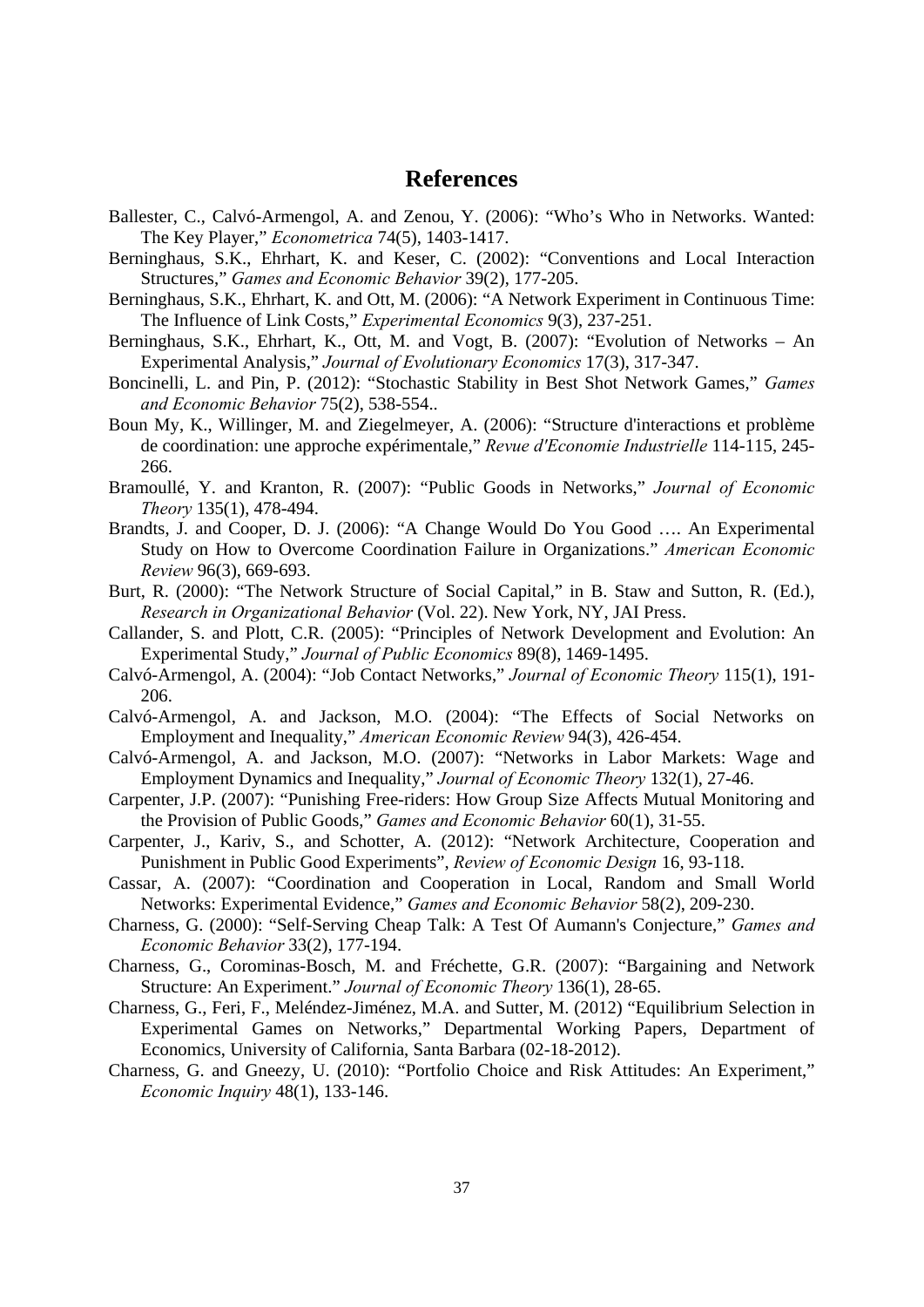## References

Ballester, C., Calvó-Armengol, A. and Zenou, Y. (2006): "Who's Who in Networks. Wanted: The Key Player," *Econometrica* 74(5), 1403-1417.

Berninghaus, S.K., Ehrhart, K. and Keser, C. (2002): "Conventions and Local Interaction Structures," *Games and Economic Behavior* 39(2), 177-205.

Berninghaus, S.K., Ehrhart, K. and Ott, M. (2006): "A Network Experiment in Continuous Time: The Influence of Link Costs," *Experimental Economics* 9(3), 237-251.

Berninghaus, S.K., Ehrhart, K., Ott, M. and Vogt, B. (2007): "Evolution of Networks – An Experimental Analysis," *Journal of Evolutionary Economics* 17(3), 317-347.

Boncinelli, L. and Pin, P. (2012): "Stochastic Stability in Best Shot Network Games," *Games and Economic Behavior* 75(2), 538-554..

Boun My, K., Willinger, M. and Ziegelmeyer, A. (2006): "Structure d'interactions et problème de coordination: une approche expérimentale," *Revue d'Economie Industrielle* 114-115, 245-266.

Bramoullé, Y. and Kranton, R. (2007): "Public Goods in Networks," *Journal of Economic Theory* 135(1), 478-494.

Brandts, J. and Cooper, D. J. (2006): "A Change Would Do You Good …. An Experimental Study on How to Overcome Coordination Failure in Organizations." *American Economic Review* 96(3), 669-693.

Burt, R. (2000): "The Network Structure of Social Capital," in B. Staw and Sutton, R. (Ed.), *Research in Organizational Behavior* (Vol. 22). New York, NY, JAI Press.

Callander, S. and Plott, C.R. (2005): "Principles of Network Development and Evolution: An Experimental Study," *Journal of Public Economics* 89(8), 1469-1495.

Calvó-Armengol, A. (2004): "Job Contact Networks," *Journal of Economic Theory* 115(1), 191-206.

Calvó-Armengol, A. and Jackson, M.O. (2004): "The Effects of Social Networks on Employment and Inequality," *American Economic Review* 94(3), 426-454.

Calvó-Armengol, A. and Jackson, M.O. (2007): "Networks in Labor Markets: Wage and Employment Dynamics and Inequality," *Journal of Economic Theory* 132(1), 27-46.

Carpenter, J.P. (2007): "Punishing Free-riders: How Group Size Affects Mutual Monitoring and the Provision of Public Goods," *Games and Economic Behavior* 60(1), 31-55.

Carpenter, J., Kariv, S., and Schotter, A. (2012): "Network Architecture, Cooperation and Punishment in Public Good Experiments", *Review of Economic Design* 16, 93-118.

Cassar, A. (2007): "Coordination and Cooperation in Local, Random and Small World Networks: Experimental Evidence," *Games and Economic Behavior* 58(2), 209-230.

Charness, G. (2000): "Self-Serving Cheap Talk: A Test Of Aumann's Conjecture," *Games and Economic Behavior* 33(2), 177-194.

Charness, G., Corominas-Bosch, M. and Fréchette, G.R. (2007): "Bargaining and Network Structure: An Experiment." *Journal of Economic Theory* 136(1), 28-65.

Charness, G., Feri, F., Meléndez-Jiménez, M.A. and Sutter, M. (2012) "Equilibrium Selection in Experimental Games on Networks," Departmental Working Papers, Department of Economics, University of California, Santa Barbara (02-18-2012).

Charness, G. and Gneezy, U. (2010): "Portfolio Choice and Risk Attitudes: An Experiment," *Economic Inquiry* 48(1), 133-146.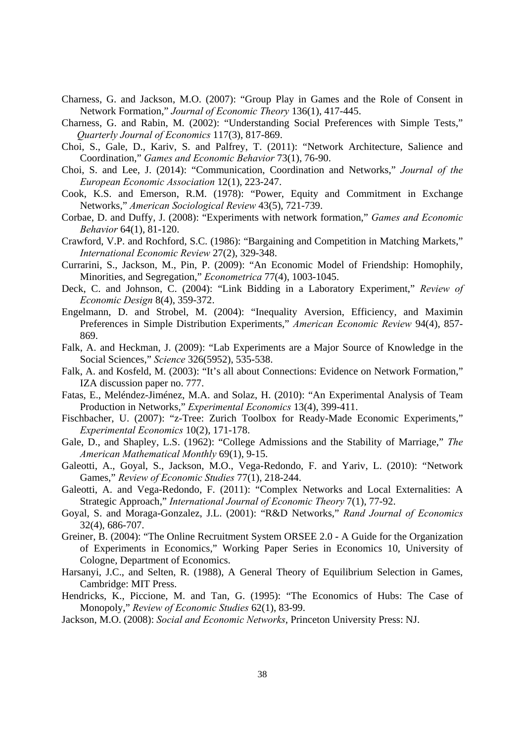Charness, G. and Jackson, M.O. (2007): "Group Play in Games and the Role of Consent in Network Formation," *Journal of Economic Theory* 136(1), 417-445.

Charness, G. and Rabin, M. (2002): "Understanding Social Preferences with Simple Tests," *Quarterly Journal of Economics* 117(3), 817-869.

Choi, S., Gale, D., Kariv, S. and Palfrey, T. (2011): "Network Architecture, Salience and Coordination," *Games and Economic Behavior* 73(1), 76-90.

Choi, S. and Lee, J. (2014): "Communication, Coordination and Networks," *Journal of the European Economic Association* 12(1), 223-247.

Cook, K.S. and Emerson, R.M. (1978): "Power, Equity and Commitment in Exchange Networks," *American Sociological Review* 43(5), 721-739.

Corbae, D. and Duffy, J. (2008): "Experiments with network formation," *Games and Economic Behavior* 64(1), 81-120.

Crawford, V.P. and Rochford, S.C. (1986): "Bargaining and Competition in Matching Markets," *International Economic Review* 27(2), 329-348.

Currarini, S., Jackson, M., Pin, P. (2009): "An Economic Model of Friendship: Homophily, Minorities, and Segregation," *Econometrica* 77(4), 1003-1045.

Deck, C. and Johnson, C. (2004): "Link Bidding in a Laboratory Experiment," *Review of Economic Design* 8(4), 359-372.

Engelmann, D. and Strobel, M. (2004): "Inequality Aversion, Efficiency, and Maximin Preferences in Simple Distribution Experiments," *American Economic Review* 94(4), 857-869.

Falk, A. and Heckman, J. (2009): "Lab Experiments are a Major Source of Knowledge in the Social Sciences," *Science* 326(5952), 535-538.

Falk, A. and Kosfeld, M. (2003): "It's all about Connections: Evidence on Network Formation," IZA discussion paper no. 777.

Fatas, E., Meléndez-Jiménez, M.A. and Solaz, H. (2010): "An Experimental Analysis of Team Production in Networks," *Experimental Economics* 13(4), 399-411.

Fischbacher, U. (2007): "z-Tree: Zurich Toolbox for Ready-Made Economic Experiments," *Experimental Economics* 10(2), 171-178.

Gale, D., and Shapley, L.S. (1962): "College Admissions and the Stability of Marriage," *The American Mathematical Monthly* 69(1), 9-15.

Galeotti, A., Goyal, S., Jackson, M.O., Vega-Redondo, F. and Yariv, L. (2010): "Network Games," *Review of Economic Studies* 77(1), 218-244.

Galeotti, A. and Vega-Redondo, F. (2011): "Complex Networks and Local Externalities: A Strategic Approach," *International Journal of Economic Theory* 7(1), 77-92.

Goyal, S. and Moraga-Gonzalez, J.L. (2001): "R&D Networks," *Rand Journal of Economics* 32(4), 686-707.

Greiner, B. (2004): "The Online Recruitment System ORSEE 2.0 - A Guide for the Organization of Experiments in Economics," Working Paper Series in Economics 10, University of Cologne, Department of Economics.

Harsanyi, J.C., and Selten, R. (1988), A General Theory of Equilibrium Selection in Games, Cambridge: MIT Press.

Hendricks, K., Piccione, M. and Tan, G. (1995): "The Economics of Hubs: The Case of Monopoly," *Review of Economic Studies* 62(1), 83-99.

Jackson, M.O. (2008): *Social and Economic Networks*, Princeton University Press: NJ.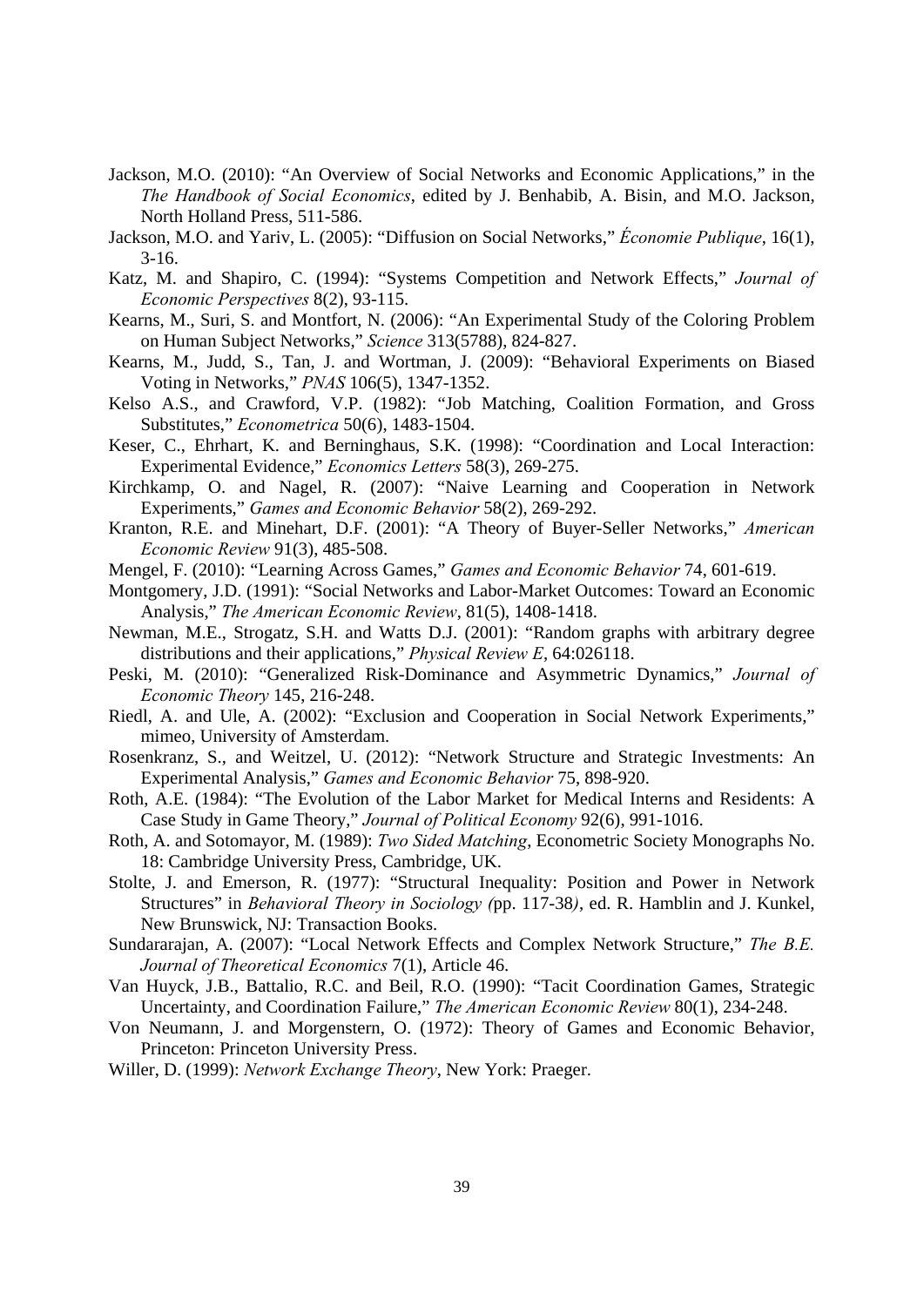Jackson, M.O. (2010): "An Overview of Social Networks and Economic Applications," in the *The Handbook of Social Economics*, edited by J. Benhabib, A. Bisin, and M.O. Jackson, North Holland Press, 511-586.

Jackson, M.O. and Yariv, L. (2005): "Diffusion on Social Networks," *Économie Publique*, 16(1), 3-16.

Katz, M. and Shapiro, C. (1994): "Systems Competition and Network Effects," *Journal of Economic Perspectives* 8(2), 93-115.

Kearns, M., Suri, S. and Montfort, N. (2006): "An Experimental Study of the Coloring Problem on Human Subject Networks," *Science* 313(5788), 824-827.

Kearns, M., Judd, S., Tan, J. and Wortman, J. (2009): "Behavioral Experiments on Biased Voting in Networks," *PNAS* 106(5), 1347-1352.

Kelso A.S., and Crawford, V.P. (1982): "Job Matching, Coalition Formation, and Gross Substitutes," *Econometrica* 50(6), 1483-1504.

Keser, C., Ehrhart, K. and Berninghaus, S.K. (1998): "Coordination and Local Interaction: Experimental Evidence," *Economics Letters* 58(3), 269-275.

Kirchkamp, O. and Nagel, R. (2007): "Naive Learning and Cooperation in Network Experiments," *Games and Economic Behavior* 58(2), 269-292.

Kranton, R.E. and Minehart, D.F. (2001): "A Theory of Buyer-Seller Networks," *American Economic Review* 91(3), 485-508.

Mengel, F. (2010): "Learning Across Games," *Games and Economic Behavior* 74, 601-619.

Montgomery, J.D. (1991): "Social Networks and Labor-Market Outcomes: Toward an Economic Analysis," *The American Economic Review*, 81(5), 1408-1418.

Newman, M.E., Strogatz, S.H. and Watts D.J. (2001): "Random graphs with arbitrary degree distributions and their applications," *Physical Review E*, 64:026118.

Peski, M. (2010): "Generalized Risk-Dominance and Asymmetric Dynamics," *Journal of Economic Theory* 145, 216-248.

Riedl, A. and Ule, A. (2002): "Exclusion and Cooperation in Social Network Experiments," mimeo, University of Amsterdam.

Rosenkranz, S., and Weitzel, U. (2012): "Network Structure and Strategic Investments: An Experimental Analysis," *Games and Economic Behavior* 75, 898-920.

Roth, A.E. (1984): "The Evolution of the Labor Market for Medical Interns and Residents: A Case Study in Game Theory," *Journal of Political Economy* 92(6), 991-1016.

Roth, A. and Sotomayor, M. (1989): *Two Sided Matching*, Econometric Society Monographs No. 18: Cambridge University Press, Cambridge, UK.

Stolte, J. and Emerson, R. (1977): "Structural Inequality: Position and Power in Network Structures" in *Behavioral Theory in Sociology (*pp. 117-38*)*, ed. R. Hamblin and J. Kunkel, New Brunswick, NJ: Transaction Books.

Sundararajan, A. (2007): "Local Network Effects and Complex Network Structure," *The B.E. Journal of Theoretical Economics* 7(1), Article 46.

Van Huyck, J.B., Battalio, R.C. and Beil, R.O. (1990): "Tacit Coordination Games, Strategic Uncertainty, and Coordination Failure," *The American Economic Review* 80(1), 234-248.

Von Neumann, J. and Morgenstern, O. (1972): Theory of Games and Economic Behavior, Princeton: Princeton University Press.

Willer, D. (1999): *Network Exchange Theory*, New York: Praeger.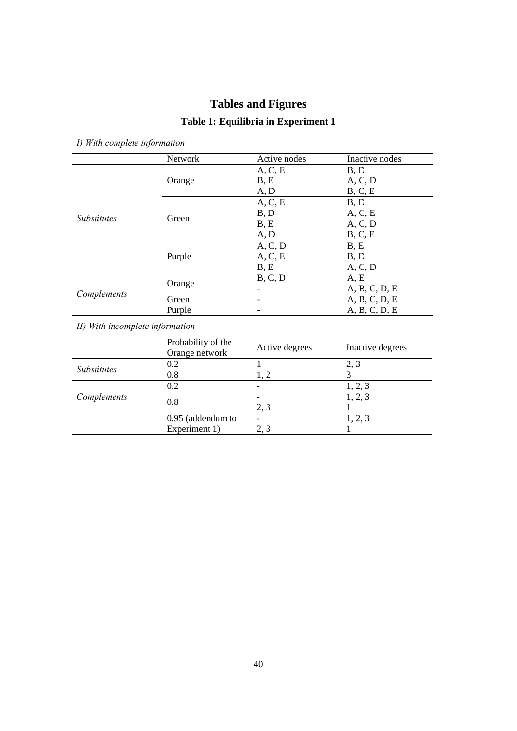# Tables and Figures

## Table 1: Equilibria in Experiment 1

*I) With complete information*

| | Network | Active nodes | Inactive nodes |
|---|---|---|---|
| *Substitutes* | Orange | A, C, E | B, D |
| | | B, E | A, C, D |
| | | A, D | B, C, E |
| | Green | A, C, E | B, D |
| | | B, D | A, C, E |
| | | B, E | A, C, D |
| | | A, D | B, C, E |
| | Purple | A, C, D | B, E |
| | | A, C, E | B, D |
| | | B, E | A, C, D |
| *Complements* | Orange | B, C, D | A, E |
| | | - | A, B, C, D, E |
| | Green | - | A, B, C, D, E |
| | Purple | - | A, B, C, D, E |

*II) With incomplete information*

| | Probability of the Orange network | Active degrees | Inactive degrees |
|---|---|---|---|
| *Substitutes* | 0.2 | 1 | 2, 3 |
| | 0.8 | 1, 2 | 3 |
| *Complements* | 0.2 | - | 1, 2, 3 |
| | 0.8 | - | 1, 2, 3 |
| | | 2, 3 | 1 |
| | 0.95 (addendum to Experiment 1) | - | 1, 2, 3 |
| | | 2, 3 | 1 |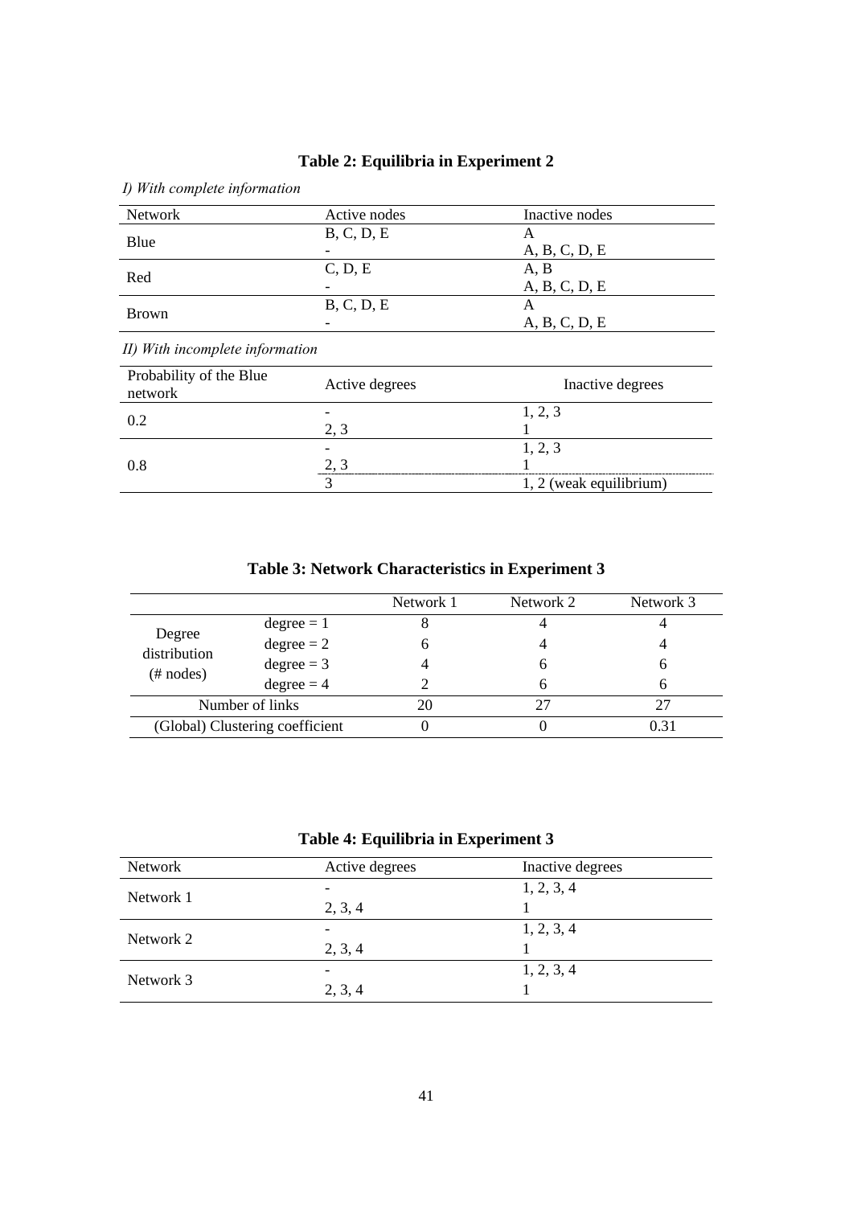**Table 2: Equilibria in Experiment 2**

*I) With complete information*

| Network | Active nodes | Inactive nodes |
|---|---|---|
| Blue | B, C, D, E | A |
| | - | A, B, C, D, E |
| Red | C, D, E | A, B |
| | - | A, B, C, D, E |
| Brown | B, C, D, E | A |
| | - | A, B, C, D, E |

*II) With incomplete information*

| Probability of the Blue network | Active degrees | Inactive degrees |
|---|---|---|
| 0.2 | - | 1, 2, 3 |
| | 2, 3 | 1 |
| 0.8 | - | 1, 2, 3 |
| | 2, 3 | 1 |
| | 3 | 1, 2 (weak equilibrium) |

**Table 3: Network Characteristics in Experiment 3**

| | | Network 1 | Network 2 | Network 3 |
|---|---|---|---|---|
| Degree distribution (# nodes) | degree = 1 | 8 | 4 | 4 |
| | degree = 2 | 6 | 4 | 4 |
| | degree = 3 | 4 | 6 | 6 |
| | degree = 4 | 2 | 6 | 6 |
| Number of links | | 20 | 27 | 27 |
| (Global) Clustering coefficient | | 0 | 0 | 0.31 |

**Table 4: Equilibria in Experiment 3**

| Network | Active degrees | Inactive degrees |
|---|---|---|
| Network 1 | - | 1, 2, 3, 4 |
| | 2, 3, 4 | 1 |
| Network 2 | - | 1, 2, 3, 4 |
| | 2, 3, 4 | 1 |
| Network 3 | - | 1, 2, 3, 4 |
| | 2, 3, 4 | 1 |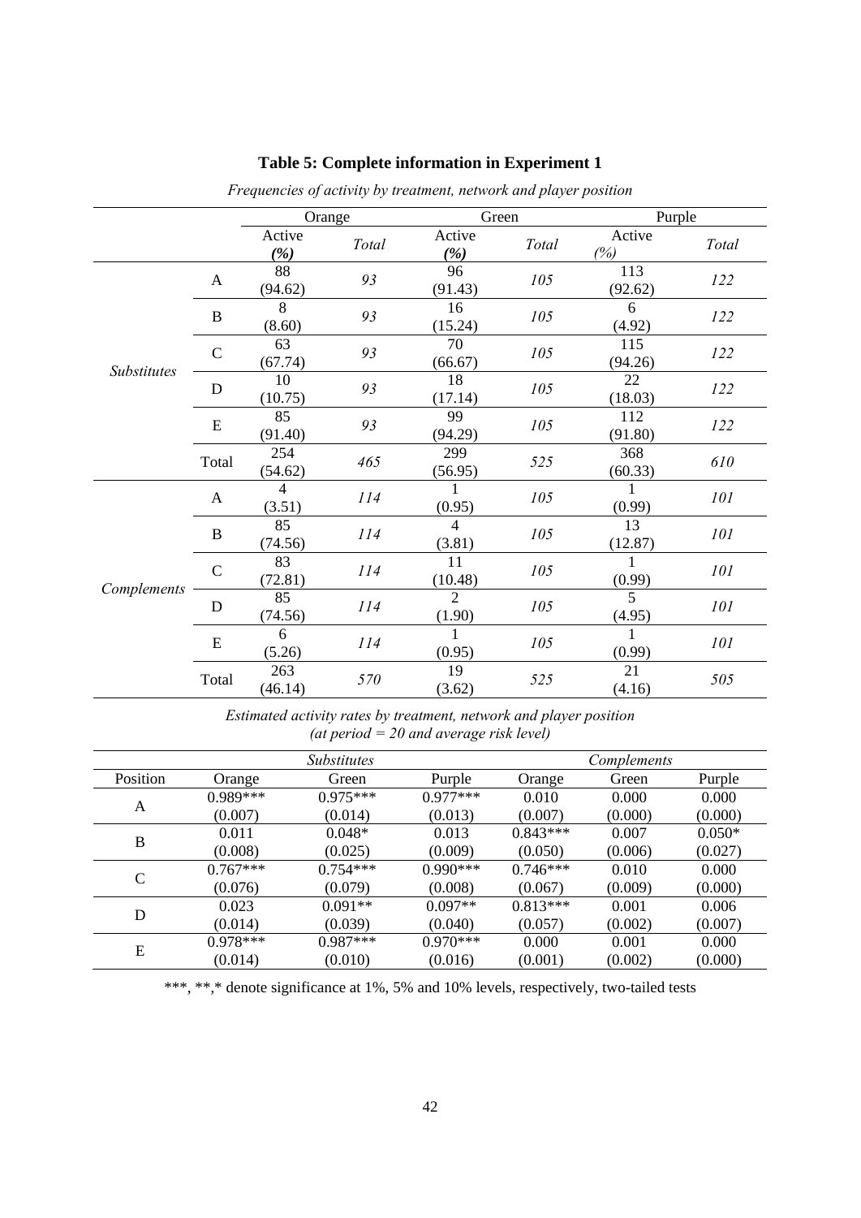**Table 5: Complete information in Experiment 1**

*Frequencies of activity by treatment, network and player position*

| | | Orange | | Green | | Purple | |
|---|---|---|---|---|---|---|---|
| | | Active (%) | *Total* | Active (%) | *Total* | Active (%) | *Total* |
| *Substitutes* | A | 88 (94.62) | *93* | 96 (91.43) | *105* | 113 (92.62) | *122* |
| | B | 8 (8.60) | *93* | 16 (15.24) | *105* | 6 (4.92) | *122* |
| | C | 63 (67.74) | *93* | 70 (66.67) | *105* | 115 (94.26) | *122* |
| | D | 10 (10.75) | *93* | 18 (17.14) | *105* | 22 (18.03) | *122* |
| | E | 85 (91.40) | *93* | 99 (94.29) | *105* | 112 (91.80) | *122* |
| | Total | 254 (54.62) | *465* | 299 (56.95) | *525* | 368 (60.33) | *610* |
| *Complements* | A | 4 (3.51) | *114* | 1 (0.95) | *105* | 1 (0.99) | *101* |
| | B | 85 (74.56) | *114* | 4 (3.81) | *105* | 13 (12.87) | *101* |
| | C | 83 (72.81) | *114* | 11 (10.48) | *105* | 1 (0.99) | *101* |
| | D | 85 (74.56) | *114* | 2 (1.90) | *105* | 5 (4.95) | *101* |
| | E | 6 (5.26) | *114* | 1 (0.95) | *105* | 1 (0.99) | *101* |
| | Total | 263 (46.14) | *570* | 19 (3.62) | *525* | 21 (4.16) | *505* |

*Estimated activity rates by treatment, network and player position*
*(at period = 20 and average risk level)*

| | *Substitutes* | | | *Complements* | | |
|---|---|---|---|---|---|---|
| Position | Orange | Green | Purple | Orange | Green | Purple |
| A | 0.989*** | 0.975*** | 0.977*** | 0.010 | 0.000 | 0.000 |
| | (0.007) | (0.014) | (0.013) | (0.007) | (0.000) | (0.000) |
| B | 0.011 | 0.048* | 0.013 | 0.843*** | 0.007 | 0.050* |
| | (0.008) | (0.025) | (0.009) | (0.050) | (0.006) | (0.027) |
| C | 0.767*** | 0.754*** | 0.990*** | 0.746*** | 0.010 | 0.000 |
| | (0.076) | (0.079) | (0.008) | (0.067) | (0.009) | (0.000) |
| D | 0.023 | 0.091** | 0.097** | 0.813*** | 0.001 | 0.006 |
| | (0.014) | (0.039) | (0.040) | (0.057) | (0.002) | (0.007) |
| E | 0.978*** | 0.987*** | 0.970*** | 0.000 | 0.001 | 0.000 |
| | (0.014) | (0.010) | (0.016) | (0.001) | (0.002) | (0.000) |

***, **,* denote significance at 1%, 5% and 10% levels, respectively, two-tailed tests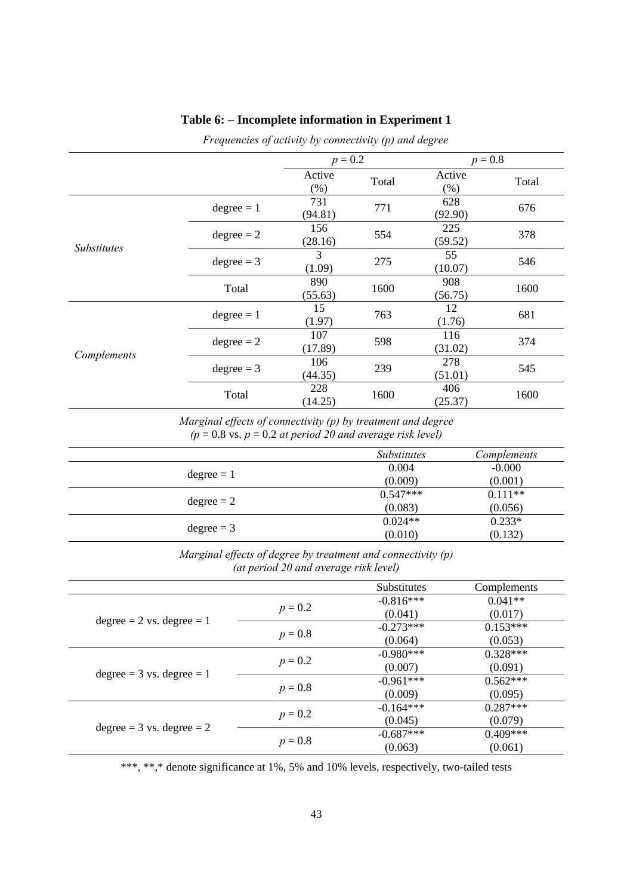**Table 6: – Incomplete information in Experiment 1**

*Frequencies of activity by connectivity (p) and degree*

| | | $p = 0.2$ | | $p = 0.8$ | |
|---|---|---|---|---|---|
| | | Active (%) | Total | Active (%) | Total |
| *Substitutes* | degree = 1 | 731 (94.81) | 771 | 628 (92.90) | 676 |
| | degree = 2 | 156 (28.16) | 554 | 225 (59.52) | 378 |
| | degree = 3 | 3 (1.09) | 275 | 55 (10.07) | 546 |
| | Total | 890 (55.63) | 1600 | 908 (56.75) | 1600 |
| *Complements* | degree = 1 | 15 (1.97) | 763 | 12 (1.76) | 681 |
| | degree = 2 | 107 (17.89) | 598 | 116 (31.02) | 374 |
| | degree = 3 | 106 (44.35) | 239 | 278 (51.01) | 545 |
| | Total | 228 (14.25) | 1600 | 406 (25.37) | 1600 |

*Marginal effects of connectivity (p) by treatment and degree*
*($p$ = 0.8 vs. $p$ = 0.2 at period 20 and average risk level)*

| | *Substitutes* | *Complements* |
|---|---|---|
| degree = 1 | 0.004 (0.009) | -0.000 (0.001) |
| degree = 2 | 0.547*** (0.083) | 0.111** (0.056) |
| degree = 3 | 0.024** (0.010) | 0.233* (0.132) |

*Marginal effects of degree by treatment and connectivity (p)*
*(at period 20 and average risk level)*

| | | Substitutes | Complements |
|---|---|---|---|
| degree = 2 vs. degree = 1 | $p = 0.2$ | -0.816*** (0.041) | 0.041** (0.017) |
| | $p = 0.8$ | -0.273*** (0.064) | 0.153*** (0.053) |
| degree = 3 vs. degree = 1 | $p = 0.2$ | -0.980*** (0.007) | 0.328*** (0.091) |
| | $p = 0.8$ | -0.961*** (0.009) | 0.562*** (0.095) |
| degree = 3 vs. degree = 2 | $p = 0.2$ | -0.164*** (0.045) | 0.287*** (0.079) |
| | $p = 0.8$ | -0.687*** (0.063) | 0.409*** (0.061) |

***, **,* denote significance at 1%, 5% and 10% levels, respectively, two-tailed tests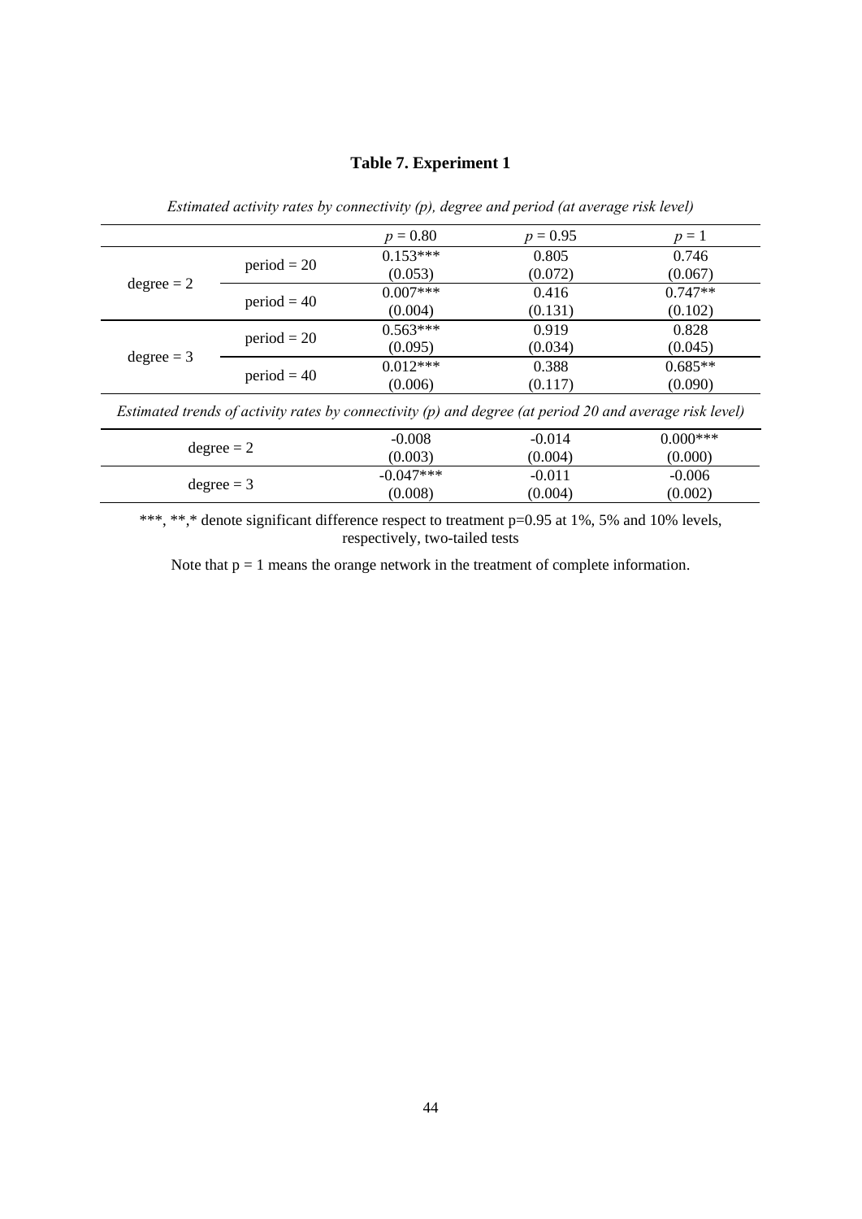**Table 7. Experiment 1**

*Estimated activity rates by connectivity (p), degree and period (at average risk level)*

| | | $p = 0.80$ | $p = 0.95$ | $p = 1$ |
|---|---|---|---|---|
| degree = 2 | period = 20 | 0.153*** | 0.805 | 0.746 |
| | | (0.053) | (0.072) | (0.067) |
| | period = 40 | 0.007*** | 0.416 | 0.747** |
| | | (0.004) | (0.131) | (0.102) |
| degree = 3 | period = 20 | 0.563*** | 0.919 | 0.828 |
| | | (0.095) | (0.034) | (0.045) |
| | period = 40 | 0.012*** | 0.388 | 0.685** |
| | | (0.006) | (0.117) | (0.090) |

*Estimated trends of activity rates by connectivity (p) and degree (at period 20 and average risk level)*

| | $p = 0.80$ | $p = 0.95$ | $p = 1$ |
|---|---|---|---|
| degree = 2 | -0.008 | -0.014 | 0.000*** |
| | (0.003) | (0.004) | (0.000) |
| degree = 3 | -0.047*** | -0.011 | -0.006 |
| | (0.008) | (0.004) | (0.002) |

***, **,* denote significant difference respect to treatment p=0.95 at 1%, 5% and 10% levels, respectively, two-tailed tests

Note that p = 1 means the orange network in the treatment of complete information.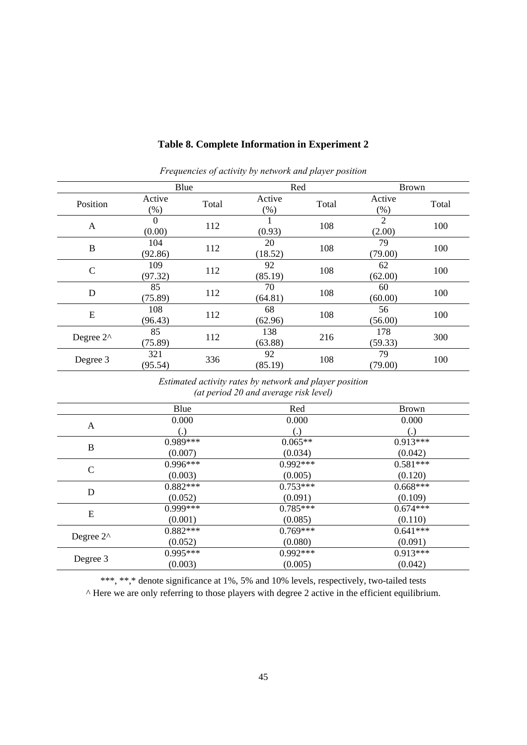**Table 8. Complete Information in Experiment 2**

*Frequencies of activity by network and player position*

| | Blue | | Red | | Brown | |
|---|---|---|---|---|---|---|
| Position | Active (%) | Total | Active (%) | Total | Active (%) | Total |
| A | 0 (0.00) | 112 | 1 (0.93) | 108 | 2 (2.00) | 100 |
| B | 104 (92.86) | 112 | 20 (18.52) | 108 | 79 (79.00) | 100 |
| C | 109 (97.32) | 112 | 92 (85.19) | 108 | 62 (62.00) | 100 |
| D | 85 (75.89) | 112 | 70 (64.81) | 108 | 60 (60.00) | 100 |
| E | 108 (96.43) | 112 | 68 (62.96) | 108 | 56 (56.00) | 100 |
| Degree 2^ | 85 (75.89) | 112 | 138 (63.88) | 216 | 178 (59.33) | 300 |
| Degree 3 | 321 (95.54) | 336 | 92 (85.19) | 108 | 79 (79.00) | 100 |

*Estimated activity rates by network and player position*
*(at period 20 and average risk level)*

| | Blue | Red | Brown |
|---|---|---|---|
| A | 0.000 (.) | 0.000 (.) | 0.000 (.) |
| B | 0.989*** (0.007) | 0.065** (0.034) | 0.913*** (0.042) |
| C | 0.996*** (0.003) | 0.992*** (0.005) | 0.581*** (0.120) |
| D | 0.882*** (0.052) | 0.753*** (0.091) | 0.668*** (0.109) |
| E | 0.999*** (0.001) | 0.785*** (0.085) | 0.674*** (0.110) |
| Degree 2^ | 0.882*** (0.052) | 0.769*** (0.080) | 0.641*** (0.091) |
| Degree 3 | 0.995*** (0.003) | 0.992*** (0.005) | 0.913*** (0.042) |

***, **,* denote significance at 1%, 5% and 10% levels, respectively, two-tailed tests

^ Here we are only referring to those players with degree 2 active in the efficient equilibrium.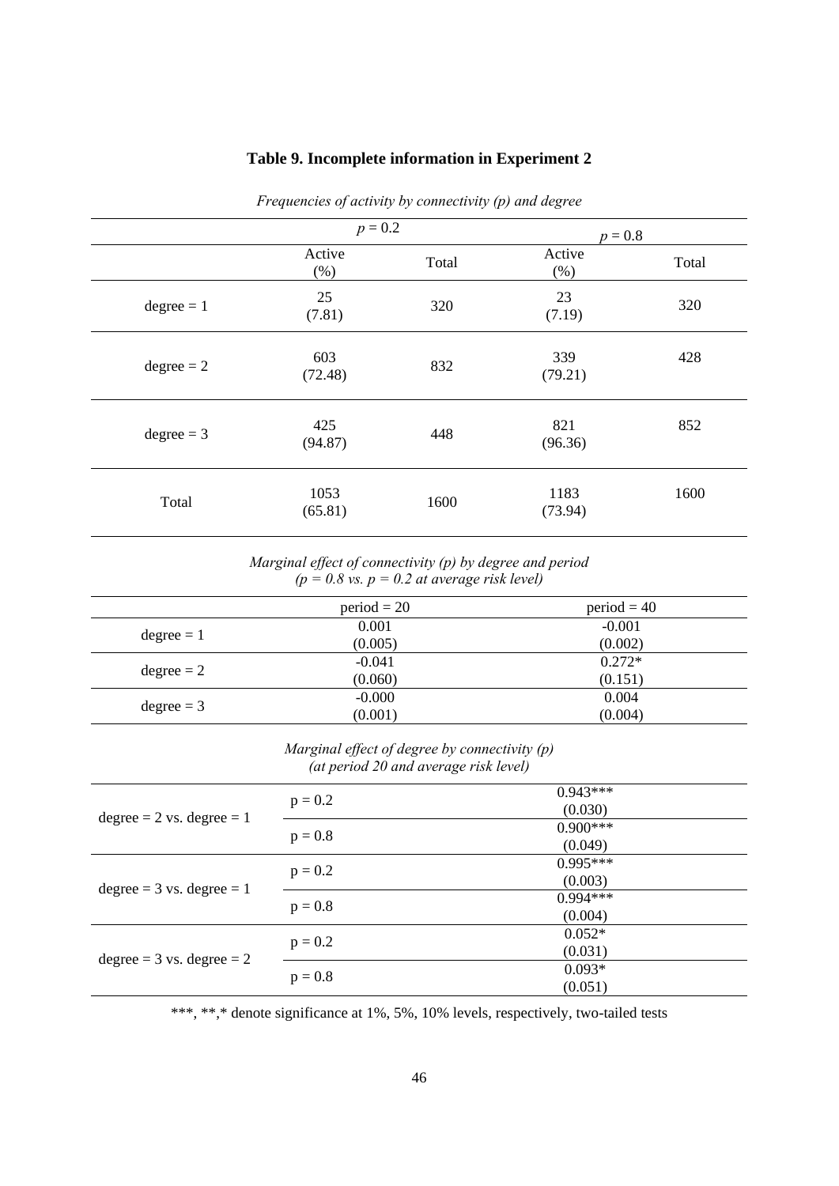**Table 9. Incomplete information in Experiment 2**

*Frequencies of activity by connectivity (p) and degree*

| | $p$ = 0.2 | | $p$ = 0.8 | |
|---|---|---|---|---|
| | Active (%) | Total | Active (%) | Total |
| degree = 1 | 25 (7.81) | 320 | 23 (7.19) | 320 |
| degree = 2 | 603 (72.48) | 832 | 339 (79.21) | 428 |
| degree = 3 | 425 (94.87) | 448 | 821 (96.36) | 852 |
| Total | 1053 (65.81) | 1600 | 1183 (73.94) | 1600 |

*Marginal effect of connectivity (p) by degree and period*
*(p = 0.8 vs. p = 0.2 at average risk level)*

| | period = 20 | period = 40 |
|---|---|---|
| degree = 1 | 0.001 (0.005) | -0.001 (0.002) |
| degree = 2 | -0.041 (0.060) | 0.272* (0.151) |
| degree = 3 | -0.000 (0.001) | 0.004 (0.004) |

*Marginal effect of degree by connectivity (p)*
*(at period 20 and average risk level)*

| | | |
|---|---|---|
| degree = 2 vs. degree = 1 | p = 0.2 | 0.943*** (0.030) |
| | p = 0.8 | 0.900*** (0.049) |
| degree = 3 vs. degree = 1 | p = 0.2 | 0.995*** (0.003) |
| | p = 0.8 | 0.994*** (0.004) |
| degree = 3 vs. degree = 2 | p = 0.2 | 0.052* (0.031) |
| | p = 0.8 | 0.093* (0.051) |

***, **,* denote significance at 1%, 5%, 10% levels, respectively, two-tailed tests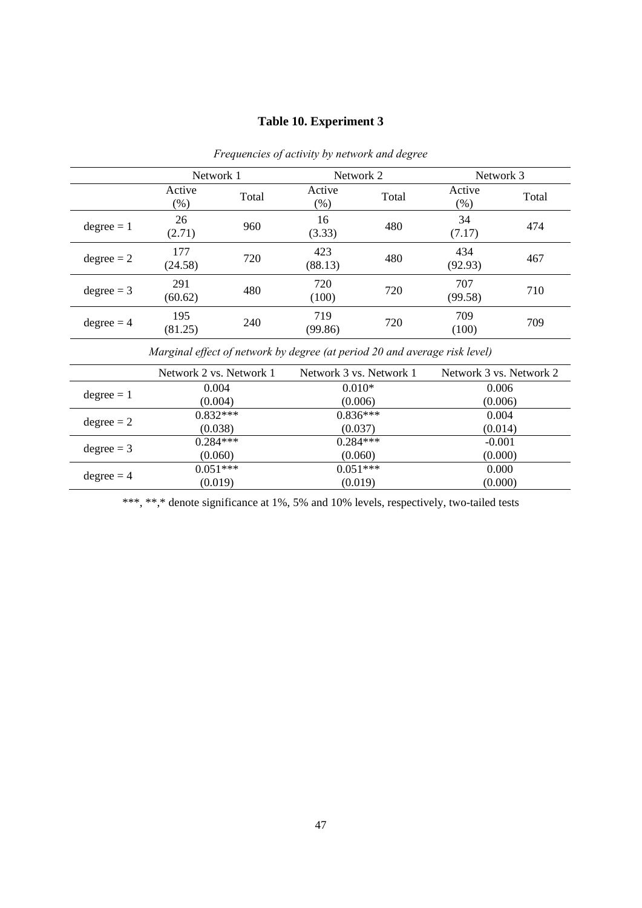**Table 10. Experiment 3**

*Frequencies of activity by network and degree*

| | Network 1 | | Network 2 | | Network 3 | |
|---|---|---|---|---|---|---|
| | Active (%) | Total | Active (%) | Total | Active (%) | Total |
| degree = 1 | 26 (2.71) | 960 | 16 (3.33) | 480 | 34 (7.17) | 474 |
| degree = 2 | 177 (24.58) | 720 | 423 (88.13) | 480 | 434 (92.93) | 467 |
| degree = 3 | 291 (60.62) | 480 | 720 (100) | 720 | 707 (99.58) | 710 |
| degree = 4 | 195 (81.25) | 240 | 719 (99.86) | 720 | 709 (100) | 709 |

*Marginal effect of network by degree (at period 20 and average risk level)*

| | Network 2 vs. Network 1 | Network 3 vs. Network 1 | Network 3 vs. Network 2 |
|---|---|---|---|
| degree = 1 | 0.004 (0.004) | 0.010* (0.006) | 0.006 (0.006) |
| degree = 2 | 0.832*** (0.038) | 0.836*** (0.037) | 0.004 (0.014) |
| degree = 3 | 0.284*** (0.060) | 0.284*** (0.060) | -0.001 (0.000) |
| degree = 4 | 0.051*** (0.019) | 0.051*** (0.019) | 0.000 (0.000) |

***, **,* denote significance at 1%, 5% and 10% levels, respectively, two-tailed tests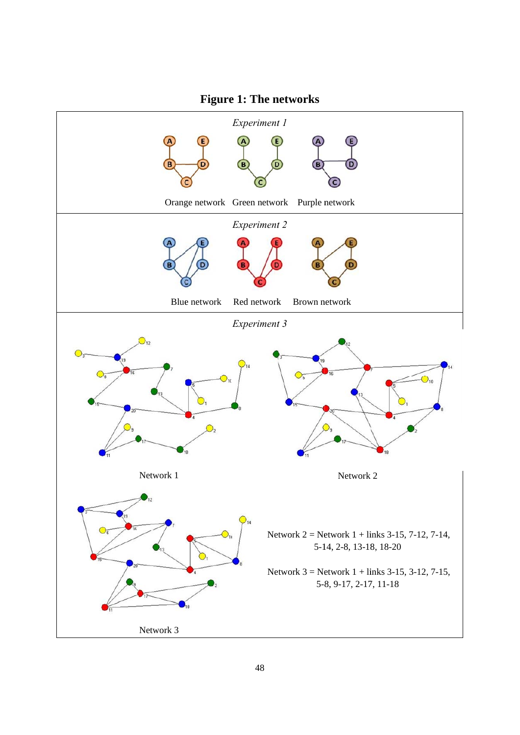# Figure 1: The networks

*Experiment 1*

Orange network Green network Purple network

*Experiment 2*

Blue network Red network Brown network

*Experiment 3*

Network 1

Network 2

Network 3

Network 2 = Network 1 + links 3-15, 7-12, 7-14, 5-14, 2-8, 13-18, 18-20

Network 3 = Network 1 + links 3-15, 3-12, 7-15, 5-8, 9-17, 2-17, 11-18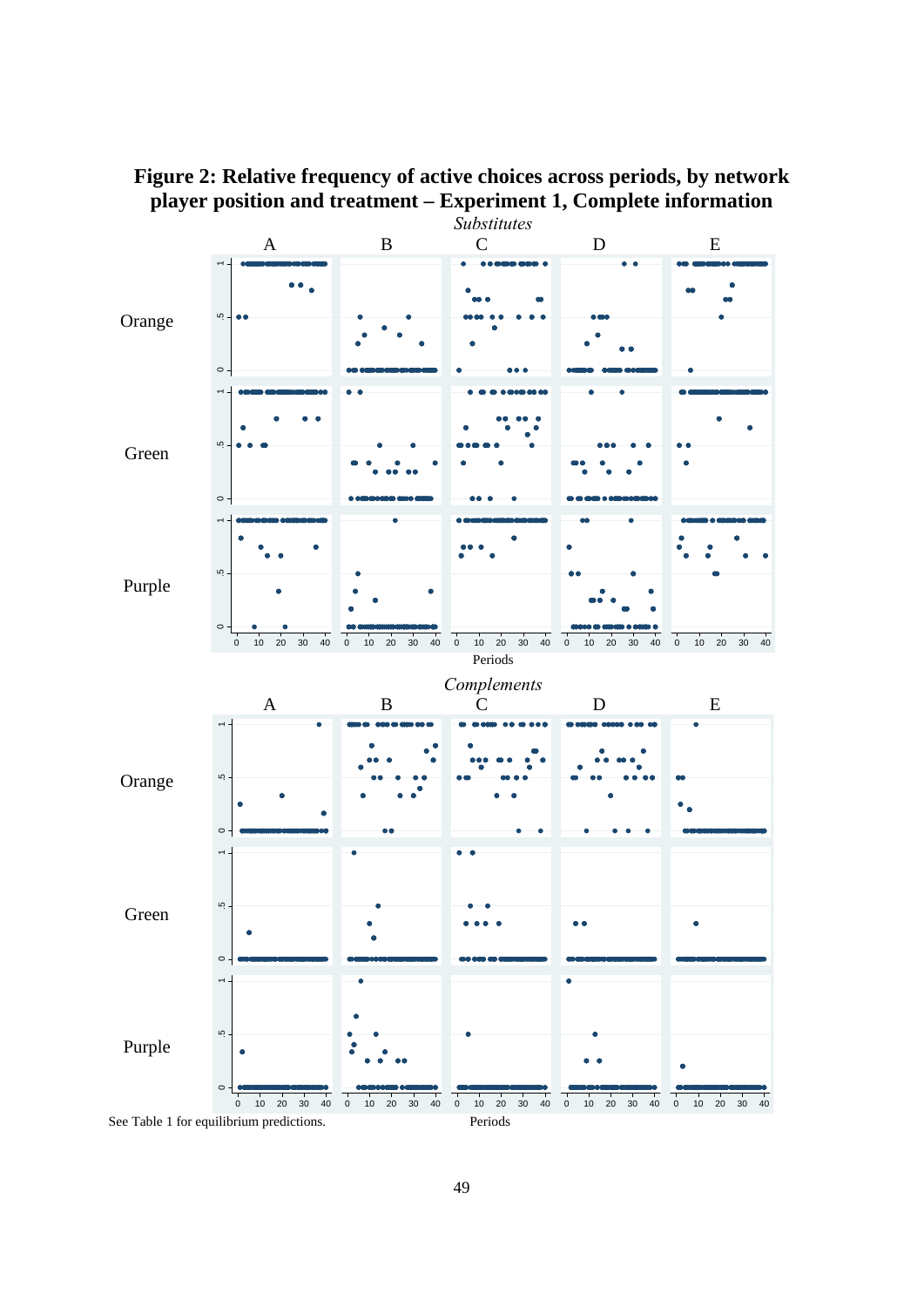**Figure 2: Relative frequency of active choices across periods, by network player position and treatment – Experiment 1, Complete information**

See Table 1 for equilibrium predictions.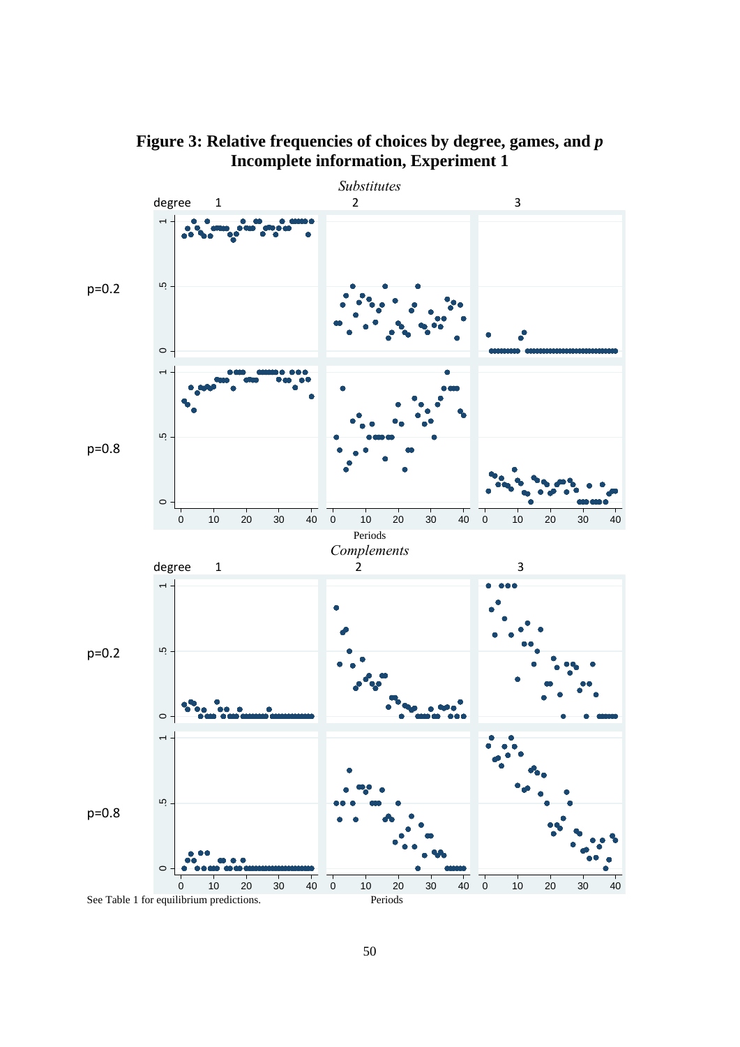# Figure 3: Relative frequencies of choices by degree, games, and *p*
## Incomplete information, Experiment 1

See Table 1 for equilibrium predictions.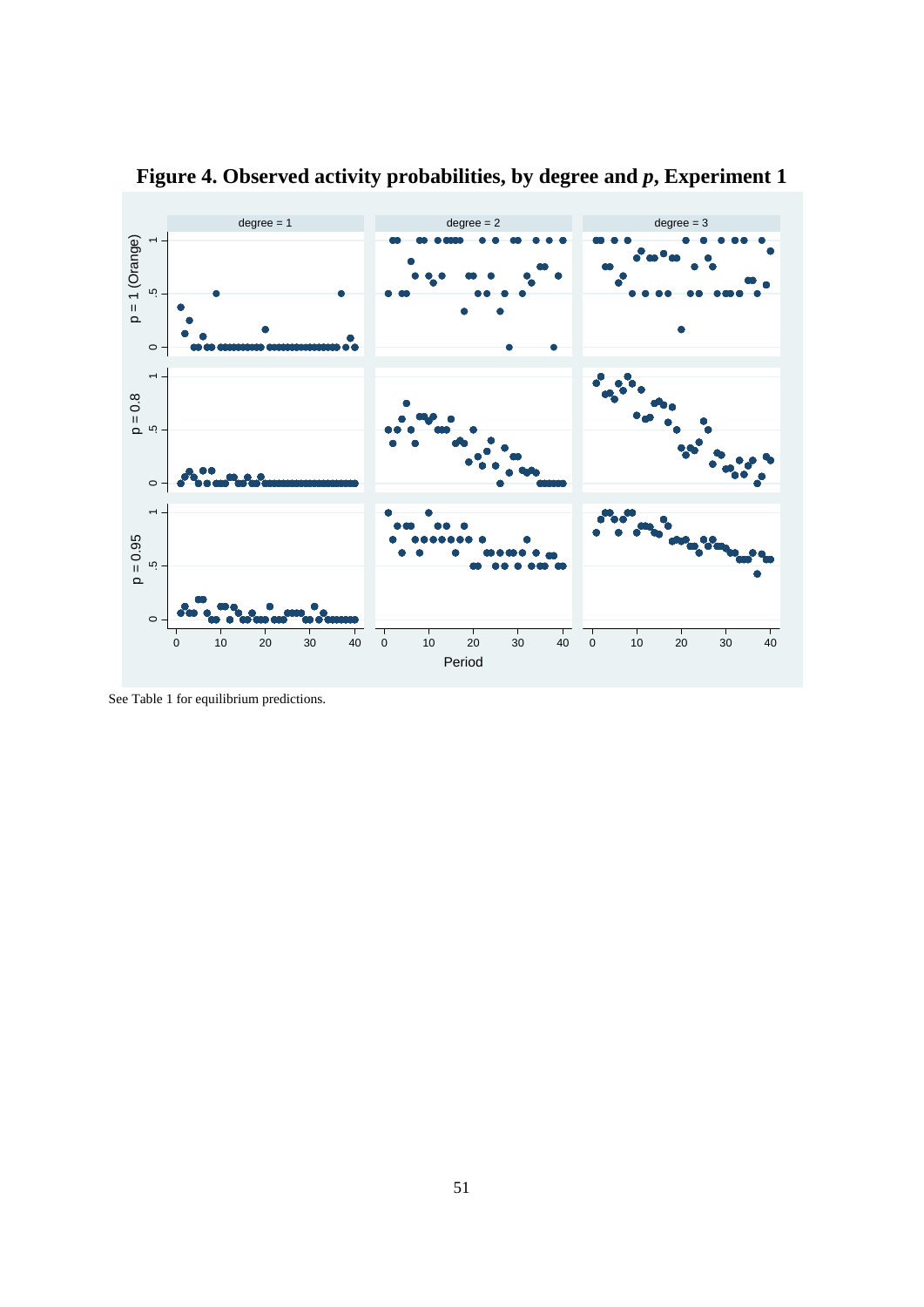**Figure 4. Observed activity probabilities, by degree and *p*, Experiment 1**

See Table 1 for equilibrium predictions.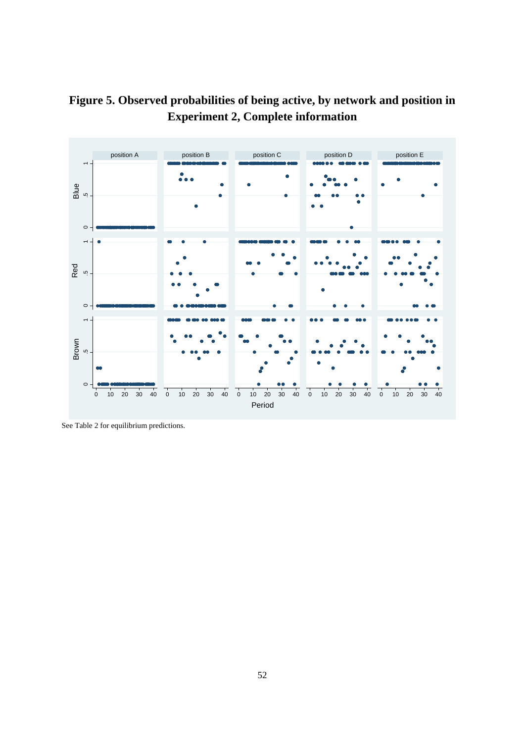**Figure 5. Observed probabilities of being active, by network and position in Experiment 2, Complete information**

See Table 2 for equilibrium predictions.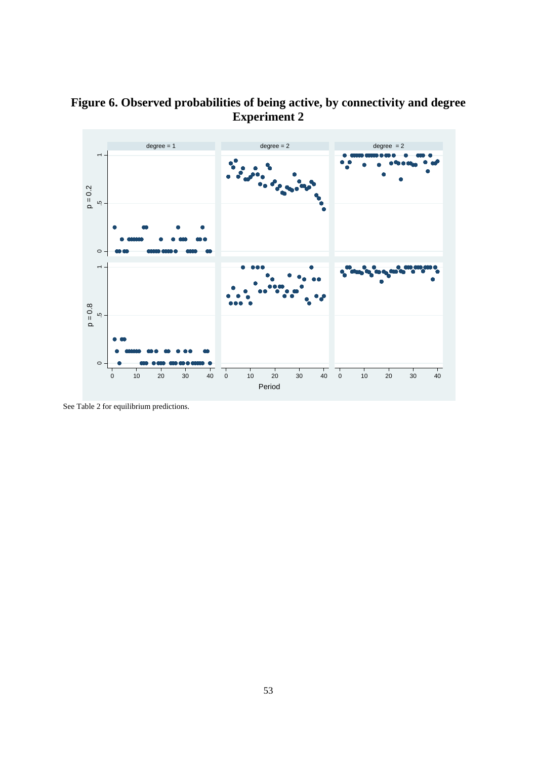**Figure 6. Observed probabilities of being active, by connectivity and degree Experiment 2**

See Table 2 for equilibrium predictions.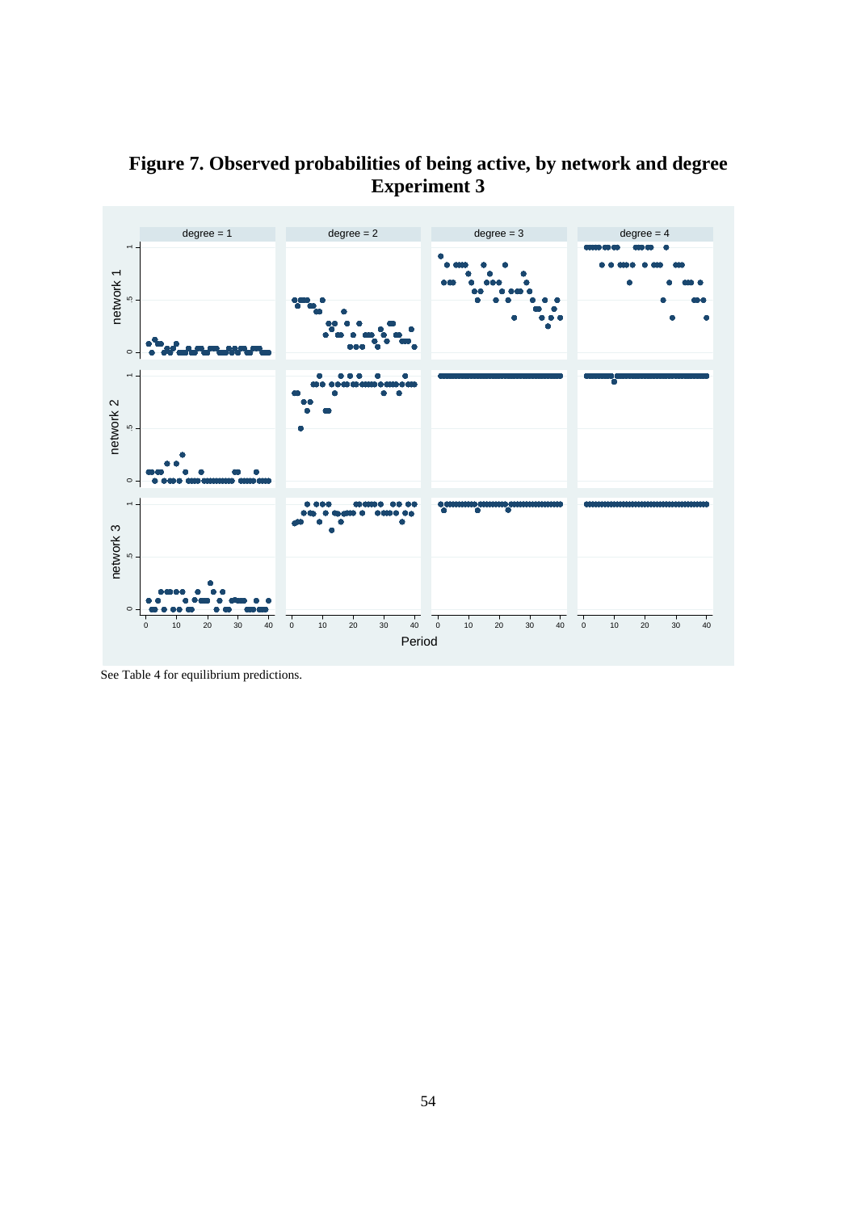**Figure 7. Observed probabilities of being active, by network and degree Experiment 3**

See Table 4 for equilibrium predictions.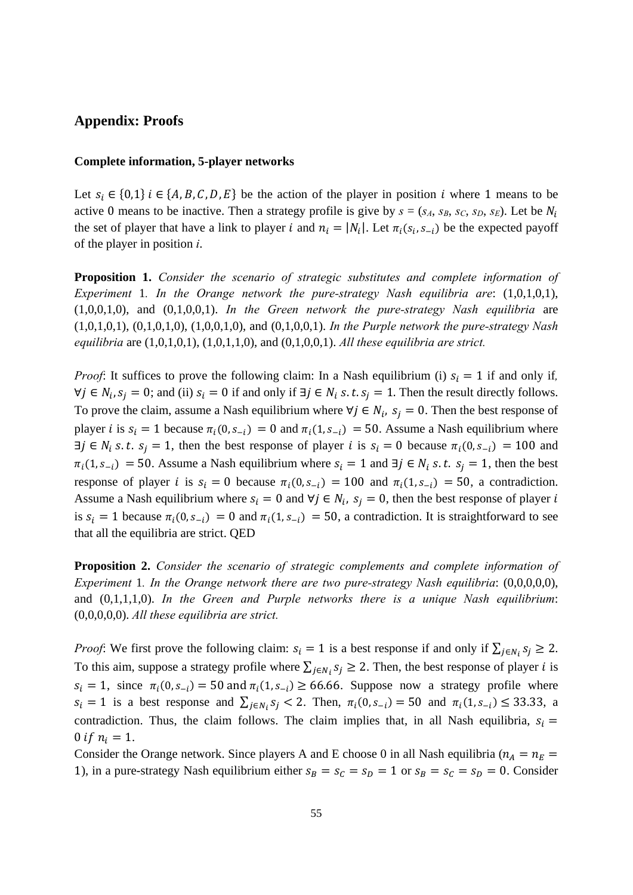## Appendix: Proofs

**Complete information, 5-player networks**

Let $s_i \in \{0,1\}$ $i \in \{A, B, C, D, E\}$ be the action of the player in position $i$ where 1 means to be active 0 means to be inactive. Then a strategy profile is give by $s = (s_A, s_B, s_C, s_D, s_E)$. Let be $N_i$ the set of player that have a link to player $i$ and $n_i = |N_i|$. Let $\pi_i(s_i, s_{-i})$ be the expected payoff of the player in position $i$.

**Proposition 1.** *Consider the scenario of strategic substitutes and complete information of Experiment* 1*. In the Orange network the pure-strategy Nash equilibria are*: (1,0,1,0,1), (1,0,0,1,0), and (0,1,0,0,1). *In the Green network the pure-strategy Nash equilibria* are (1,0,1,0,1), (0,1,0,1,0), (1,0,0,1,0), and (0,1,0,0,1). *In the Purple network the pure-strategy Nash equilibria* are (1,0,1,0,1), (1,0,1,1,0), and (0,1,0,0,1). *All these equilibria are strict.*

*Proof*: It suffices to prove the following claim: In a Nash equilibrium (i) $s_i = 1$ if and only if, $\forall j \in N_i, s_j = 0$; and (ii) $s_i = 0$ if and only if $\exists j \in N_i \; s.t. \, s_j = 1$. Then the result directly follows. To prove the claim, assume a Nash equilibrium where $\forall j \in N_i, \; s_j = 0$. Then the best response of player $i$ is $s_i = 1$ because $\pi_i(0, s_{-i}) = 0$ and $\pi_i(1, s_{-i}) = 50$. Assume a Nash equilibrium where $\exists j \in N_i \; s.t. \; s_j = 1$, then the best response of player $i$ is $s_i = 0$ because $\pi_i(0, s_{-i}) = 100$ and $\pi_i(1, s_{-i}) = 50$. Assume a Nash equilibrium where $s_i = 1$ and $\exists j \in N_i \; s.t. \; s_j = 1$, then the best response of player $i$ is $s_i = 0$ because $\pi_i(0, s_{-i}) = 100$ and $\pi_i(1, s_{-i}) = 50$, a contradiction. Assume a Nash equilibrium where $s_i = 0$ and $\forall j \in N_i, \; s_j = 0$, then the best response of player $i$ is $s_i = 1$ because $\pi_i(0, s_{-i}) = 0$ and $\pi_i(1, s_{-i}) = 50$, a contradiction. It is straightforward to see that all the equilibria are strict. QED

**Proposition 2.** *Consider the scenario of strategic complements and complete information of Experiment* 1*. In the Orange network there are two pure-strategy Nash equilibria*: (0,0,0,0,0), and (0,1,1,1,0). *In the Green and Purple networks there is a unique Nash equilibrium*: (0,0,0,0,0). *All these equilibria are strict.*

*Proof*: We first prove the following claim: $s_i = 1$ is a best response if and only if $\sum_{j \in N_i} s_j \geq 2$. To this aim, suppose a strategy profile where $\sum_{j \in N_i} s_j \geq 2$. Then, the best response of player $i$ is $s_i = 1$, since $\pi_i(0, s_{-i}) = 50$ and $\pi_i(1, s_{-i}) \geq 66.66$. Suppose now a strategy profile where $s_i = 1$ is a best response and $\sum_{j \in N_i} s_j < 2$. Then, $\pi_i(0, s_{-i}) = 50$ and $\pi_i(1, s_{-i}) \leq 33.33$, a contradiction. Thus, the claim follows. The claim implies that, in all Nash equilibria, $s_i = 0 \; if \; n_i = 1$.

Consider the Orange network. Since players A and E choose 0 in all Nash equilibria ($n_A = n_E = 1$), in a pure-strategy Nash equilibrium either $s_B = s_C = s_D = 1$ or $s_B = s_C = s_D = 0$. Consider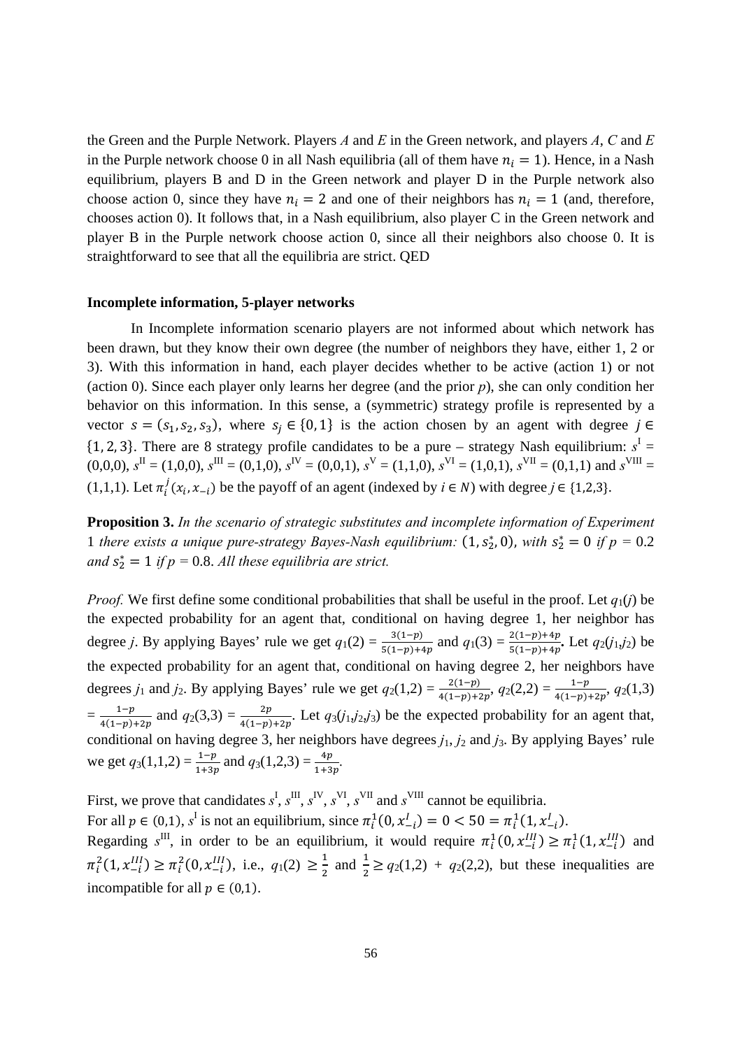the Green and the Purple Network. Players $A$ and $E$ in the Green network, and players $A$, $C$ and $E$ in the Purple network choose 0 in all Nash equilibria (all of them have $n_i = 1$). Hence, in a Nash equilibrium, players B and D in the Green network and player D in the Purple network also choose action 0, since they have $n_i = 2$ and one of their neighbors has $n_i = 1$ (and, therefore, chooses action 0). It follows that, in a Nash equilibrium, also player C in the Green network and player B in the Purple network choose action 0, since all their neighbors also choose 0. It is straightforward to see that all the equilibria are strict. QED

#### Incomplete information, 5-player networks

In Incomplete information scenario players are not informed about which network has been drawn, but they know their own degree (the number of neighbors they have, either 1, 2 or 3). With this information in hand, each player decides whether to be active (action 1) or not (action 0). Since each player only learns her degree (and the prior $p$), she can only condition her behavior on this information. In this sense, a (symmetric) strategy profile is represented by a vector $s = (s_1, s_2, s_3)$, where $s_j \in \{0, 1\}$ is the action chosen by an agent with degree $j \in \{1, 2, 3\}$. There are 8 strategy profile candidates to be a pure – strategy Nash equilibrium: $s^{\text{I}} = (0,0,0)$, $s^{\text{II}} = (1,0,0)$, $s^{\text{III}} = (0,1,0)$, $s^{\text{IV}} = (0,0,1)$, $s^{\text{V}} = (1,1,0)$, $s^{\text{VI}} = (1,0,1)$, $s^{\text{VII}} = (0,1,1)$ and $s^{\text{VIII}} = (1,1,1)$. Let $\pi_i^j(x_i, x_{-i})$ be the payoff of an agent (indexed by $i \in N$) with degree $j \in \{1,2,3\}$.

**Proposition 3.** *In the scenario of strategic substitutes and incomplete information of Experiment 1 there exists a unique pure-strategy Bayes-Nash equilibrium:* $(1, s_2^*, 0)$*, with* $s_2^* = 0$ *if* $p = 0.2$ *and* $s_2^* = 1$ *if* $p = 0.8$*. All these equilibria are strict.*

*Proof.* We first define some conditional probabilities that shall be useful in the proof. Let $q_1(j)$ be the expected probability for an agent that, conditional on having degree 1, her neighbor has degree $j$. By applying Bayes' rule we get $q_1(2) = \frac{3(1-p)}{5(1-p)+4p}$ and $q_1(3) = \frac{2(1-p)+4p}{5(1-p)+4p}$. Let $q_2(j_1,j_2)$ be the expected probability for an agent that, conditional on having degree 2, her neighbors have degrees $j_1$ and $j_2$. By applying Bayes' rule we get $q_2(1,2) = \frac{2(1-p)}{4(1-p)+2p}$, $q_2(2,2) = \frac{1-p}{4(1-p)+2p}$, $q_2(1,3) = \frac{1-p}{4(1-p)+2p}$ and $q_2(3,3) = \frac{2p}{4(1-p)+2p}$. Let $q_3(j_1,j_2,j_3)$ be the expected probability for an agent that, conditional on having degree 3, her neighbors have degrees $j_1$, $j_2$ and $j_3$. By applying Bayes' rule we get $q_3(1,1,2) = \frac{1-p}{1+3p}$ and $q_3(1,2,3) = \frac{4p}{1+3p}$.

First, we prove that candidates $s^{\text{I}}$, $s^{\text{III}}$, $s^{\text{IV}}$, $s^{\text{VI}}$, $s^{\text{VII}}$ and $s^{\text{VIII}}$ cannot be equilibria.

For all $p \in (0,1)$, $s^{\text{I}}$ is not an equilibrium, since $\pi_i^1(0, x_{-i}^I) = 0 < 50 = \pi_i^1(1, x_{-i}^I)$.

Regarding $s^{\text{III}}$, in order to be an equilibrium, it would require $\pi_i^1(0, x_{-i}^{III}) \geq \pi_i^1(1, x_{-i}^{III})$ and $\pi_i^2(1, x_{-i}^{III}) \geq \pi_i^2(0, x_{-i}^{III})$, i.e., $q_1(2) \geq \frac{1}{2}$ and $\frac{1}{2} \geq q_2(1,2) + q_2(2,2)$, but these inequalities are incompatible for all $p \in (0,1)$.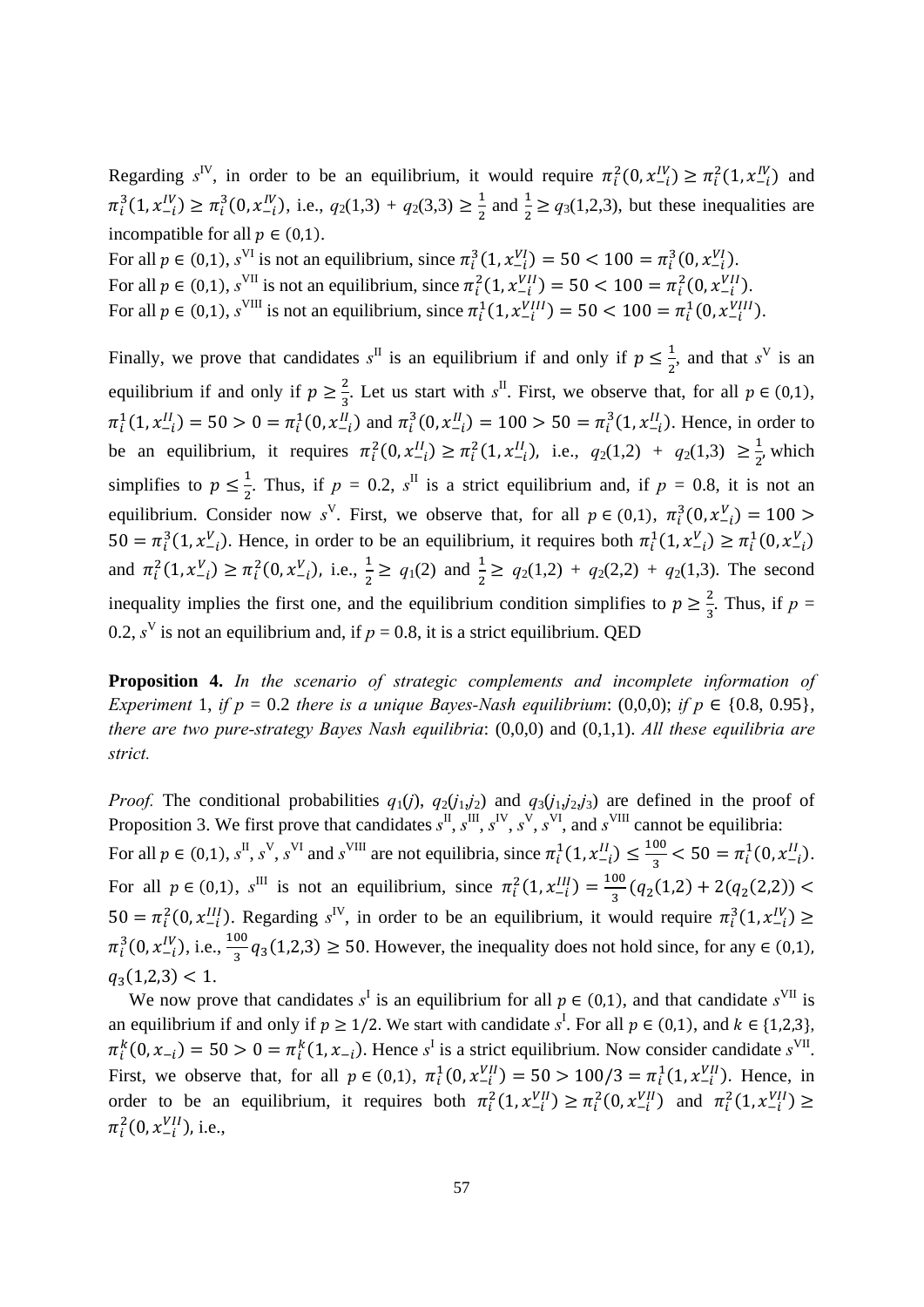Regarding $s^{\text{IV}}$, in order to be an equilibrium, it would require $\pi_i^2(0, x_{-i}^{IV}) \geq \pi_i^2(1, x_{-i}^{IV})$ and $\pi_i^3(1, x_{-i}^{IV}) \geq \pi_i^3(0, x_{-i}^{IV})$, i.e., $q_2(1,3) + q_2(3,3) \geq \frac{1}{2}$ and $\frac{1}{2} \geq q_3(1,2,3)$, but these inequalities are incompatible for all $p \in (0,1)$.

For all $p \in (0,1)$, $s^{\text{VI}}$ is not an equilibrium, since $\pi_i^3(1, x_{-i}^{VI}) = 50 < 100 = \pi_i^3(0, x_{-i}^{VI})$.

For all $p \in (0,1)$, $s^{\text{VII}}$ is not an equilibrium, since $\pi_i^2(1, x_{-i}^{VII}) = 50 < 100 = \pi_i^2(0, x_{-i}^{VII})$.

For all $p \in (0,1)$, $s^{\text{VIII}}$ is not an equilibrium, since $\pi_i^1(1, x_{-i}^{VIII}) = 50 < 100 = \pi_i^1(0, x_{-i}^{VIII})$.

Finally, we prove that candidates $s^{\text{II}}$ is an equilibrium if and only if $p \leq \frac{1}{2}$, and that $s^{\text{V}}$ is an equilibrium if and only if $p \geq \frac{2}{3}$. Let us start with $s^{\text{II}}$. First, we observe that, for all $p \in (0,1)$, $\pi_i^1(1, x_{-i}^{II}) = 50 > 0 = \pi_i^1(0, x_{-i}^{II})$ and $\pi_i^3(0, x_{-i}^{II}) = 100 > 50 = \pi_i^3(1, x_{-i}^{II})$. Hence, in order to be an equilibrium, it requires $\pi_i^2(0, x_{-i}^{II}) \geq \pi_i^2(1, x_{-i}^{II})$, i.e., $q_2(1,2) + q_2(1,3) \geq \frac{1}{2}$, which simplifies to $p \leq \frac{1}{2}$. Thus, if $p = 0.2$, $s^{\text{II}}$ is a strict equilibrium and, if $p = 0.8$, it is not an equilibrium. Consider now $s^{\text{V}}$. First, we observe that, for all $p \in (0,1)$, $\pi_i^3(0, x_{-i}^{V}) = 100 > 50 = \pi_i^3(1, x_{-i}^{V})$. Hence, in order to be an equilibrium, it requires both $\pi_i^1(1, x_{-i}^{V}) \geq \pi_i^1(0, x_{-i}^{V})$ and $\pi_i^2(1, x_{-i}^{V}) \geq \pi_i^2(0, x_{-i}^{V})$, i.e., $\frac{1}{2} \geq q_1(2)$ and $\frac{1}{2} \geq q_2(1,2) + q_2(2,2) + q_2(1,3)$. The second inequality implies the first one, and the equilibrium condition simplifies to $p \geq \frac{2}{3}$. Thus, if $p = 0.2$, $s^{\text{V}}$ is not an equilibrium and, if $p = 0.8$, it is a strict equilibrium. QED

**Proposition 4.** *In the scenario of strategic complements and incomplete information of Experiment* 1, *if* $p = 0.2$ *there is a unique Bayes-Nash equilibrium*: (0,0,0); *if* $p \in \{0.8, 0.95\}$, *there are two pure-strategy Bayes Nash equilibria*: (0,0,0) and (0,1,1). *All these equilibria are strict.*

*Proof.* The conditional probabilities $q_1(j)$, $q_2(j_1,j_2)$ and $q_3(j_1,j_2,j_3)$ are defined in the proof of Proposition 3. We first prove that candidates $s^{\text{II}}$, $s^{\text{III}}$, $s^{\text{IV}}$, $s^{\text{V}}$, $s^{\text{VI}}$, and $s^{\text{VIII}}$ cannot be equilibria:

For all $p \in (0,1)$, $s^{\text{II}}$, $s^{\text{V}}$, $s^{\text{VI}}$ and $s^{\text{VIII}}$ are not equilibria, since $\pi_i^1(1, x_{-i}^{II}) \leq \frac{100}{3} < 50 = \pi_i^1(0, x_{-i}^{II})$.

For all $p \in (0,1)$, $s^{\text{III}}$ is not an equilibrium, since $\pi_i^2(1, x_{-i}^{III}) = \frac{100}{3}(q_2(1,2) + 2(q_2(2,2)) < 50 = \pi_i^2(0, x_{-i}^{III})$. Regarding $s^{\text{IV}}$, in order to be an equilibrium, it would require $\pi_i^3(1, x_{-i}^{IV}) \geq \pi_i^3(0, x_{-i}^{IV})$, i.e., $\frac{100}{3} q_3(1,2,3) \geq 50$. However, the inequality does not hold since, for any $\in (0,1)$, $q_3(1,2,3) < 1$.

We now prove that candidates $s^{\text{I}}$ is an equilibrium for all $p \in (0,1)$, and that candidate $s^{\text{VII}}$ is an equilibrium if and only if $p \geq 1/2$. We start with candidate $s^{\text{I}}$. For all $p \in (0,1)$, and $k \in \{1,2,3\}$, $\pi_i^k(0, x_{-i}) = 50 > 0 = \pi_i^k(1, x_{-i})$. Hence $s^{\text{I}}$ is a strict equilibrium. Now consider candidate $s^{\text{VII}}$. First, we observe that, for all $p \in (0,1)$, $\pi_i^1(0, x_{-i}^{VII}) = 50 > 100/3 = \pi_i^1(1, x_{-i}^{VII})$. Hence, in order to be an equilibrium, it requires both $\pi_i^2(1, x_{-i}^{VII}) \geq \pi_i^2(0, x_{-i}^{VII})$ and $\pi_i^2(1, x_{-i}^{VII}) \geq \pi_i^2(0, x_{-i}^{VII})$, i.e.,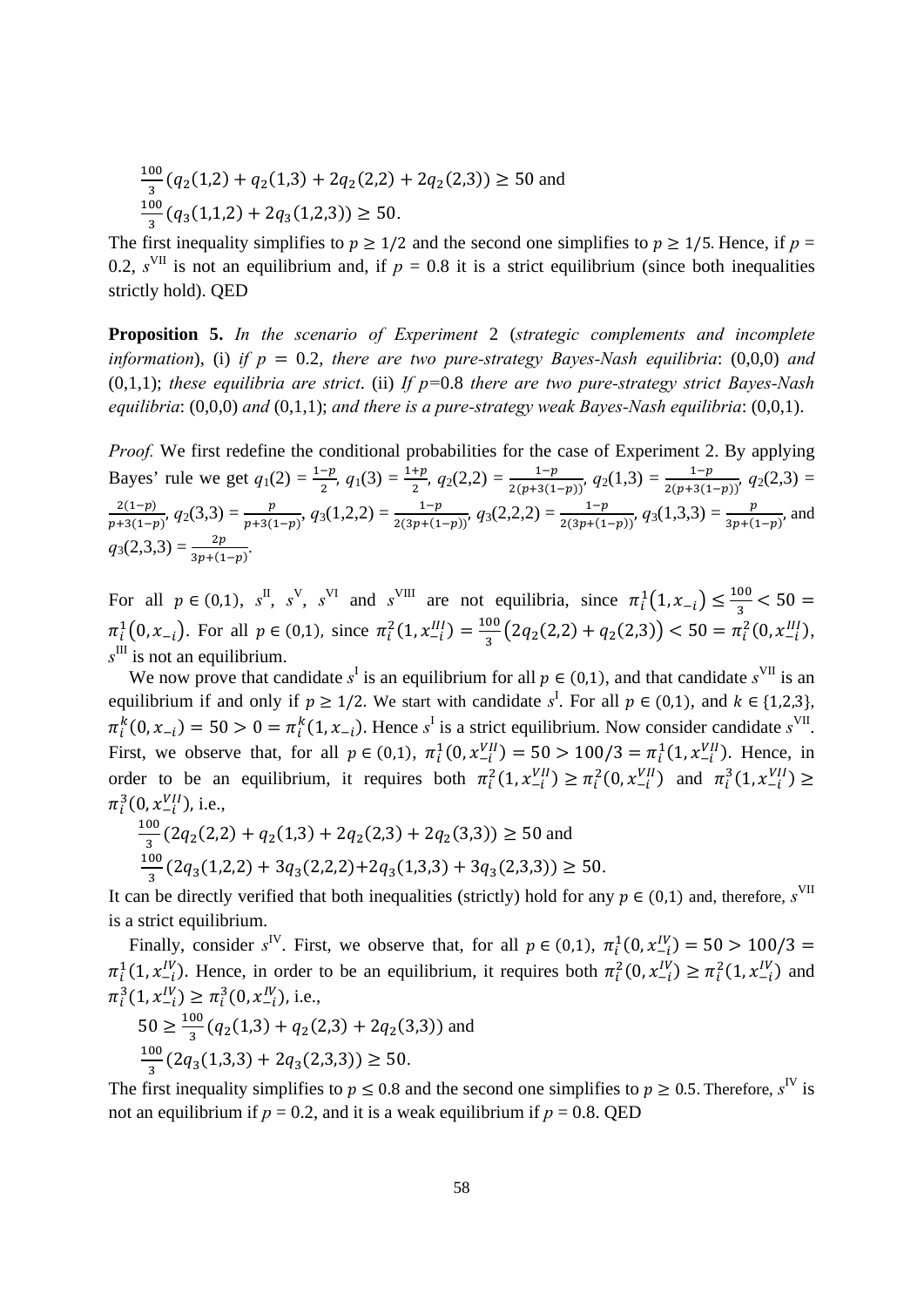$$\frac{100}{3}\left(q_2(1,2)+q_2(1,3)+2q_2(2,2)+2q_2(2,3)\right) \geq 50 \text{ and}$$

$$\frac{100}{3}\left(q_3(1,1,2)+2q_3(1,2,3)\right) \geq 50.$$

The first inequality simplifies to $p \geq 1/2$ and the second one simplifies to $p \geq 1/5$. Hence, if $p = 0.2$, $s^{\text{VII}}$ is not an equilibrium and, if $p = 0.8$ it is a strict equilibrium (since both inequalities strictly hold). QED

**Proposition 5.** *In the scenario of Experiment* 2 (*strategic complements and incomplete information*), (i) *if* $p = 0.2$, *there are two pure-strategy Bayes-Nash equilibria*: (0,0,0) *and* (0,1,1); *these equilibria are strict*. (ii) *If* $p$=0.8 *there are two pure-strategy strict Bayes-Nash equilibria*: (0,0,0) *and* (0,1,1); *and there is a pure-strategy weak Bayes-Nash equilibria*: (0,0,1).

*Proof.* We first redefine the conditional probabilities for the case of Experiment 2. By applying Bayes' rule we get $q_1(2) = \frac{1-p}{2}$, $q_1(3) = \frac{1+p}{2}$, $q_2(2,2) = \frac{1-p}{2(p+3(1-p))}$, $q_2(1,3) = \frac{1-p}{2(p+3(1-p))}$, $q_2(2,3) = \frac{2(1-p)}{p+3(1-p)}$, $q_2(3,3) = \frac{p}{p+3(1-p)}$, $q_3(1,2,2) = \frac{1-p}{2(3p+(1-p))}$, $q_3(2,2,2) = \frac{1-p}{2(3p+(1-p))}$, $q_3(1,3,3) = \frac{p}{3p+(1-p)}$, and $q_3(2,3,3) = \frac{2p}{3p+(1-p)}$.

For all $p \in (0,1)$, $s^{\text{II}}$, $s^{\text{V}}$, $s^{\text{VI}}$ and $s^{\text{VIII}}$ are not equilibria, since $\pi_i^1(1,x_{-i}) \leq \frac{100}{3} < 50 = \pi_i^1(0,x_{-i})$. For all $p \in (0,1)$, since $\pi_i^2(1,x_{-i}^{III}) = \frac{100}{3}\left(2q_2(2,2)+q_2(2,3)\right) < 50 = \pi_i^2(0,x_{-i}^{III})$, $s^{\text{III}}$ is not an equilibrium.

We now prove that candidate $s^{\text{I}}$ is an equilibrium for all $p \in (0,1)$, and that candidate $s^{\text{VII}}$ is an equilibrium if and only if $p \geq 1/2$. We start with candidate $s^{\text{I}}$. For all $p \in (0,1)$, and $k \in \{1,2,3\}$, $\pi_i^k(0,x_{-i}) = 50 > 0 = \pi_i^k(1,x_{-i})$. Hence $s^{\text{I}}$ is a strict equilibrium. Now consider candidate $s^{\text{VII}}$. First, we observe that, for all $p \in (0,1)$, $\pi_i^1(0,x_{-i}^{VII}) = 50 > 100/3 = \pi_i^1(1,x_{-i}^{VII})$. Hence, in order to be an equilibrium, it requires both $\pi_i^2(1,x_{-i}^{VII}) \geq \pi_i^2(0,x_{-i}^{VII})$ and $\pi_i^3(1,x_{-i}^{VII}) \geq \pi_i^3(0,x_{-i}^{VII})$, i.e.,

$$\frac{100}{3}\left(2q_2(2,2)+q_2(1,3)+2q_2(2,3)+2q_2(3,3)\right) \geq 50 \text{ and}$$

$$\frac{100}{3}\left(2q_3(1,2,2)+3q_3(2,2,2)+2q_3(1,3,3)+3q_3(2,3,3)\right) \geq 50.$$

It can be directly verified that both inequalities (strictly) hold for any $p \in (0,1)$ and, therefore, $s^{\text{VII}}$ is a strict equilibrium.

Finally, consider $s^{\text{IV}}$. First, we observe that, for all $p \in (0,1)$, $\pi_i^1(0,x_{-i}^{IV}) = 50 > 100/3 = \pi_i^1(1,x_{-i}^{IV})$. Hence, in order to be an equilibrium, it requires both $\pi_i^2(0,x_{-i}^{IV}) \geq \pi_i^2(1,x_{-i}^{IV})$ and $\pi_i^3(1,x_{-i}^{IV}) \geq \pi_i^3(0,x_{-i}^{IV})$, i.e.,

$$50 \geq \frac{100}{3}\left(q_2(1,3)+q_2(2,3)+2q_2(3,3)\right) \text{ and}$$

$$\frac{100}{3}\left(2q_3(1,3,3)+2q_3(2,3,3)\right) \geq 50.$$

The first inequality simplifies to $p \leq 0.8$ and the second one simplifies to $p \geq 0.5$. Therefore, $s^{\text{IV}}$ is not an equilibrium if $p = 0.2$, and it is a weak equilibrium if $p = 0.8$. QED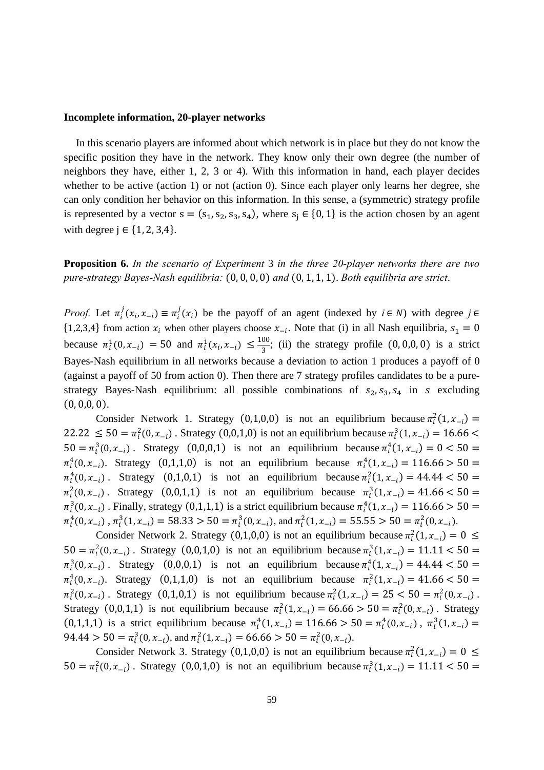**Incomplete information, 20-player networks**

In this scenario players are informed about which network is in place but they do not know the specific position they have in the network. They know only their own degree (the number of neighbors they have, either 1, 2, 3 or 4). With this information in hand, each player decides whether to be active (action 1) or not (action 0). Since each player only learns her degree, she can only condition her behavior on this information. In this sense, a (symmetric) strategy profile is represented by a vector $s = (s_1, s_2, s_3, s_4)$, where $s_j \in \{0, 1\}$ is the action chosen by an agent with degree $j \in \{1, 2, 3, 4\}$.

**Proposition 6.** *In the scenario of Experiment* 3 *in the three 20-player networks there are two pure-strategy Bayes-Nash equilibria:* $(0, 0, 0, 0)$ *and* $(0, 1, 1, 1)$. *Both equilibria are strict.*

*Proof.* Let $\pi_i^j(x_i, x_{-i}) \equiv \pi_i^j(x_i)$ be the payoff of an agent (indexed by $i \in N$) with degree $j \in \{1,2,3,4\}$ from action $x_i$ when other players choose $x_{-i}$. Note that (i) in all Nash equilibria, $s_1 = 0$ because $\pi_i^1(0, x_{-i}) = 50$ and $\pi_i^1(x_i, x_{-i}) \leq \frac{100}{3}$; (ii) the strategy profile $(0, 0,0, 0)$ is a strict Bayes-Nash equilibrium in all networks because a deviation to action 1 produces a payoff of 0 (against a payoff of 50 from action 0). Then there are 7 strategy profiles candidates to be a pure-strategy Bayes-Nash equilibrium: all possible combinations of $s_2, s_3, s_4$ in $s$ excluding $(0, 0,0, 0)$.

Consider Network 1. Strategy $(0,1,0,0)$ is not an equilibrium because $\pi_i^2(1, x_{-i}) = 22.22 \leq 50 = \pi_i^2(0, x_{-i})$. Strategy $(0,0,1,0)$ is not an equilibrium because $\pi_i^3(1, x_{-i}) = 16.66 < 50 = \pi_i^3(0, x_{-i})$. Strategy $(0,0,0,1)$ is not an equilibrium because $\pi_i^4(1, x_{-i}) = 0 < 50 = \pi_i^4(0, x_{-i})$. Strategy $(0,1,1,0)$ is not an equilibrium because $\pi_i^4(1, x_{-i}) = 116.66 > 50 = \pi_i^4(0, x_{-i})$. Strategy $(0,1,0,1)$ is not an equilibrium because $\pi_i^2(1, x_{-i}) = 44.44 < 50 = \pi_i^2(0, x_{-i})$. Strategy $(0,0,1,1)$ is not an equilibrium because $\pi_i^3(1, x_{-i}) = 41.66 < 50 = \pi_i^3(0, x_{-i})$. Finally, strategy $(0,1,1,1)$ is a strict equilibrium because $\pi_i^4(1, x_{-i}) = 116.66 > 50 = \pi_i^4(0, x_{-i})$, $\pi_i^3(1, x_{-i}) = 58.33 > 50 = \pi_i^3(0, x_{-i})$, and $\pi_i^2(1, x_{-i}) = 55.55 > 50 = \pi_i^2(0, x_{-i})$.

Consider Network 2. Strategy $(0,1,0,0)$ is not an equilibrium because $\pi_i^2(1, x_{-i}) = 0 \leq 50 = \pi_i^2(0, x_{-i})$. Strategy $(0,0,1,0)$ is not an equilibrium because $\pi_i^3(1, x_{-i}) = 11.11 < 50 = \pi_i^3(0, x_{-i})$. Strategy $(0,0,0,1)$ is not an equilibrium because $\pi_i^4(1, x_{-i}) = 44.44 < 50 = \pi_i^4(0, x_{-i})$. Strategy $(0,1,1,0)$ is not an equilibrium because $\pi_i^2(1, x_{-i}) = 41.66 < 50 = \pi_i^2(0, x_{-i})$. Strategy $(0,1,0,1)$ is not equilibrium because $\pi_i^2(1, x_{-i}) = 25 < 50 = \pi_i^2(0, x_{-i})$. Strategy $(0,0,1,1)$ is not equilibrium because $\pi_i^2(1, x_{-i}) = 66.66 > 50 = \pi_i^2(0, x_{-i})$. Strategy $(0,1,1,1)$ is a strict equilibrium because $\pi_i^4(1, x_{-i}) = 116.66 > 50 = \pi_i^4(0, x_{-i})$, $\pi_i^3(1, x_{-i}) = 94.44 > 50 = \pi_i^3(0, x_{-i})$, and $\pi_i^2(1, x_{-i}) = 66.66 > 50 = \pi_i^2(0, x_{-i})$.

Consider Network 3. Strategy $(0,1,0,0)$ is not an equilibrium because $\pi_i^2(1, x_{-i}) = 0 \leq 50 = \pi_i^2(0, x_{-i})$. Strategy $(0,0,1,0)$ is not an equilibrium because $\pi_i^3(1, x_{-i}) = 11.11 < 50 =$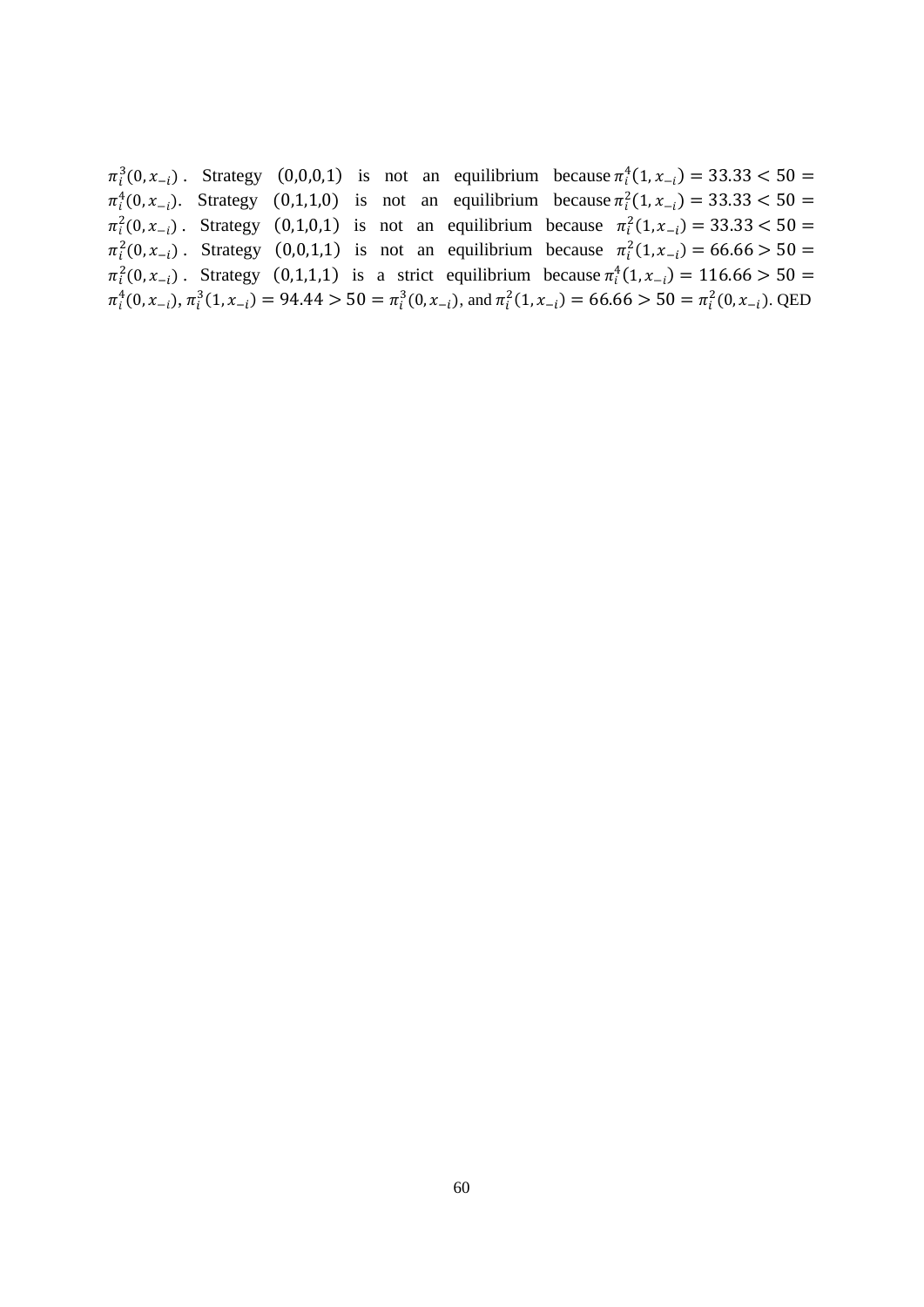$\pi_i^3(0, x_{-i})$. Strategy $(0,0,0,1)$ is not an equilibrium because $\pi_i^4(1, x_{-i}) = 33.33 < 50 = \pi_i^4(0, x_{-i})$. Strategy $(0,1,1,0)$ is not an equilibrium because $\pi_i^2(1, x_{-i}) = 33.33 < 50 = \pi_i^2(0, x_{-i})$. Strategy $(0,1,0,1)$ is not an equilibrium because $\pi_i^2(1, x_{-i}) = 33.33 < 50 = \pi_i^2(0, x_{-i})$. Strategy $(0,0,1,1)$ is not an equilibrium because $\pi_i^2(1, x_{-i}) = 66.66 > 50 = \pi_i^2(0, x_{-i})$. Strategy $(0,1,1,1)$ is a strict equilibrium because $\pi_i^4(1, x_{-i}) = 116.66 > 50 = \pi_i^4(0, x_{-i})$, $\pi_i^3(1, x_{-i}) = 94.44 > 50 = \pi_i^3(0, x_{-i})$, and $\pi_i^2(1, x_{-i}) = 66.66 > 50 = \pi_i^2(0, x_{-i})$. QED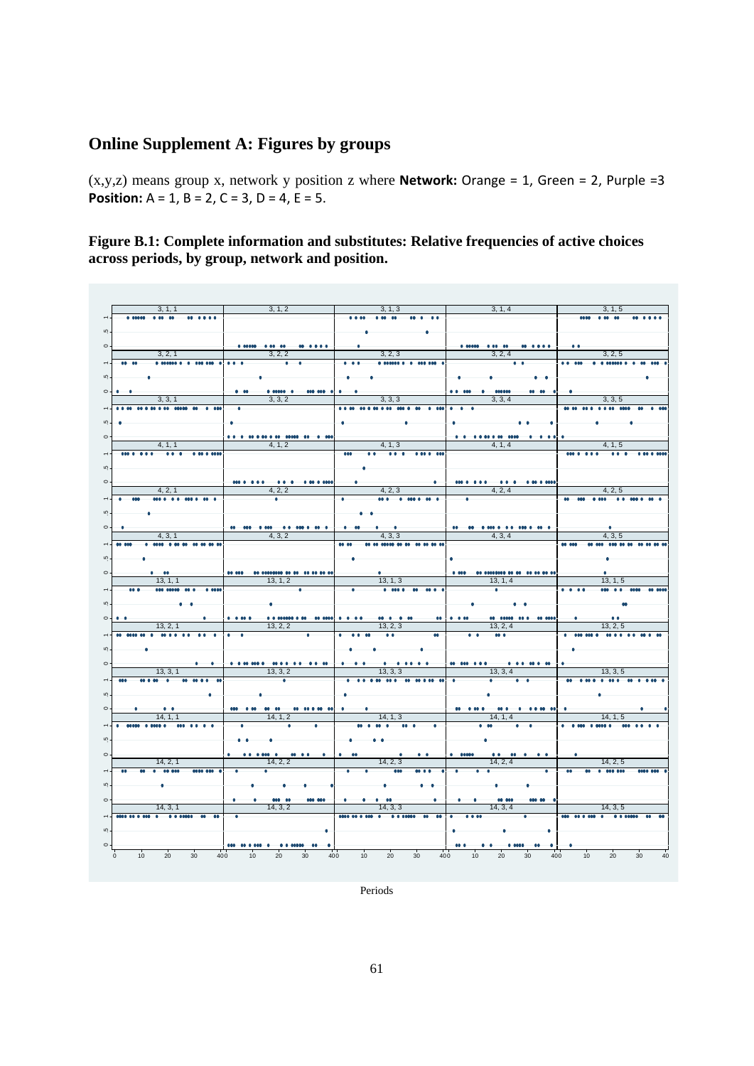## Online Supplement A: Figures by groups

(x,y,z) means group x, network y position z where **Network:** Orange = 1, Green = 2, Purple =3 **Position:** A = 1, B = 2, C = 3, D = 4, E = 5.

**Figure B.1: Complete information and substitutes: Relative frequencies of active choices across periods, by group, network and position.**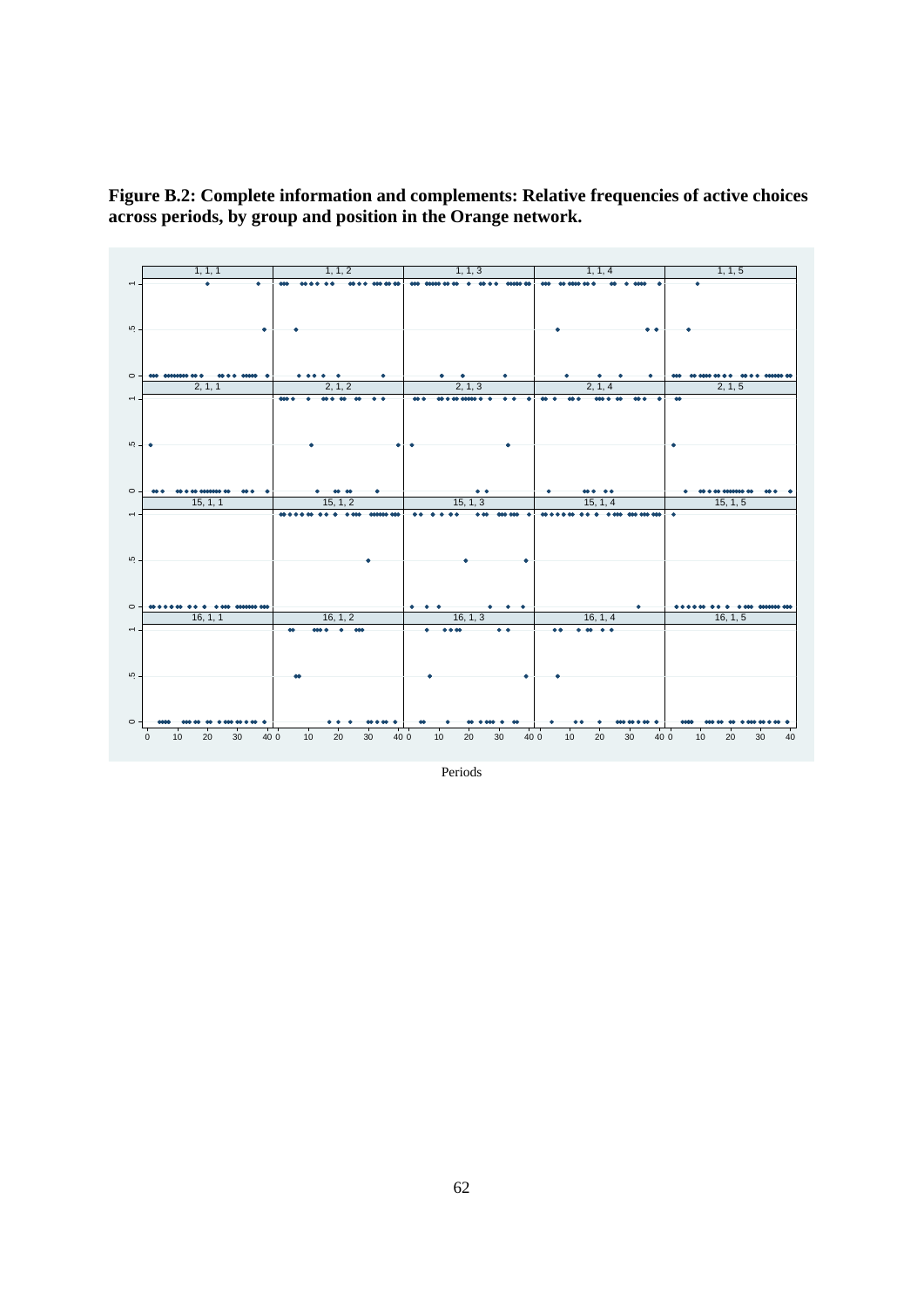**Figure B.2: Complete information and complements: Relative frequencies of active choices across periods, by group and position in the Orange network.**

Periods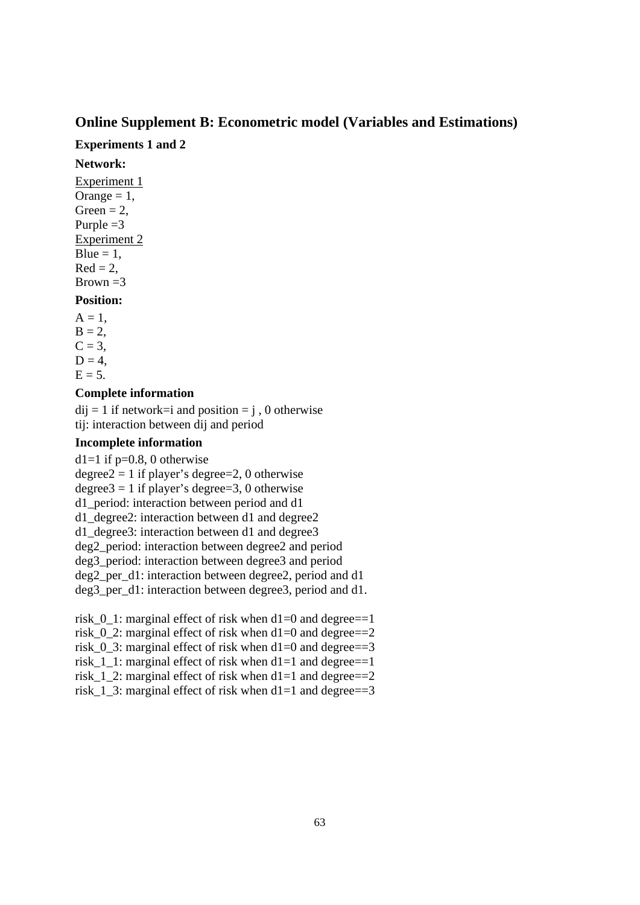## Online Supplement B: Econometric model (Variables and Estimations)

### Experiments 1 and 2

#### Network:

<u>Experiment 1</u>
Orange = 1,
Green = 2,
Purple =3
<u>Experiment 2</u>
Blue = 1,
Red = 2,
Brown =3

#### Position:

A = 1,
B = 2,
C = 3,
D = 4,
E = 5.

#### Complete information

dij = 1 if network=i and position = j , 0 otherwise
tij: interaction between dij and period

#### Incomplete information

d1=1 if p=0.8, 0 otherwise
degree2 = 1 if player's degree=2, 0 otherwise
degree3 = 1 if player's degree=3, 0 otherwise
d1_period: interaction between period and d1
d1_degree2: interaction between d1 and degree2
d1_degree3: interaction between d1 and degree3
deg2_period: interaction between degree2 and period
deg3_period: interaction between degree3 and period
deg2_per_d1: interaction between degree2, period and d1
deg3_per_d1: interaction between degree3, period and d1.

risk_0_1: marginal effect of risk when d1=0 and degree==1
risk_0_2: marginal effect of risk when d1=0 and degree==2
risk_0_3: marginal effect of risk when d1=0 and degree==3
risk_1_1: marginal effect of risk when d1=1 and degree==1
risk_1_2: marginal effect of risk when d1=1 and degree==2
risk_1_3: marginal effect of risk when d1=1 and degree==3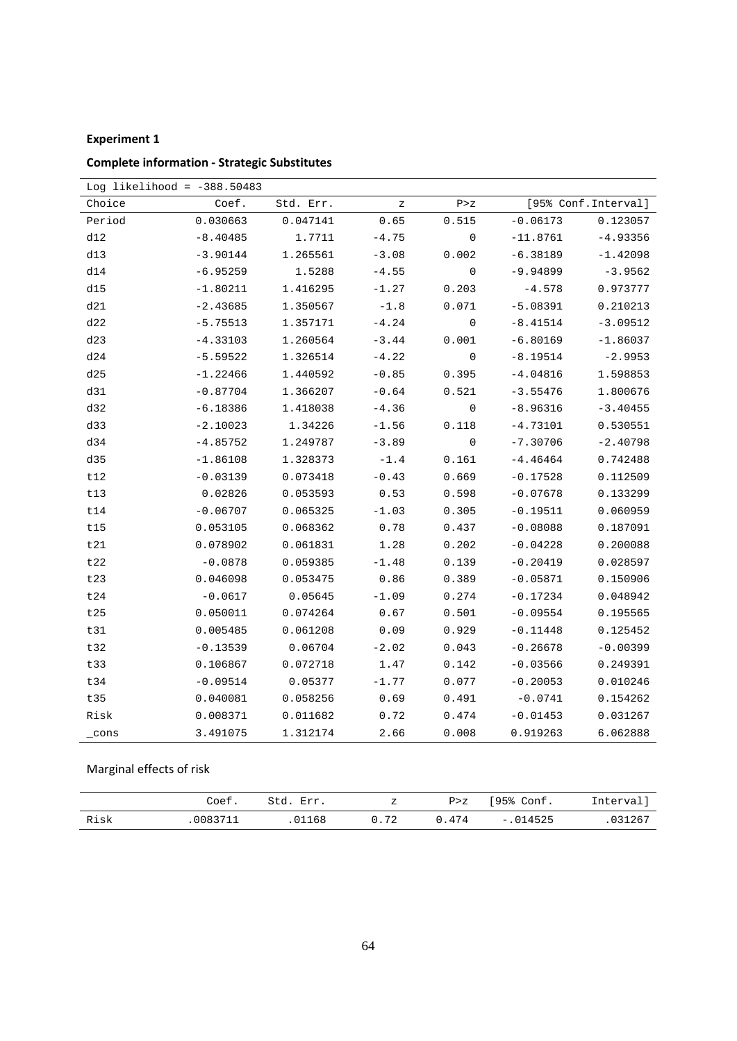**Experiment 1**

**Complete information - Strategic Substitutes**

| Log likelihood = -388.50483 | | | | | | |
|---|---|---|---|---|---|---|
| Choice | Coef. | Std. Err. | z | P>z | [95% Conf.Interval] | |
| Period | 0.030663 | 0.047141 | 0.65 | 0.515 | -0.06173 | 0.123057 |
| d12 | -8.40485 | 1.7711 | -4.75 | 0 | -11.8761 | -4.93356 |
| d13 | -3.90144 | 1.265561 | -3.08 | 0.002 | -6.38189 | -1.42098 |
| d14 | -6.95259 | 1.5288 | -4.55 | 0 | -9.94899 | -3.9562 |
| d15 | -1.80211 | 1.416295 | -1.27 | 0.203 | -4.578 | 0.973777 |
| d21 | -2.43685 | 1.350567 | -1.8 | 0.071 | -5.08391 | 0.210213 |
| d22 | -5.75513 | 1.357171 | -4.24 | 0 | -8.41514 | -3.09512 |
| d23 | -4.33103 | 1.260564 | -3.44 | 0.001 | -6.80169 | -1.86037 |
| d24 | -5.59522 | 1.326514 | -4.22 | 0 | -8.19514 | -2.9953 |
| d25 | -1.22466 | 1.440592 | -0.85 | 0.395 | -4.04816 | 1.598853 |
| d31 | -0.87704 | 1.366207 | -0.64 | 0.521 | -3.55476 | 1.800676 |
| d32 | -6.18386 | 1.418038 | -4.36 | 0 | -8.96316 | -3.40455 |
| d33 | -2.10023 | 1.34226 | -1.56 | 0.118 | -4.73101 | 0.530551 |
| d34 | -4.85752 | 1.249787 | -3.89 | 0 | -7.30706 | -2.40798 |
| d35 | -1.86108 | 1.328373 | -1.4 | 0.161 | -4.46464 | 0.742488 |
| t12 | -0.03139 | 0.073418 | -0.43 | 0.669 | -0.17528 | 0.112509 |
| t13 | 0.02826 | 0.053593 | 0.53 | 0.598 | -0.07678 | 0.133299 |
| t14 | -0.06707 | 0.065325 | -1.03 | 0.305 | -0.19511 | 0.060959 |
| t15 | 0.053105 | 0.068362 | 0.78 | 0.437 | -0.08088 | 0.187091 |
| t21 | 0.078902 | 0.061831 | 1.28 | 0.202 | -0.04228 | 0.200088 |
| t22 | -0.0878 | 0.059385 | -1.48 | 0.139 | -0.20419 | 0.028597 |
| t23 | 0.046098 | 0.053475 | 0.86 | 0.389 | -0.05871 | 0.150906 |
| t24 | -0.0617 | 0.05645 | -1.09 | 0.274 | -0.17234 | 0.048942 |
| t25 | 0.050011 | 0.074264 | 0.67 | 0.501 | -0.09554 | 0.195565 |
| t31 | 0.005485 | 0.061208 | 0.09 | 0.929 | -0.11448 | 0.125452 |
| t32 | -0.13539 | 0.06704 | -2.02 | 0.043 | -0.26678 | -0.00399 |
| t33 | 0.106867 | 0.072718 | 1.47 | 0.142 | -0.03566 | 0.249391 |
| t34 | -0.09514 | 0.05377 | -1.77 | 0.077 | -0.20053 | 0.010246 |
| t35 | 0.040081 | 0.058256 | 0.69 | 0.491 | -0.0741 | 0.154262 |
| Risk | 0.008371 | 0.011682 | 0.72 | 0.474 | -0.01453 | 0.031267 |
| _cons | 3.491075 | 1.312174 | 2.66 | 0.008 | 0.919263 | 6.062888 |

Marginal effects of risk

| | Coef. | Std. Err. | z | P>z | [95% Conf. | Interval] |
|---|---|---|---|---|---|---|
| Risk | .0083711 | .01168 | 0.72 | 0.474 | -.014525 | .031267 |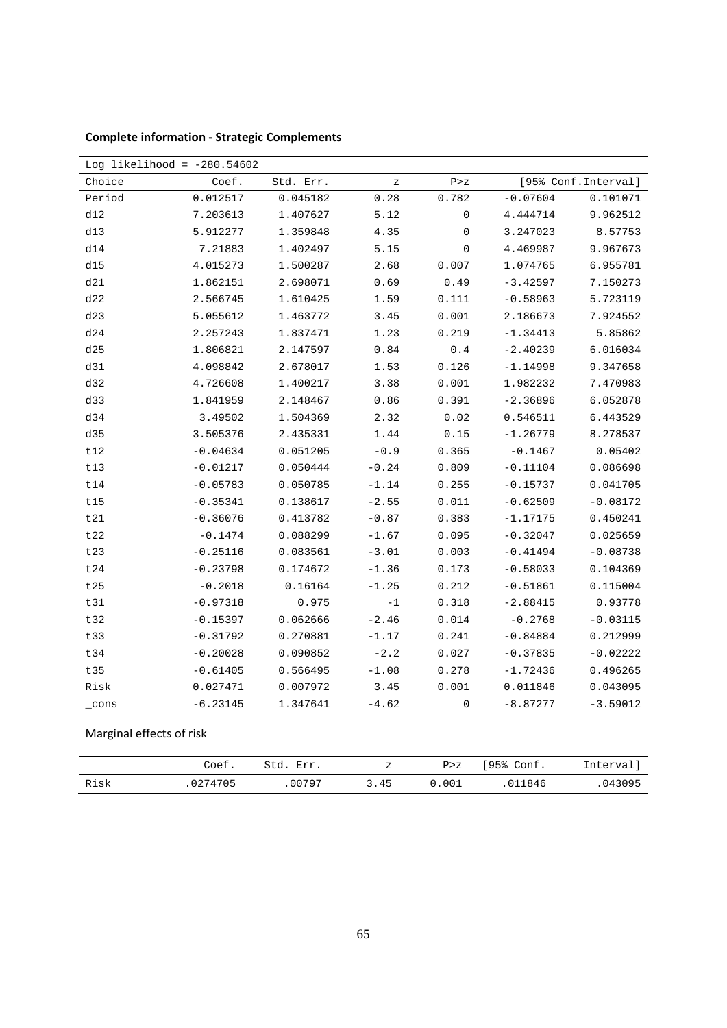**Complete information - Strategic Complements**

| Log likelihood = -280.54602 | | | | | | |
|---|---|---|---|---|---|---|
| Choice | Coef. | Std. Err. | z | P>z | [95% Conf.Interval] | |
| Period | 0.012517 | 0.045182 | 0.28 | 0.782 | -0.07604 | 0.101071 |
| d12 | 7.203613 | 1.407627 | 5.12 | 0 | 4.444714 | 9.962512 |
| d13 | 5.912277 | 1.359848 | 4.35 | 0 | 3.247023 | 8.57753 |
| d14 | 7.21883 | 1.402497 | 5.15 | 0 | 4.469987 | 9.967673 |
| d15 | 4.015273 | 1.500287 | 2.68 | 0.007 | 1.074765 | 6.955781 |
| d21 | 1.862151 | 2.698071 | 0.69 | 0.49 | -3.42597 | 7.150273 |
| d22 | 2.566745 | 1.610425 | 1.59 | 0.111 | -0.58963 | 5.723119 |
| d23 | 5.055612 | 1.463772 | 3.45 | 0.001 | 2.186673 | 7.924552 |
| d24 | 2.257243 | 1.837471 | 1.23 | 0.219 | -1.34413 | 5.85862 |
| d25 | 1.806821 | 2.147597 | 0.84 | 0.4 | -2.40239 | 6.016034 |
| d31 | 4.098842 | 2.678017 | 1.53 | 0.126 | -1.14998 | 9.347658 |
| d32 | 4.726608 | 1.400217 | 3.38 | 0.001 | 1.982232 | 7.470983 |
| d33 | 1.841959 | 2.148467 | 0.86 | 0.391 | -2.36896 | 6.052878 |
| d34 | 3.49502 | 1.504369 | 2.32 | 0.02 | 0.546511 | 6.443529 |
| d35 | 3.505376 | 2.435331 | 1.44 | 0.15 | -1.26779 | 8.278537 |
| t12 | -0.04634 | 0.051205 | -0.9 | 0.365 | -0.1467 | 0.05402 |
| t13 | -0.01217 | 0.050444 | -0.24 | 0.809 | -0.11104 | 0.086698 |
| t14 | -0.05783 | 0.050785 | -1.14 | 0.255 | -0.15737 | 0.041705 |
| t15 | -0.35341 | 0.138617 | -2.55 | 0.011 | -0.62509 | -0.08172 |
| t21 | -0.36076 | 0.413782 | -0.87 | 0.383 | -1.17175 | 0.450241 |
| t22 | -0.1474 | 0.088299 | -1.67 | 0.095 | -0.32047 | 0.025659 |
| t23 | -0.25116 | 0.083561 | -3.01 | 0.003 | -0.41494 | -0.08738 |
| t24 | -0.23798 | 0.174672 | -1.36 | 0.173 | -0.58033 | 0.104369 |
| t25 | -0.2018 | 0.16164 | -1.25 | 0.212 | -0.51861 | 0.115004 |
| t31 | -0.97318 | 0.975 | -1 | 0.318 | -2.88415 | 0.93778 |
| t32 | -0.15397 | 0.062666 | -2.46 | 0.014 | -0.2768 | -0.03115 |
| t33 | -0.31792 | 0.270881 | -1.17 | 0.241 | -0.84884 | 0.212999 |
| t34 | -0.20028 | 0.090852 | -2.2 | 0.027 | -0.37835 | -0.02222 |
| t35 | -0.61405 | 0.566495 | -1.08 | 0.278 | -1.72436 | 0.496265 |
| Risk | 0.027471 | 0.007972 | 3.45 | 0.001 | 0.011846 | 0.043095 |
| _cons | -6.23145 | 1.347641 | -4.62 | 0 | -8.87277 | -3.59012 |

Marginal effects of risk

| | Coef. | Std. Err. | z | P>z | [95% Conf. | Interval] |
|---|---|---|---|---|---|---|
| Risk | .0274705 | .00797 | 3.45 | 0.001 | .011846 | .043095 |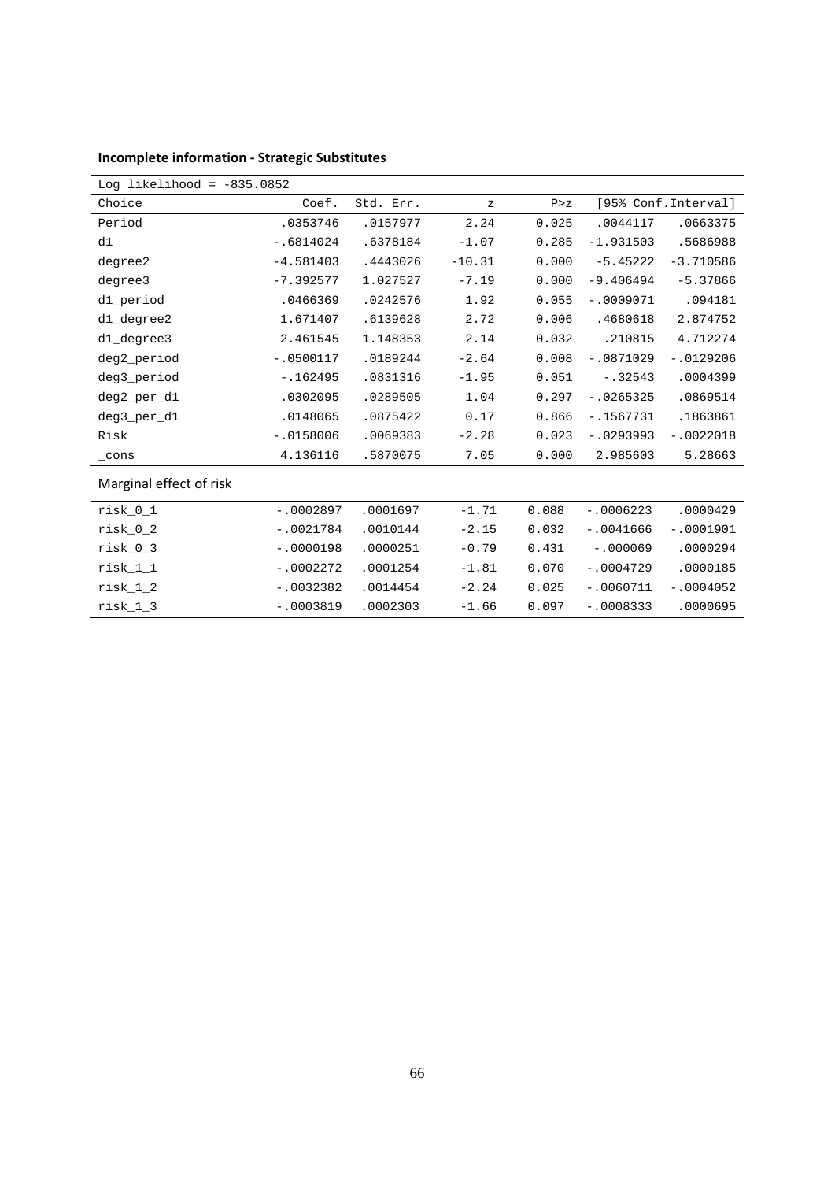**Incomplete information - Strategic Substitutes**

| Log likelihood = -835.0852 | | | | | | |
|---|---|---|---|---|---|---|
| Choice | Coef. | Std. Err. | z | P>z | [95% Conf.Interval] | |
| Period | .0353746 | .0157977 | 2.24 | 0.025 | .0044117 | .0663375 |
| d1 | -.6814024 | .6378184 | -1.07 | 0.285 | -1.931503 | .5686988 |
| degree2 | -4.581403 | .4443026 | -10.31 | 0.000 | -5.45222 | -3.710586 |
| degree3 | -7.392577 | 1.027527 | -7.19 | 0.000 | -9.406494 | -5.37866 |
| d1_period | .0466369 | .0242576 | 1.92 | 0.055 | -.0009071 | .094181 |
| d1_degree2 | 1.671407 | .6139628 | 2.72 | 0.006 | .4680618 | 2.874752 |
| d1_degree3 | 2.461545 | 1.148353 | 2.14 | 0.032 | .210815 | 4.712274 |
| deg2_period | -.0500117 | .0189244 | -2.64 | 0.008 | -.0871029 | -.0129206 |
| deg3_period | -.162495 | .0831316 | -1.95 | 0.051 | -.32543 | .0004399 |
| deg2_per_d1 | .0302095 | .0289505 | 1.04 | 0.297 | -.0265325 | .0869514 |
| deg3_per_d1 | .0148065 | .0875422 | 0.17 | 0.866 | -.1567731 | .1863861 |
| Risk | -.0158006 | .0069383 | -2.28 | 0.023 | -.0293993 | -.0022018 |
| _cons | 4.136116 | .5870075 | 7.05 | 0.000 | 2.985603 | 5.28663 |
| Marginal effect of risk | | | | | | |
| risk_0_1 | -.0002897 | .0001697 | -1.71 | 0.088 | -.0006223 | .0000429 |
| risk_0_2 | -.0021784 | .0010144 | -2.15 | 0.032 | -.0041666 | -.0001901 |
| risk_0_3 | -.0000198 | .0000251 | -0.79 | 0.431 | -.000069 | .0000294 |
| risk_1_1 | -.0002272 | .0001254 | -1.81 | 0.070 | -.0004729 | .0000185 |
| risk_1_2 | -.0032382 | .0014454 | -2.24 | 0.025 | -.0060711 | -.0004052 |
| risk_1_3 | -.0003819 | .0002303 | -1.66 | 0.097 | -.0008333 | .0000695 |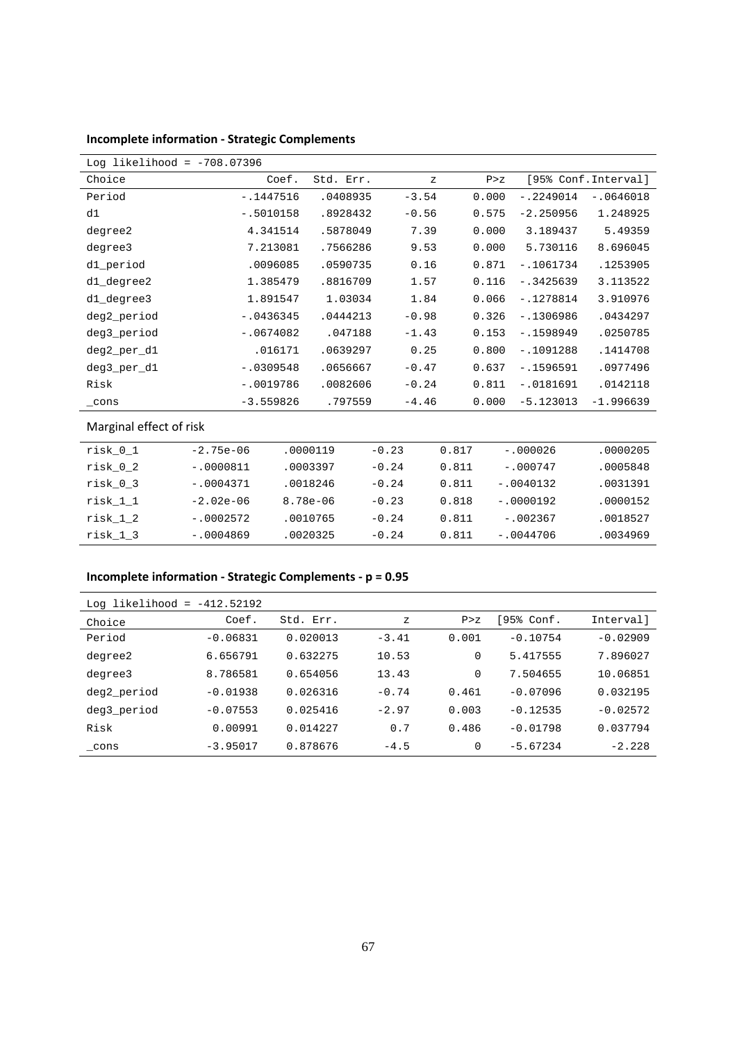**Incomplete information - Strategic Complements**

| Log likelihood = -708.07396 | | | | | | |
|---|---|---|---|---|---|---|
| Choice | Coef. | Std. Err. | z | P>z | [95% Conf. | Interval] |
| Period | -.1447516 | .0408935 | -3.54 | 0.000 | -.2249014 | -.0646018 |
| d1 | -.5010158 | .8928432 | -0.56 | 0.575 | -2.250956 | 1.248925 |
| degree2 | 4.341514 | .5878049 | 7.39 | 0.000 | 3.189437 | 5.49359 |
| degree3 | 7.213081 | .7566286 | 9.53 | 0.000 | 5.730116 | 8.696045 |
| d1_period | .0096085 | .0590735 | 0.16 | 0.871 | -.1061734 | .1253905 |
| d1_degree2 | 1.385479 | .8816709 | 1.57 | 0.116 | -.3425639 | 3.113522 |
| d1_degree3 | 1.891547 | 1.03034 | 1.84 | 0.066 | -.1278814 | 3.910976 |
| deg2_period | -.0436345 | .0444213 | -0.98 | 0.326 | -.1306986 | .0434297 |
| deg3_period | -.0674082 | .047188 | -1.43 | 0.153 | -.1598949 | .0250785 |
| deg2_per_d1 | .016171 | .0639297 | 0.25 | 0.800 | -.1091288 | .1414708 |
| deg3_per_d1 | -.0309548 | .0656667 | -0.47 | 0.637 | -.1596591 | .0977496 |
| Risk | -.0019786 | .0082606 | -0.24 | 0.811 | -.0181691 | .0142118 |
| _cons | -3.559826 | .797559 | -4.46 | 0.000 | -5.123013 | -1.996639 |
| Marginal effect of risk | | | | | | |
| risk_0_1 | -2.75e-06 | .0000119 | -0.23 | 0.817 | -.000026 | .0000205 |
| risk_0_2 | -.0000811 | .0003397 | -0.24 | 0.811 | -.000747 | .0005848 |
| risk_0_3 | -.0004371 | .0018246 | -0.24 | 0.811 | -.0040132 | .0031391 |
| risk_1_1 | -2.02e-06 | 8.78e-06 | -0.23 | 0.818 | -.0000192 | .0000152 |
| risk_1_2 | -.0002572 | .0010765 | -0.24 | 0.811 | -.002367 | .0018527 |
| risk_1_3 | -.0004869 | .0020325 | -0.24 | 0.811 | -.0044706 | .0034969 |

**Incomplete information - Strategic Complements - p = 0.95**

| Log likelihood = -412.52192 | | | | | | |
|---|---|---|---|---|---|---|
| Choice | Coef. | Std. Err. | z | P>z | [95% Conf. | Interval] |
| Period | -0.06831 | 0.020013 | -3.41 | 0.001 | -0.10754 | -0.02909 |
| degree2 | 6.656791 | 0.632275 | 10.53 | 0 | 5.417555 | 7.896027 |
| degree3 | 8.786581 | 0.654056 | 13.43 | 0 | 7.504655 | 10.06851 |
| deg2_period | -0.01938 | 0.026316 | -0.74 | 0.461 | -0.07096 | 0.032195 |
| deg3_period | -0.07553 | 0.025416 | -2.97 | 0.003 | -0.12535 | -0.02572 |
| Risk | 0.00991 | 0.014227 | 0.7 | 0.486 | -0.01798 | 0.037794 |
| _cons | -3.95017 | 0.878676 | -4.5 | 0 | -5.67234 | -2.228 |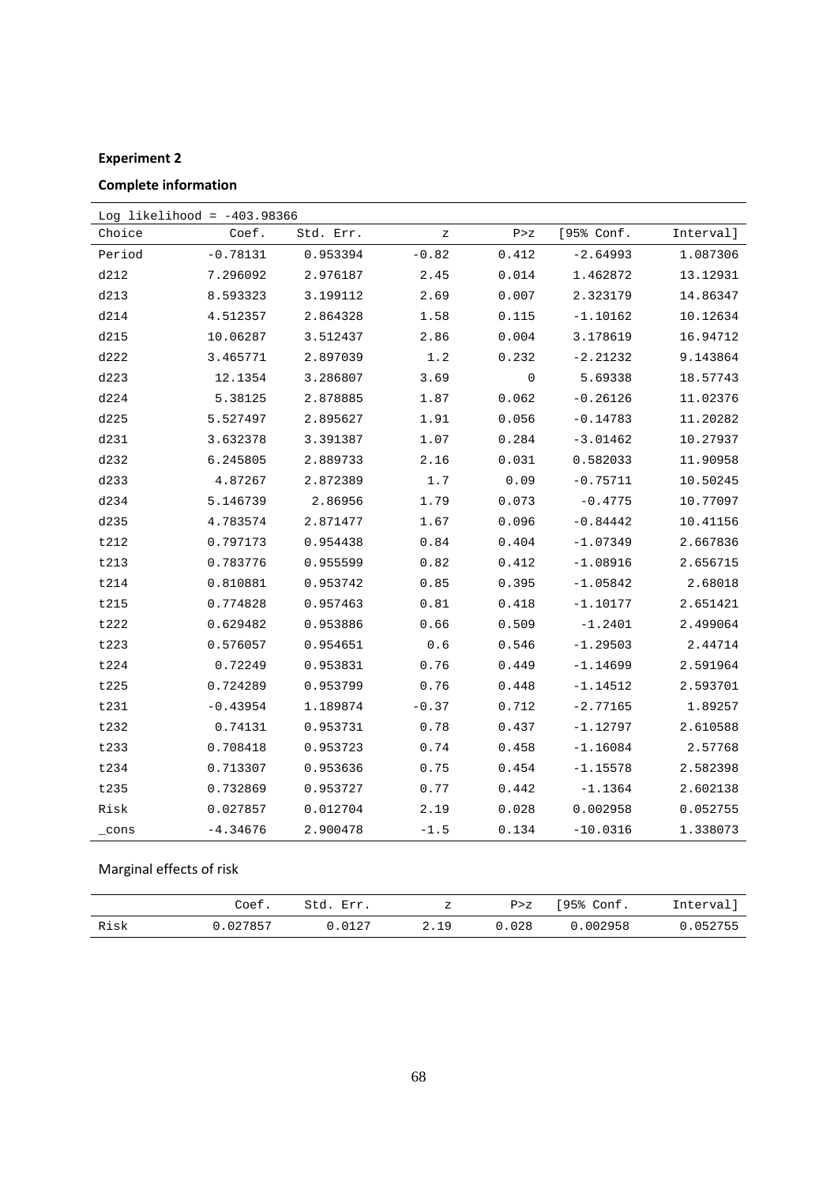**Experiment 2**

**Complete information**

| Log likelihood = -403.98366 | | | | | | |
|---|---|---|---|---|---|---|
| Choice | Coef. | Std. Err. | z | P>z | [95% Conf. | Interval] |
| Period | -0.78131 | 0.953394 | -0.82 | 0.412 | -2.64993 | 1.087306 |
| d212 | 7.296092 | 2.976187 | 2.45 | 0.014 | 1.462872 | 13.12931 |
| d213 | 8.593323 | 3.199112 | 2.69 | 0.007 | 2.323179 | 14.86347 |
| d214 | 4.512357 | 2.864328 | 1.58 | 0.115 | -1.10162 | 10.12634 |
| d215 | 10.06287 | 3.512437 | 2.86 | 0.004 | 3.178619 | 16.94712 |
| d222 | 3.465771 | 2.897039 | 1.2 | 0.232 | -2.21232 | 9.143864 |
| d223 | 12.1354 | 3.286807 | 3.69 | 0 | 5.69338 | 18.57743 |
| d224 | 5.38125 | 2.878885 | 1.87 | 0.062 | -0.26126 | 11.02376 |
| d225 | 5.527497 | 2.895627 | 1.91 | 0.056 | -0.14783 | 11.20282 |
| d231 | 3.632378 | 3.391387 | 1.07 | 0.284 | -3.01462 | 10.27937 |
| d232 | 6.245805 | 2.889733 | 2.16 | 0.031 | 0.582033 | 11.90958 |
| d233 | 4.87267 | 2.872389 | 1.7 | 0.09 | -0.75711 | 10.50245 |
| d234 | 5.146739 | 2.86956 | 1.79 | 0.073 | -0.4775 | 10.77097 |
| d235 | 4.783574 | 2.871477 | 1.67 | 0.096 | -0.84442 | 10.41156 |
| t212 | 0.797173 | 0.954438 | 0.84 | 0.404 | -1.07349 | 2.667836 |
| t213 | 0.783776 | 0.955599 | 0.82 | 0.412 | -1.08916 | 2.656715 |
| t214 | 0.810881 | 0.953742 | 0.85 | 0.395 | -1.05842 | 2.68018 |
| t215 | 0.774828 | 0.957463 | 0.81 | 0.418 | -1.10177 | 2.651421 |
| t222 | 0.629482 | 0.953886 | 0.66 | 0.509 | -1.2401 | 2.499064 |
| t223 | 0.576057 | 0.954651 | 0.6 | 0.546 | -1.29503 | 2.44714 |
| t224 | 0.72249 | 0.953831 | 0.76 | 0.449 | -1.14699 | 2.591964 |
| t225 | 0.724289 | 0.953799 | 0.76 | 0.448 | -1.14512 | 2.593701 |
| t231 | -0.43954 | 1.189874 | -0.37 | 0.712 | -2.77165 | 1.89257 |
| t232 | 0.74131 | 0.953731 | 0.78 | 0.437 | -1.12797 | 2.610588 |
| t233 | 0.708418 | 0.953723 | 0.74 | 0.458 | -1.16084 | 2.57768 |
| t234 | 0.713307 | 0.953636 | 0.75 | 0.454 | -1.15578 | 2.582398 |
| t235 | 0.732869 | 0.953727 | 0.77 | 0.442 | -1.1364 | 2.602138 |
| Risk | 0.027857 | 0.012704 | 2.19 | 0.028 | 0.002958 | 0.052755 |
| _cons | -4.34676 | 2.900478 | -1.5 | 0.134 | -10.0316 | 1.338073 |

Marginal effects of risk

| | Coef. | Std. Err. | z | P>z | [95% Conf. | Interval] |
|---|---|---|---|---|---|---|
| Risk | 0.027857 | 0.0127 | 2.19 | 0.028 | 0.002958 | 0.052755 |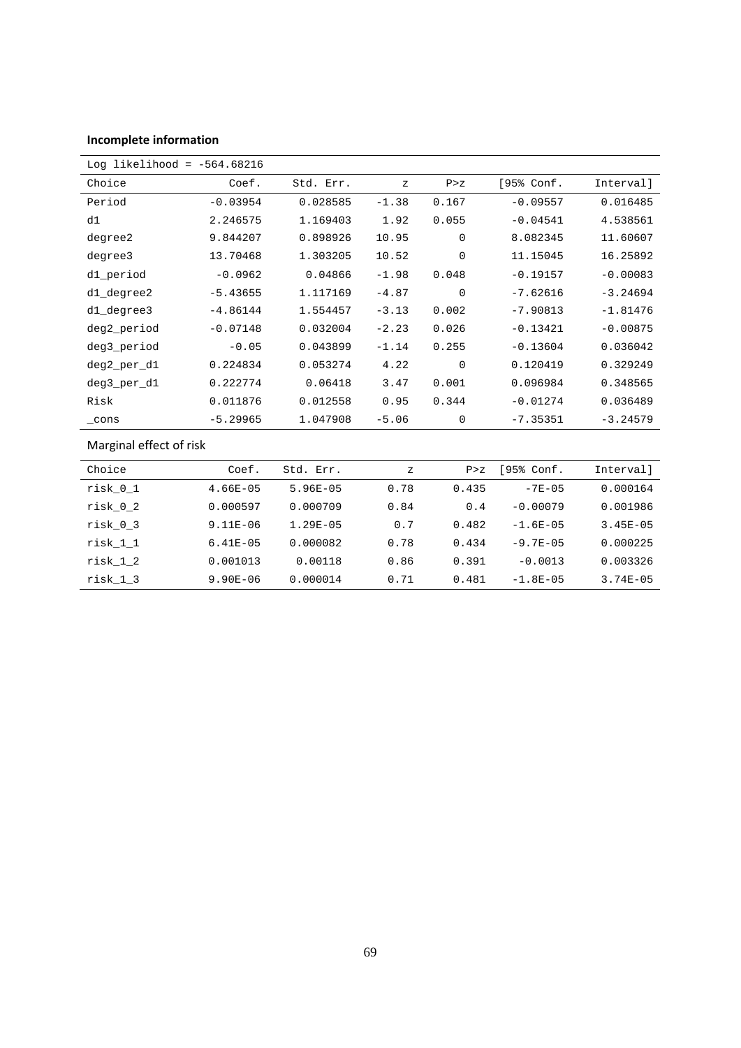**Incomplete information**

| Log likelihood = -564.68216 | | | | | | |
|---|---|---|---|---|---|---|
| Choice | Coef. | Std. Err. | z | P>z | [95% Conf. | Interval] |
| Period | -0.03954 | 0.028585 | -1.38 | 0.167 | -0.09557 | 0.016485 |
| d1 | 2.246575 | 1.169403 | 1.92 | 0.055 | -0.04541 | 4.538561 |
| degree2 | 9.844207 | 0.898926 | 10.95 | 0 | 8.082345 | 11.60607 |
| degree3 | 13.70468 | 1.303205 | 10.52 | 0 | 11.15045 | 16.25892 |
| d1_period | -0.0962 | 0.04866 | -1.98 | 0.048 | -0.19157 | -0.00083 |
| d1_degree2 | -5.43655 | 1.117169 | -4.87 | 0 | -7.62616 | -3.24694 |
| d1_degree3 | -4.86144 | 1.554457 | -3.13 | 0.002 | -7.90813 | -1.81476 |
| deg2_period | -0.07148 | 0.032004 | -2.23 | 0.026 | -0.13421 | -0.00875 |
| deg3_period | -0.05 | 0.043899 | -1.14 | 0.255 | -0.13604 | 0.036042 |
| deg2_per_d1 | 0.224834 | 0.053274 | 4.22 | 0 | 0.120419 | 0.329249 |
| deg3_per_d1 | 0.222774 | 0.06418 | 3.47 | 0.001 | 0.096984 | 0.348565 |
| Risk | 0.011876 | 0.012558 | 0.95 | 0.344 | -0.01274 | 0.036489 |
| _cons | -5.29965 | 1.047908 | -5.06 | 0 | -7.35351 | -3.24579 |

Marginal effect of risk

| Choice | Coef. | Std. Err. | z | P>z | [95% Conf. | Interval] |
|---|---|---|---|---|---|---|
| risk_0_1 | 4.66E-05 | 5.96E-05 | 0.78 | 0.435 | -7E-05 | 0.000164 |
| risk_0_2 | 0.000597 | 0.000709 | 0.84 | 0.4 | -0.00079 | 0.001986 |
| risk_0_3 | 9.11E-06 | 1.29E-05 | 0.7 | 0.482 | -1.6E-05 | 3.45E-05 |
| risk_1_1 | 6.41E-05 | 0.000082 | 0.78 | 0.434 | -9.7E-05 | 0.000225 |
| risk_1_2 | 0.001013 | 0.00118 | 0.86 | 0.391 | -0.0013 | 0.003326 |
| risk_1_3 | 9.90E-06 | 0.000014 | 0.71 | 0.481 | -1.8E-05 | 3.74E-05 |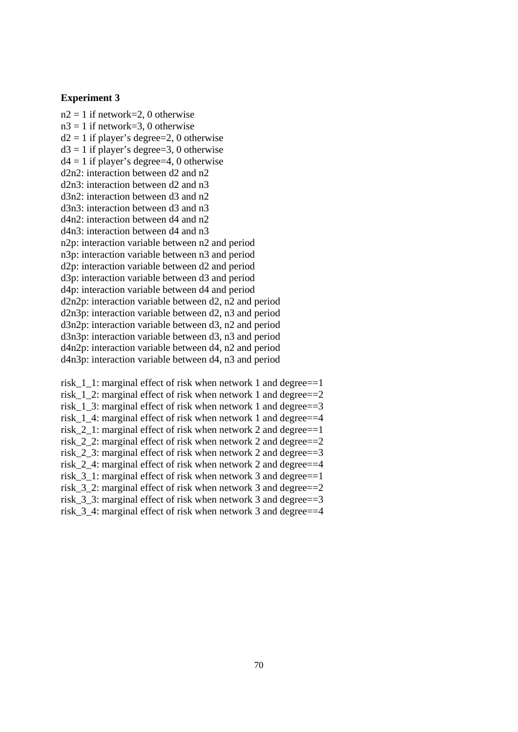**Experiment 3**

n2 = 1 if network=2, 0 otherwise
n3 = 1 if network=3, 0 otherwise
d2 = 1 if player's degree=2, 0 otherwise
d3 = 1 if player's degree=3, 0 otherwise
d4 = 1 if player's degree=4, 0 otherwise
d2n2: interaction between d2 and n2
d2n3: interaction between d2 and n3
d3n2: interaction between d3 and n2
d3n3: interaction between d3 and n3
d4n2: interaction between d4 and n2
d4n3: interaction between d4 and n3
n2p: interaction variable between n2 and period
n3p: interaction variable between n3 and period
d2p: interaction variable between d2 and period
d3p: interaction variable between d3 and period
d4p: interaction variable between d4 and period
d2n2p: interaction variable between d2, n2 and period
d2n3p: interaction variable between d2, n3 and period
d3n2p: interaction variable between d3, n2 and period
d3n3p: interaction variable between d3, n3 and period
d4n2p: interaction variable between d4, n2 and period
d4n3p: interaction variable between d4, n3 and period

risk_1_1: marginal effect of risk when network 1 and degree==1
risk_1_2: marginal effect of risk when network 1 and degree==2
risk_1_3: marginal effect of risk when network 1 and degree==3
risk_1_4: marginal effect of risk when network 1 and degree==4
risk_2_1: marginal effect of risk when network 2 and degree==1
risk_2_2: marginal effect of risk when network 2 and degree==2
risk_2_3: marginal effect of risk when network 2 and degree==3
risk_2_4: marginal effect of risk when network 2 and degree==4
risk_3_1: marginal effect of risk when network 3 and degree==1
risk_3_2: marginal effect of risk when network 3 and degree==2
risk_3_3: marginal effect of risk when network 3 and degree==3
risk_3_4: marginal effect of risk when network 3 and degree==4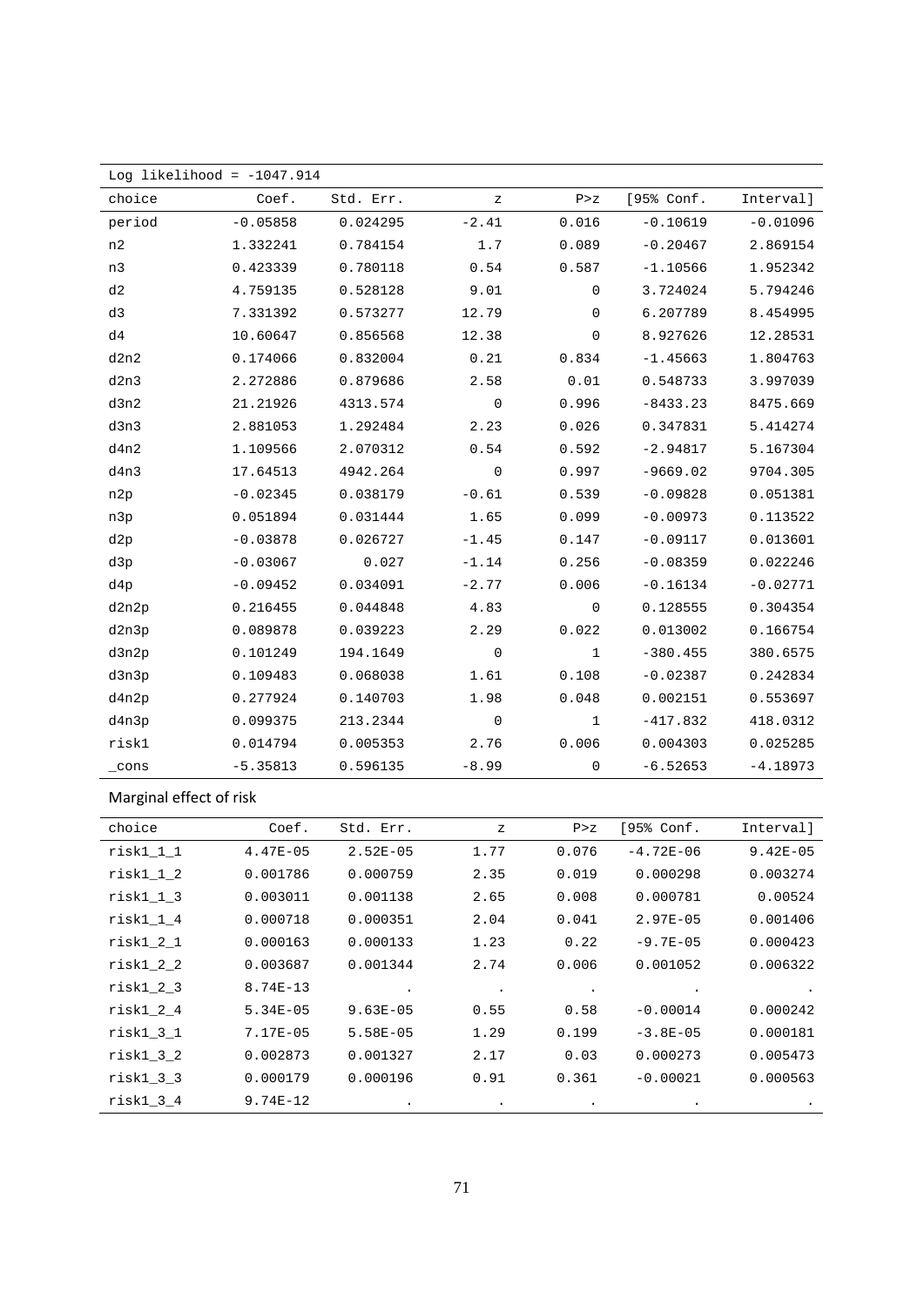| Log likelihood = -1047.914 | | | | | | |
|---|---|---|---|---|---|---|
| choice | Coef. | Std. Err. | z | P>z | [95% Conf. | Interval] |
| period | -0.05858 | 0.024295 | -2.41 | 0.016 | -0.10619 | -0.01096 |
| n2 | 1.332241 | 0.784154 | 1.7 | 0.089 | -0.20467 | 2.869154 |
| n3 | 0.423339 | 0.780118 | 0.54 | 0.587 | -1.10566 | 1.952342 |
| d2 | 4.759135 | 0.528128 | 9.01 | 0 | 3.724024 | 5.794246 |
| d3 | 7.331392 | 0.573277 | 12.79 | 0 | 6.207789 | 8.454995 |
| d4 | 10.60647 | 0.856568 | 12.38 | 0 | 8.927626 | 12.28531 |
| d2n2 | 0.174066 | 0.832004 | 0.21 | 0.834 | -1.45663 | 1.804763 |
| d2n3 | 2.272886 | 0.879686 | 2.58 | 0.01 | 0.548733 | 3.997039 |
| d3n2 | 21.21926 | 4313.574 | 0 | 0.996 | -8433.23 | 8475.669 |
| d3n3 | 2.881053 | 1.292484 | 2.23 | 0.026 | 0.347831 | 5.414274 |
| d4n2 | 1.109566 | 2.070312 | 0.54 | 0.592 | -2.94817 | 5.167304 |
| d4n3 | 17.64513 | 4942.264 | 0 | 0.997 | -9669.02 | 9704.305 |
| n2p | -0.02345 | 0.038179 | -0.61 | 0.539 | -0.09828 | 0.051381 |
| n3p | 0.051894 | 0.031444 | 1.65 | 0.099 | -0.00973 | 0.113522 |
| d2p | -0.03878 | 0.026727 | -1.45 | 0.147 | -0.09117 | 0.013601 |
| d3p | -0.03067 | 0.027 | -1.14 | 0.256 | -0.08359 | 0.022246 |
| d4p | -0.09452 | 0.034091 | -2.77 | 0.006 | -0.16134 | -0.02771 |
| d2n2p | 0.216455 | 0.044848 | 4.83 | 0 | 0.128555 | 0.304354 |
| d2n3p | 0.089878 | 0.039223 | 2.29 | 0.022 | 0.013002 | 0.166754 |
| d3n2p | 0.101249 | 194.1649 | 0 | 1 | -380.455 | 380.6575 |
| d3n3p | 0.109483 | 0.068038 | 1.61 | 0.108 | -0.02387 | 0.242834 |
| d4n2p | 0.277924 | 0.140703 | 1.98 | 0.048 | 0.002151 | 0.553697 |
| d4n3p | 0.099375 | 213.2344 | 0 | 1 | -417.832 | 418.0312 |
| risk1 | 0.014794 | 0.005353 | 2.76 | 0.006 | 0.004303 | 0.025285 |
| _cons | -5.35813 | 0.596135 | -8.99 | 0 | -6.52653 | -4.18973 |

Marginal effect of risk

| choice | Coef. | Std. Err. | z | P>z | [95% Conf. | Interval] |
|---|---|---|---|---|---|---|
| risk1_1_1 | 4.47E-05 | 2.52E-05 | 1.77 | 0.076 | -4.72E-06 | 9.42E-05 |
| risk1_1_2 | 0.001786 | 0.000759 | 2.35 | 0.019 | 0.000298 | 0.003274 |
| risk1_1_3 | 0.003011 | 0.001138 | 2.65 | 0.008 | 0.000781 | 0.00524 |
| risk1_1_4 | 0.000718 | 0.000351 | 2.04 | 0.041 | 2.97E-05 | 0.001406 |
| risk1_2_1 | 0.000163 | 0.000133 | 1.23 | 0.22 | -9.7E-05 | 0.000423 |
| risk1_2_2 | 0.003687 | 0.001344 | 2.74 | 0.006 | 0.001052 | 0.006322 |
| risk1_2_3 | 8.74E-13 | . | . | . | . | . |
| risk1_2_4 | 5.34E-05 | 9.63E-05 | 0.55 | 0.58 | -0.00014 | 0.000242 |
| risk1_3_1 | 7.17E-05 | 5.58E-05 | 1.29 | 0.199 | -3.8E-05 | 0.000181 |
| risk1_3_2 | 0.002873 | 0.001327 | 2.17 | 0.03 | 0.000273 | 0.005473 |
| risk1_3_3 | 0.000179 | 0.000196 | 0.91 | 0.361 | -0.00021 | 0.000563 |
| risk1_3_4 | 9.74E-12 | . | . | . | . | . |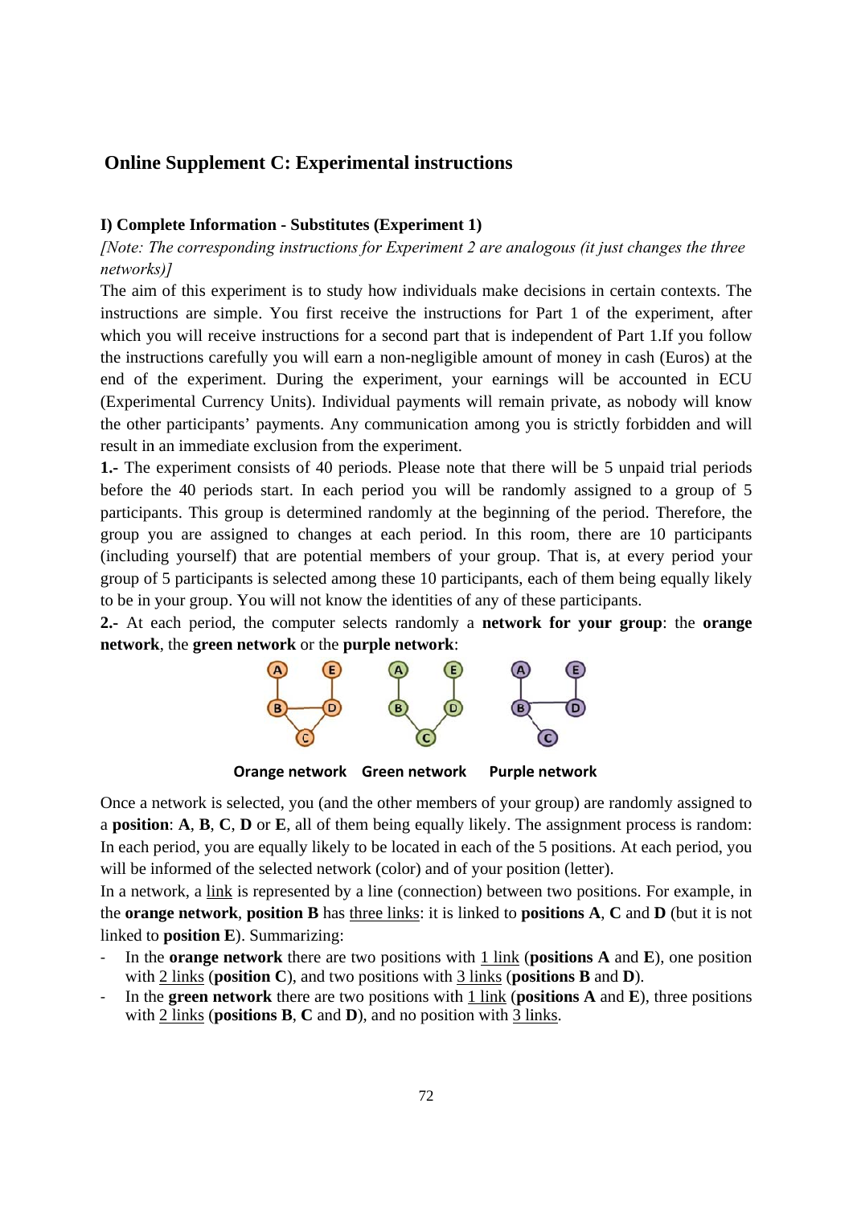## Online Supplement C: Experimental instructions

### I) Complete Information - Substitutes (Experiment 1)

*[Note: The corresponding instructions for Experiment 2 are analogous (it just changes the three networks)]*

The aim of this experiment is to study how individuals make decisions in certain contexts. The instructions are simple. You first receive the instructions for Part 1 of the experiment, after which you will receive instructions for a second part that is independent of Part 1.If you follow the instructions carefully you will earn a non-negligible amount of money in cash (Euros) at the end of the experiment. During the experiment, your earnings will be accounted in ECU (Experimental Currency Units). Individual payments will remain private, as nobody will know the other participants' payments. Any communication among you is strictly forbidden and will result in an immediate exclusion from the experiment.

**1.-** The experiment consists of 40 periods. Please note that there will be 5 unpaid trial periods before the 40 periods start. In each period you will be randomly assigned to a group of 5 participants. This group is determined randomly at the beginning of the period. Therefore, the group you are assigned to changes at each period. In this room, there are 10 participants (including yourself) that are potential members of your group. That is, at every period your group of 5 participants is selected among these 10 participants, each of them being equally likely to be in your group. You will not know the identities of any of these participants.

**2.-** At each period, the computer selects randomly a **network for your group**: the **orange network**, the **green network** or the **purple network**:

**Orange network** **Green network** **Purple network**

Once a network is selected, you (and the other members of your group) are randomly assigned to a **position**: **A**, **B**, **C**, **D** or **E**, all of them being equally likely. The assignment process is random: In each period, you are equally likely to be located in each of the 5 positions. At each period, you will be informed of the selected network (color) and of your position (letter).

In a network, a link is represented by a line (connection) between two positions. For example, in the **orange network**, **position B** has three links: it is linked to **positions A**, **C** and **D** (but it is not linked to **position E**). Summarizing:

- In the **orange network** there are two positions with 1 link (**positions A** and **E**), one position with 2 links (**position C**), and two positions with 3 links (**positions B** and **D**).
- In the **green network** there are two positions with 1 link (**positions A** and **E**), three positions with 2 links (**positions B**, **C** and **D**), and no position with 3 links.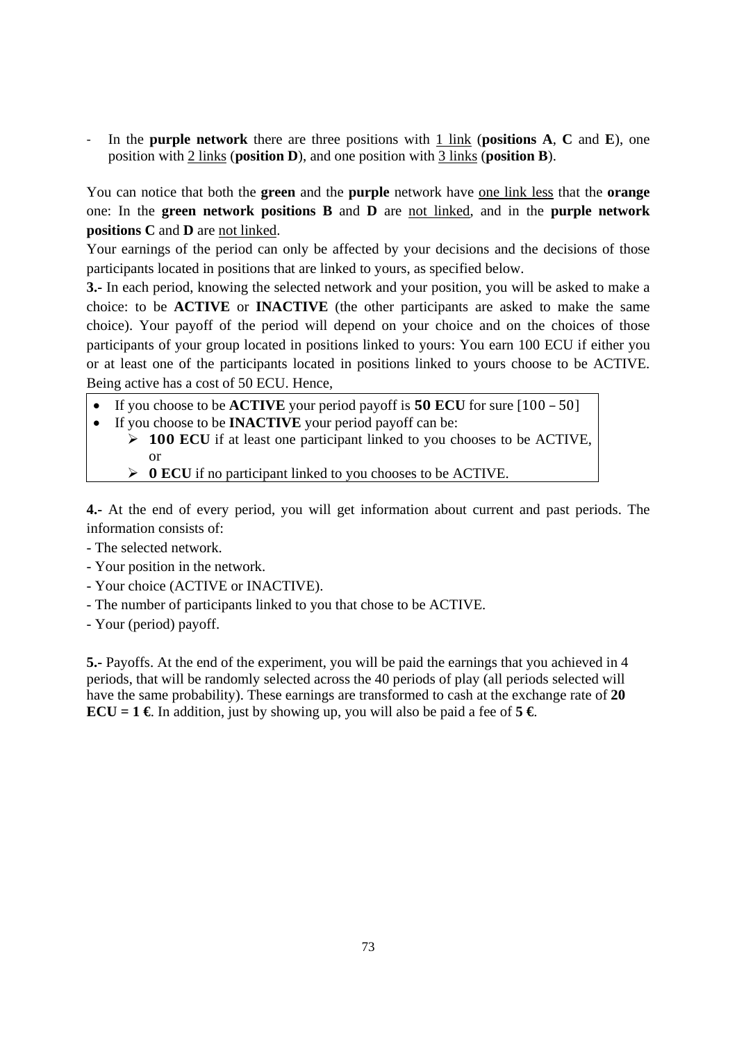- In the **purple network** there are three positions with 1 link (**positions A**, **C** and **E**), one position with 2 links (**position D**), and one position with 3 links (**position B**).

You can notice that both the **green** and the **purple** network have one link less that the **orange** one: In the **green network positions B** and **D** are not linked, and in the **purple network positions C** and **D** are not linked.

Your earnings of the period can only be affected by your decisions and the decisions of those participants located in positions that are linked to yours, as specified below.

**3.-** In each period, knowing the selected network and your position, you will be asked to make a choice: to be **ACTIVE** or **INACTIVE** (the other participants are asked to make the same choice). Your payoff of the period will depend on your choice and on the choices of those participants of your group located in positions linked to yours: You earn 100 ECU if either you or at least one of the participants located in positions linked to yours choose to be ACTIVE. Being active has a cost of 50 ECU. Hence,

- If you choose to be **ACTIVE** your period payoff is **50 ECU** for sure [100 – 50]
- If you choose to be **INACTIVE** your period payoff can be:
  - **100 ECU** if at least one participant linked to you chooses to be ACTIVE, or
  - **0 ECU** if no participant linked to you chooses to be ACTIVE.

**4.-** At the end of every period, you will get information about current and past periods. The information consists of:

- The selected network.
- Your position in the network.
- Your choice (ACTIVE or INACTIVE).
- The number of participants linked to you that chose to be ACTIVE.
- Your (period) payoff.

**5.-** Payoffs. At the end of the experiment, you will be paid the earnings that you achieved in 4 periods, that will be randomly selected across the 40 periods of play (all periods selected will have the same probability). These earnings are transformed to cash at the exchange rate of **20 ECU = 1 €**. In addition, just by showing up, you will also be paid a fee of **5 €**.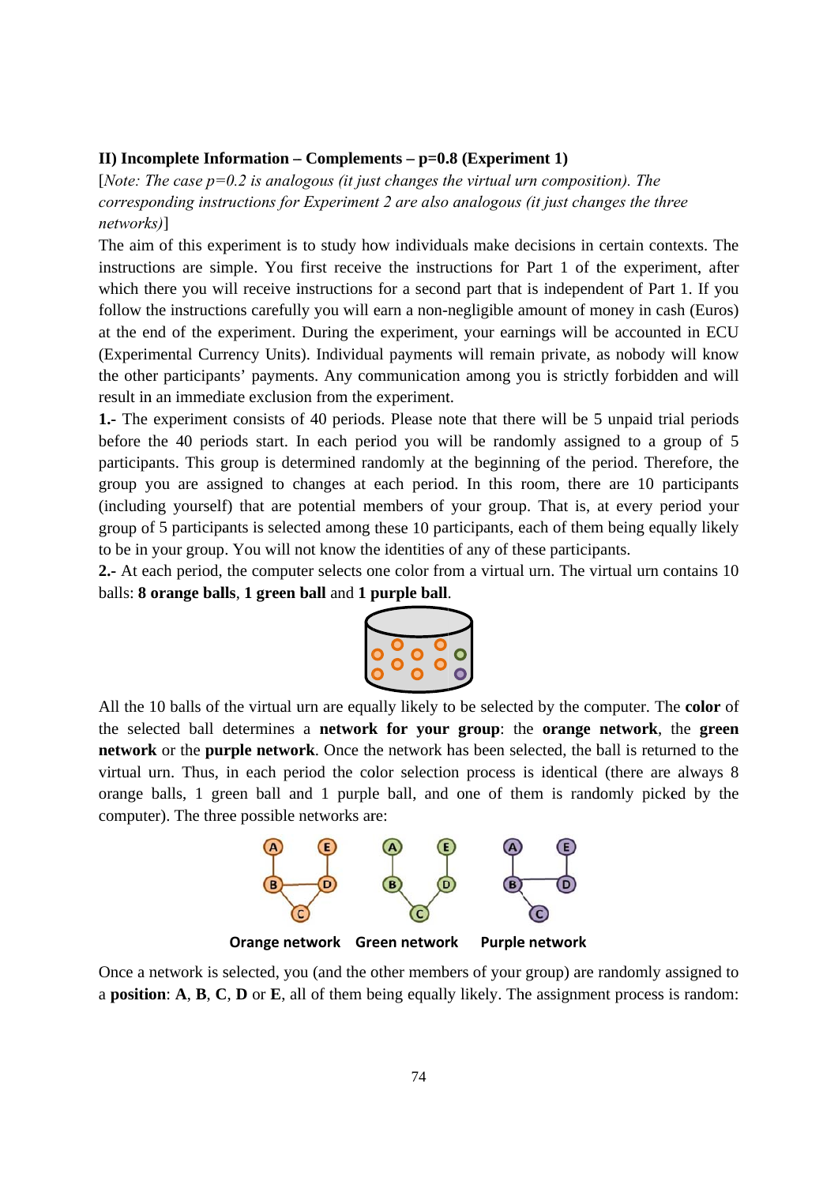**II) Incomplete Information – Complements – p=0.8 (Experiment 1)**

[*Note: The case p=0.2 is analogous (it just changes the virtual urn composition). The corresponding instructions for Experiment 2 are also analogous (it just changes the three networks)*]

The aim of this experiment is to study how individuals make decisions in certain contexts. The instructions are simple. You first receive the instructions for Part 1 of the experiment, after which there you will receive instructions for a second part that is independent of Part 1. If you follow the instructions carefully you will earn a non-negligible amount of money in cash (Euros) at the end of the experiment. During the experiment, your earnings will be accounted in ECU (Experimental Currency Units). Individual payments will remain private, as nobody will know the other participants' payments. Any communication among you is strictly forbidden and will result in an immediate exclusion from the experiment.

**1.-** The experiment consists of 40 periods. Please note that there will be 5 unpaid trial periods before the 40 periods start. In each period you will be randomly assigned to a group of 5 participants. This group is determined randomly at the beginning of the period. Therefore, the group you are assigned to changes at each period. In this room, there are 10 participants (including yourself) that are potential members of your group. That is, at every period your group of 5 participants is selected among these 10 participants, each of them being equally likely to be in your group. You will not know the identities of any of these participants.

**2.-** At each period, the computer selects one color from a virtual urn. The virtual urn contains 10 balls: **8 orange balls**, **1 green ball** and **1 purple ball**.

All the 10 balls of the virtual urn are equally likely to be selected by the computer. The **color** of the selected ball determines a **network for your group**: the **orange network**, the **green network** or the **purple network**. Once the network has been selected, the ball is returned to the virtual urn. Thus, in each period the color selection process is identical (there are always 8 orange balls, 1 green ball and 1 purple ball, and one of them is randomly picked by the computer). The three possible networks are:

**Orange network** **Green network** **Purple network**

Once a network is selected, you (and the other members of your group) are randomly assigned to a **position**: **A**, **B**, **C**, **D** or **E**, all of them being equally likely. The assignment process is random: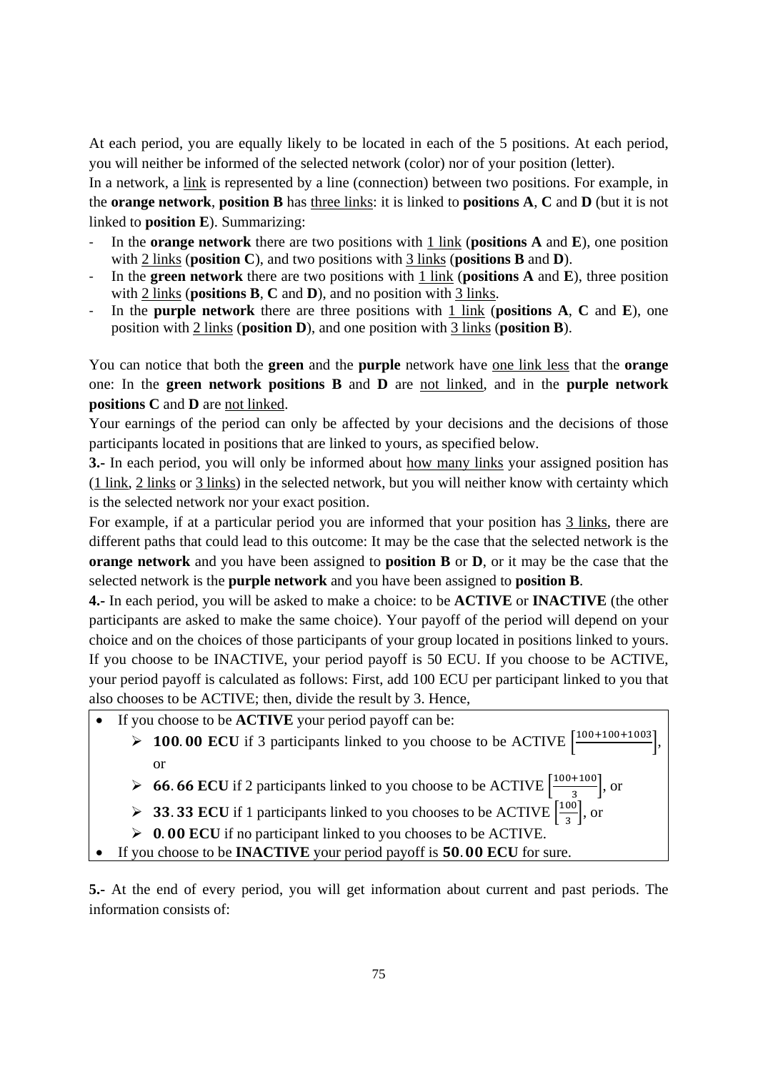At each period, you are equally likely to be located in each of the 5 positions. At each period, you will neither be informed of the selected network (color) nor of your position (letter).

In a network, a link is represented by a line (connection) between two positions. For example, in the **orange network**, **position B** has three links: it is linked to **positions A**, **C** and **D** (but it is not linked to **position E**). Summarizing:

- In the **orange network** there are two positions with 1 link (**positions A** and **E**), one position with 2 links (**position C**), and two positions with 3 links (**positions B** and **D**).
- In the **green network** there are two positions with 1 link (**positions A** and **E**), three position with 2 links (**positions B**, **C** and **D**), and no position with 3 links.
- In the **purple network** there are three positions with 1 link (**positions A**, **C** and **E**), one position with 2 links (**position D**), and one position with 3 links (**position B**).

You can notice that both the **green** and the **purple** network have one link less that the **orange** one: In the **green network positions B** and **D** are not linked, and in the **purple network positions C** and **D** are not linked.

Your earnings of the period can only be affected by your decisions and the decisions of those participants located in positions that are linked to yours, as specified below.

**3.-** In each period, you will only be informed about how many links your assigned position has (1 link, 2 links or 3 links) in the selected network, but you will neither know with certainty which is the selected network nor your exact position.

For example, if at a particular period you are informed that your position has 3 links, there are different paths that could lead to this outcome: It may be the case that the selected network is the **orange network** and you have been assigned to **position B** or **D**, or it may be the case that the selected network is the **purple network** and you have been assigned to **position B**.

**4.-** In each period, you will be asked to make a choice: to be **ACTIVE** or **INACTIVE** (the other participants are asked to make the same choice). Your payoff of the period will depend on your choice and on the choices of those participants of your group located in positions linked to yours. If you choose to be INACTIVE, your period payoff is 50 ECU. If you choose to be ACTIVE, your period payoff is calculated as follows: First, add 100 ECU per participant linked to you that also chooses to be ACTIVE; then, divide the result by 3. Hence,

- If you choose to be **ACTIVE** your period payoff can be:
  - **100.00 ECU** if 3 participants linked to you choose to be ACTIVE $\left[\frac{100+100+100}{3}\right]$, or
  - **66.66 ECU** if 2 participants linked to you choose to be ACTIVE $\left[\frac{100+100}{3}\right]$, or
  - **33.33 ECU** if 1 participants linked to you chooses to be ACTIVE $\left[\frac{100}{3}\right]$, or
  - **0.00 ECU** if no participant linked to you chooses to be ACTIVE.
- If you choose to be **INACTIVE** your period payoff is **50.00 ECU** for sure.

**5.-** At the end of every period, you will get information about current and past periods. The information consists of: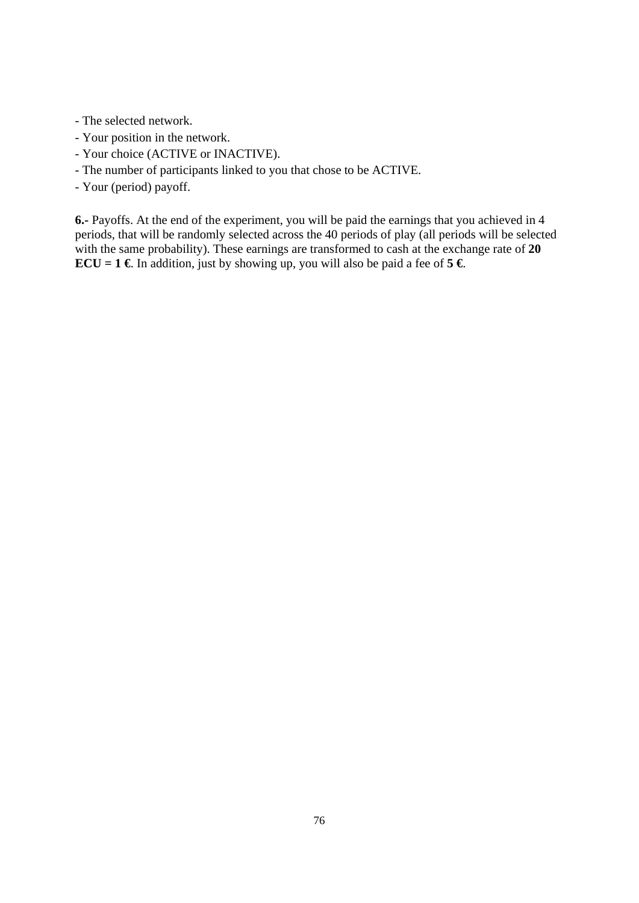- The selected network.
- Your position in the network.
- Your choice (ACTIVE or INACTIVE).
- The number of participants linked to you that chose to be ACTIVE.
- Your (period) payoff.

**6.-** Payoffs. At the end of the experiment, you will be paid the earnings that you achieved in 4 periods, that will be randomly selected across the 40 periods of play (all periods will be selected with the same probability). These earnings are transformed to cash at the exchange rate of **20 ECU = 1 €**. In addition, just by showing up, you will also be paid a fee of **5 €**.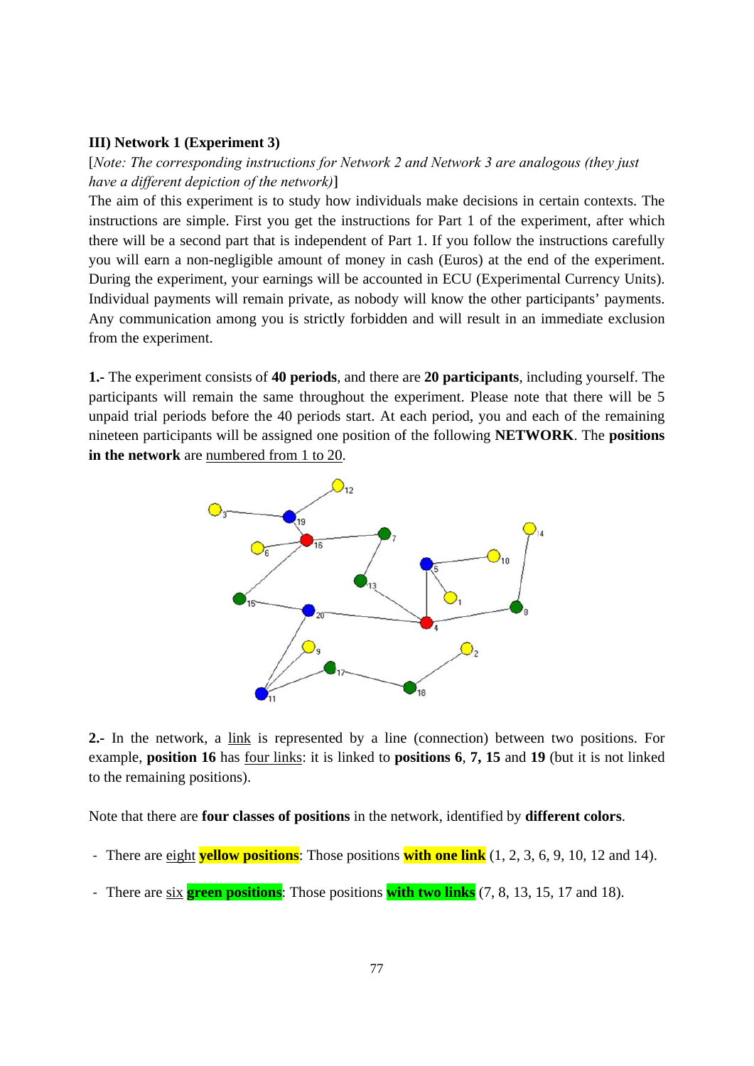**III) Network 1 (Experiment 3)**

[*Note: The corresponding instructions for Network 2 and Network 3 are analogous (they just have a different depiction of the network)*]

The aim of this experiment is to study how individuals make decisions in certain contexts. The instructions are simple. First you get the instructions for Part 1 of the experiment, after which there will be a second part that is independent of Part 1. If you follow the instructions carefully you will earn a non-negligible amount of money in cash (Euros) at the end of the experiment. During the experiment, your earnings will be accounted in ECU (Experimental Currency Units). Individual payments will remain private, as nobody will know the other participants' payments. Any communication among you is strictly forbidden and will result in an immediate exclusion from the experiment.

**1.-** The experiment consists of **40 periods**, and there are **20 participants**, including yourself. The participants will remain the same throughout the experiment. Please note that there will be 5 unpaid trial periods before the 40 periods start. At each period, you and each of the remaining nineteen participants will be assigned one position of the following **NETWORK**. The **positions in the network** are numbered from 1 to 20.

**2.-** In the network, a link is represented by a line (connection) between two positions. For example, **position 16** has four links: it is linked to **positions 6**, **7, 15** and **19** (but it is not linked to the remaining positions).

Note that there are **four classes of positions** in the network, identified by **different colors**.

- There are eight **yellow positions**: Those positions **with one link** (1, 2, 3, 6, 9, 10, 12 and 14).
- There are six **green positions**: Those positions **with two links** (7, 8, 13, 15, 17 and 18).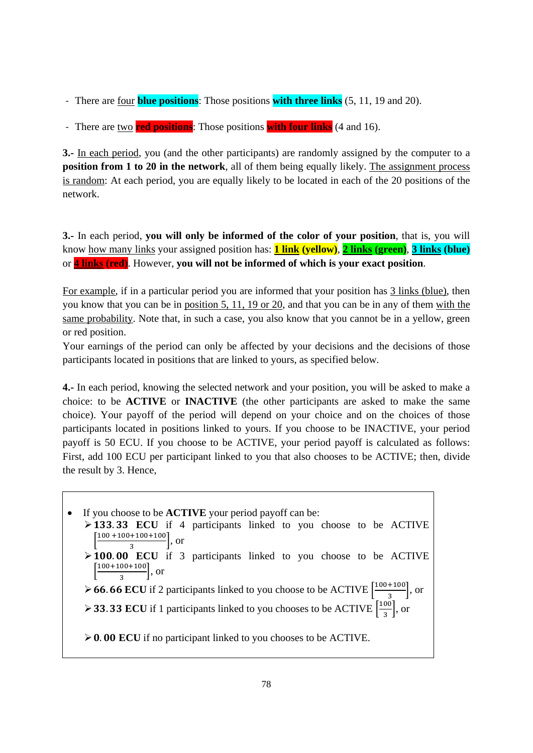- There are four **blue positions**: Those positions **with three links** (5, 11, 19 and 20).

- There are two **red positions**: Those positions **with four links** (4 and 16).

**3.-** In each period, you (and the other participants) are randomly assigned by the computer to a **position from 1 to 20 in the network**, all of them being equally likely. The assignment process is random: At each period, you are equally likely to be located in each of the 20 positions of the network.

**3.-** In each period, **you will only be informed of the color of your position**, that is, you will know how many links your assigned position has: **1 link (yellow)**, **2 links (green)**, **3 links (blue)** or **4 links (red)**. However, **you will not be informed of which is your exact position**.

For example, if in a particular period you are informed that your position has 3 links (blue), then you know that you can be in position 5, 11, 19 or 20, and that you can be in any of them with the same probability. Note that, in such a case, you also know that you cannot be in a yellow, green or red position.

Your earnings of the period can only be affected by your decisions and the decisions of those participants located in positions that are linked to yours, as specified below.

**4.-** In each period, knowing the selected network and your position, you will be asked to make a choice: to be **ACTIVE** or **INACTIVE** (the other participants are asked to make the same choice). Your payoff of the period will depend on your choice and on the choices of those participants located in positions linked to yours. If you choose to be INACTIVE, your period payoff is 50 ECU. If you choose to be ACTIVE, your period payoff is calculated as follows: First, add 100 ECU per participant linked to you that also chooses to be ACTIVE; then, divide the result by 3. Hence,

- If you choose to be **ACTIVE** your period payoff can be:
  - **$133.33$ ECU** if 4 participants linked to you choose to be ACTIVE $\left[\frac{100+100+100+100}{3}\right]$, or
  - **$100.00$ ECU** if 3 participants linked to you choose to be ACTIVE $\left[\frac{100+100+100}{3}\right]$, or
  - **$66.66$ ECU** if 2 participants linked to you choose to be ACTIVE $\left[\frac{100+100}{3}\right]$, or
  - **$33.33$ ECU** if 1 participants linked to you chooses to be ACTIVE $\left[\frac{100}{3}\right]$, or
  - **$0.00$ ECU** if no participant linked to you chooses to be ACTIVE.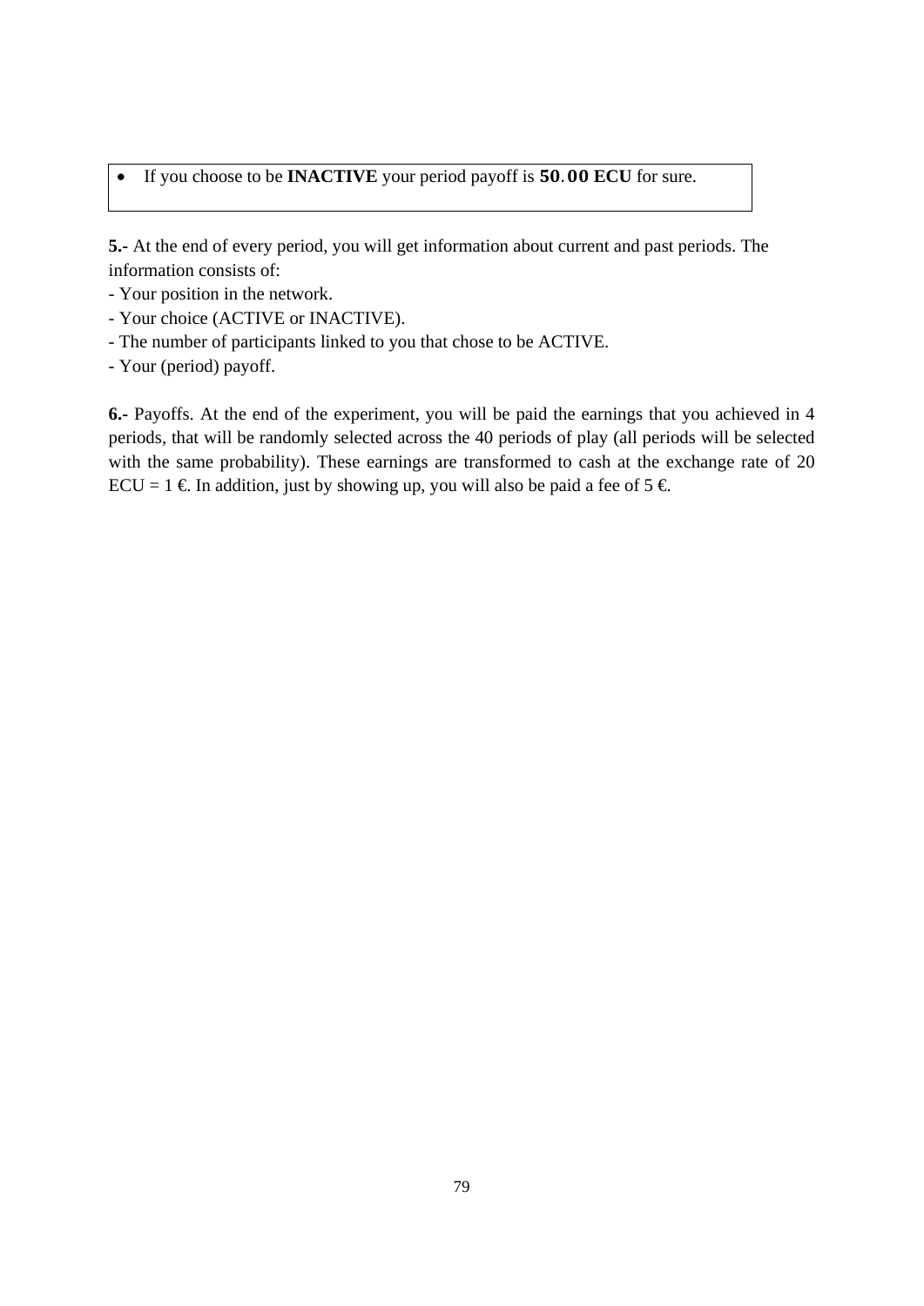- If you choose to be **INACTIVE** your period payoff is **50.00 ECU** for sure.

**5.-** At the end of every period, you will get information about current and past periods. The information consists of:

- Your position in the network.
- Your choice (ACTIVE or INACTIVE).
- The number of participants linked to you that chose to be ACTIVE.
- Your (period) payoff.

**6.-** Payoffs. At the end of the experiment, you will be paid the earnings that you achieved in 4 periods, that will be randomly selected across the 40 periods of play (all periods will be selected with the same probability). These earnings are transformed to cash at the exchange rate of 20 ECU = 1 €. In addition, just by showing up, you will also be paid a fee of 5 €.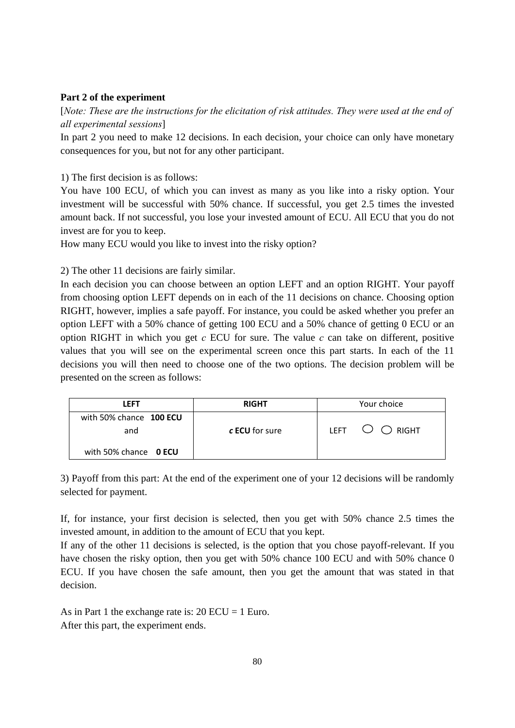**Part 2 of the experiment**

[*Note: These are the instructions for the elicitation of risk attitudes. They were used at the end of all experimental sessions*]

In part 2 you need to make 12 decisions. In each decision, your choice can only have monetary consequences for you, but not for any other participant.

1) The first decision is as follows:

You have 100 ECU, of which you can invest as many as you like into a risky option. Your investment will be successful with 50% chance. If successful, you get 2.5 times the invested amount back. If not successful, you lose your invested amount of ECU. All ECU that you do not invest are for you to keep.

How many ECU would you like to invest into the risky option?

2) The other 11 decisions are fairly similar.

In each decision you can choose between an option LEFT and an option RIGHT. Your payoff from choosing option LEFT depends on in each of the 11 decisions on chance. Choosing option RIGHT, however, implies a safe payoff. For instance, you could be asked whether you prefer an option LEFT with a 50% chance of getting 100 ECU and a 50% chance of getting 0 ECU or an option RIGHT in which you get $c$ ECU for sure. The value $c$ can take on different, positive values that you will see on the experimental screen once this part starts. In each of the 11 decisions you will then need to choose one of the two options. The decision problem will be presented on the screen as follows:

| **LEFT** | **RIGHT** | Your choice |
|---|---|---|
| with 50% chance **100 ECU** and with 50% chance **0 ECU** | ***c* ECU** for sure | LEFT ○ ○ RIGHT |

3) Payoff from this part: At the end of the experiment one of your 12 decisions will be randomly selected for payment.

If, for instance, your first decision is selected, then you get with 50% chance 2.5 times the invested amount, in addition to the amount of ECU that you kept.

If any of the other 11 decisions is selected, is the option that you chose payoff-relevant. If you have chosen the risky option, then you get with 50% chance 100 ECU and with 50% chance 0 ECU. If you have chosen the safe amount, then you get the amount that was stated in that decision.

As in Part 1 the exchange rate is: 20 ECU = 1 Euro.

After this part, the experiment ends.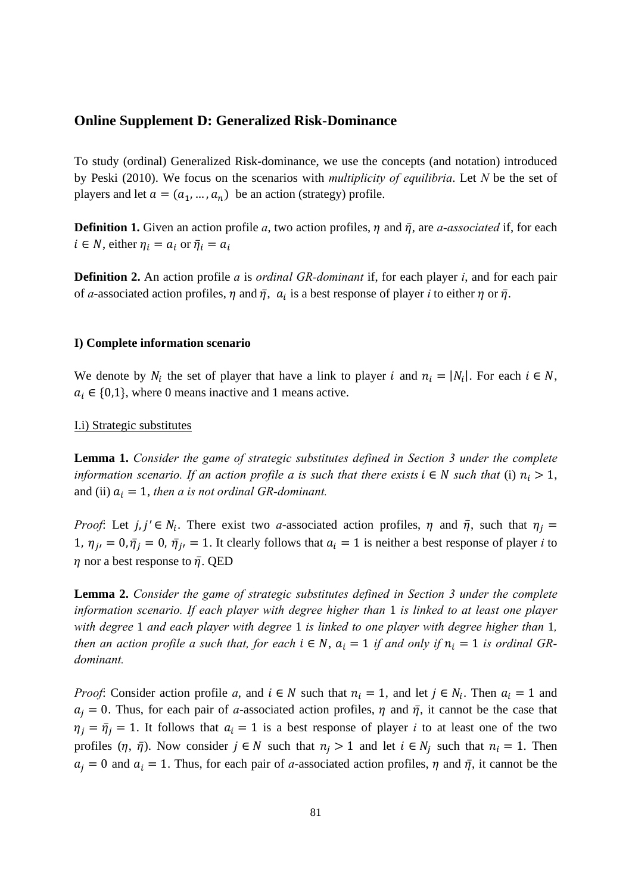## Online Supplement D: Generalized Risk-Dominance

To study (ordinal) Generalized Risk-dominance, we use the concepts (and notation) introduced by Peski (2010). We focus on the scenarios with *multiplicity of equilibria*. Let *N* be the set of players and let $a = (a_1, \dots, a_n)$ be an action (strategy) profile.

**Definition 1.** Given an action profile *a*, two action profiles, $\eta$ and $\bar{\eta}$, are *a-associated* if, for each $i \in N$, either $\eta_i = a_i$ or $\bar{\eta}_i = a_i$

**Definition 2.** An action profile *a* is *ordinal GR-dominant* if, for each player *i*, and for each pair of *a*-associated action profiles, $\eta$ and $\bar{\eta}$, $a_i$ is a best response of player *i* to either $\eta$ or $\bar{\eta}$.

### I) Complete information scenario

We denote by $N_i$ the set of player that have a link to player $i$ and $n_i = |N_i|$. For each $i \in N$, $a_i \in \{0,1\}$, where 0 means inactive and 1 means active.

I.i) Strategic substitutes

**Lemma 1.** *Consider the game of strategic substitutes defined in Section 3 under the complete information scenario. If an action profile a is such that there exists* $i \in N$ *such that* (i) $n_i > 1$, and (ii) $a_i = 1$, *then a is not ordinal GR-dominant.*

*Proof*: Let $j, j' \in N_i$. There exist two *a*-associated action profiles, $\eta$ and $\bar{\eta}$, such that $\eta_j = 1$, $\eta_{j'} = 0$, $\bar{\eta}_j = 0$, $\bar{\eta}_{j'} = 1$. It clearly follows that $a_i = 1$ is neither a best response of player *i* to $\eta$ nor a best response to $\bar{\eta}$. QED

**Lemma 2.** *Consider the game of strategic substitutes defined in Section 3 under the complete information scenario. If each player with degree higher than* 1 *is linked to at least one player with degree* 1 *and each player with degree* 1 *is linked to one player with degree higher than* 1*, then an action profile a such that, for each* $i \in N$, $a_i = 1$ *if and only if* $n_i = 1$ *is ordinal GR-dominant.*

*Proof*: Consider action profile *a*, and $i \in N$ such that $n_i = 1$, and let $j \in N_i$. Then $a_i = 1$ and $a_j = 0$. Thus, for each pair of *a*-associated action profiles, $\eta$ and $\bar{\eta}$, it cannot be the case that $\eta_j = \bar{\eta}_j = 1$. It follows that $a_i = 1$ is a best response of player *i* to at least one of the two profiles ($\eta$, $\bar{\eta}$). Now consider $j \in N$ such that $n_j > 1$ and let $i \in N_j$ such that $n_i = 1$. Then $a_j = 0$ and $a_i = 1$. Thus, for each pair of *a*-associated action profiles, $\eta$ and $\bar{\eta}$, it cannot be the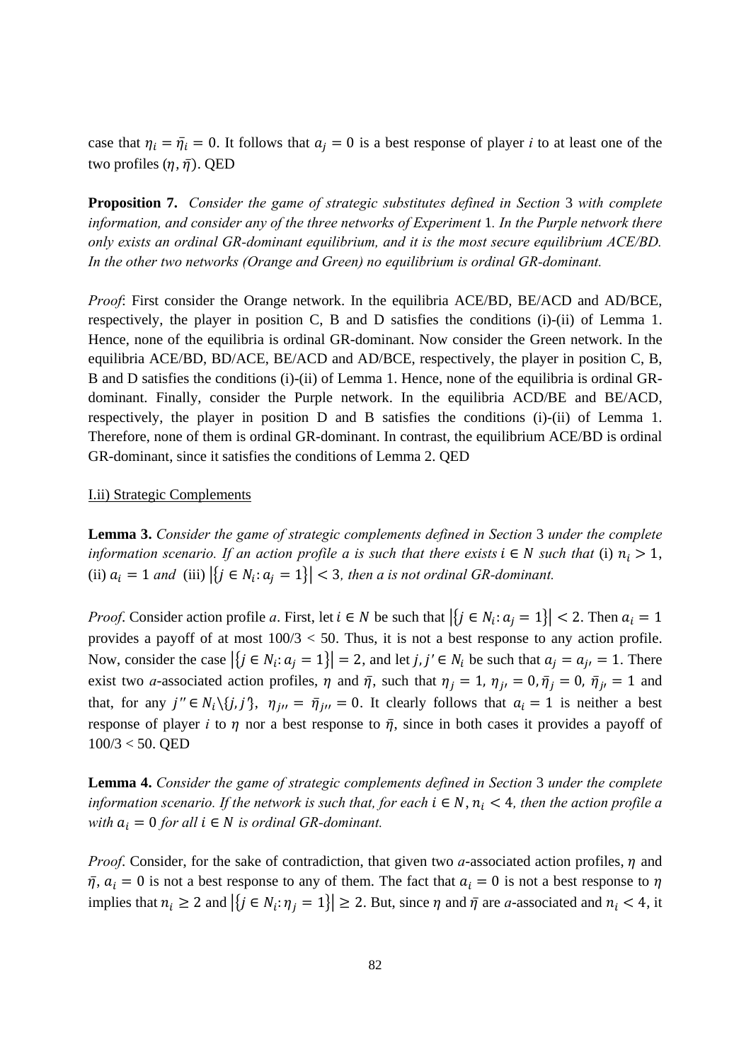case that $\eta_i = \bar{\eta}_i = 0$. It follows that $a_j = 0$ is a best response of player *i* to at least one of the two profiles $(\eta, \bar{\eta})$. QED

**Proposition 7.** *Consider the game of strategic substitutes defined in Section* 3 *with complete information, and consider any of the three networks of Experiment* 1*. In the Purple network there only exists an ordinal GR-dominant equilibrium, and it is the most secure equilibrium ACE/BD. In the other two networks (Orange and Green) no equilibrium is ordinal GR-dominant.*

*Proof*: First consider the Orange network. In the equilibria ACE/BD, BE/ACD and AD/BCE, respectively, the player in position C, B and D satisfies the conditions (i)-(ii) of Lemma 1. Hence, none of the equilibria is ordinal GR-dominant. Now consider the Green network. In the equilibria ACE/BD, BD/ACE, BE/ACD and AD/BCE, respectively, the player in position C, B, B and D satisfies the conditions (i)-(ii) of Lemma 1. Hence, none of the equilibria is ordinal GR-dominant. Finally, consider the Purple network. In the equilibria ACD/BE and BE/ACD, respectively, the player in position D and B satisfies the conditions (i)-(ii) of Lemma 1. Therefore, none of them is ordinal GR-dominant. In contrast, the equilibrium ACE/BD is ordinal GR-dominant, since it satisfies the conditions of Lemma 2. QED

I.ii) Strategic Complements

**Lemma 3.** *Consider the game of strategic complements defined in Section* 3 *under the complete information scenario. If an action profile a is such that there exists* $i \in N$ *such that* (i) $n_i > 1$, (ii) $a_i = 1$ *and* (iii) $\left|\{j \in N_i : a_j = 1\}\right| < 3$*, then a is not ordinal GR-dominant.*

*Proof*. Consider action profile *a*. First, let $i \in N$ be such that $\left|\{j \in N_i : a_j = 1\}\right| < 2$. Then $a_i = 1$ provides a payoff of at most $100/3 < 50$. Thus, it is not a best response to any action profile. Now, consider the case $\left|\{j \in N_i : a_j = 1\}\right| = 2$, and let $j, j' \in N_i$ be such that $a_j = a_{j'} = 1$. There exist two *a*-associated action profiles, $\eta$ and $\bar{\eta}$, such that $\eta_j = 1$, $\eta_{j'} = 0$, $\bar{\eta}_j = 0$, $\bar{\eta}_{j'} = 1$ and that, for any $j'' \in N_i \setminus \{j, j'\}$, $\eta_{j''} = \bar{\eta}_{j''} = 0$. It clearly follows that $a_i = 1$ is neither a best response of player *i* to $\eta$ nor a best response to $\bar{\eta}$, since in both cases it provides a payoff of $100/3 < 50$. QED

**Lemma 4.** *Consider the game of strategic complements defined in Section* 3 *under the complete information scenario. If the network is such that, for each* $i \in N$, $n_i < 4$*, then the action profile a with* $a_i = 0$ *for all* $i \in N$ *is ordinal GR-dominant.*

*Proof*. Consider, for the sake of contradiction, that given two *a*-associated action profiles, $\eta$ and $\bar{\eta}$, $a_i = 0$ is not a best response to any of them. The fact that $a_i = 0$ is not a best response to $\eta$ implies that $n_i \geq 2$ and $\left|\{j \in N_i : \eta_j = 1\}\right| \geq 2$. But, since $\eta$ and $\bar{\eta}$ are *a*-associated and $n_i < 4$, it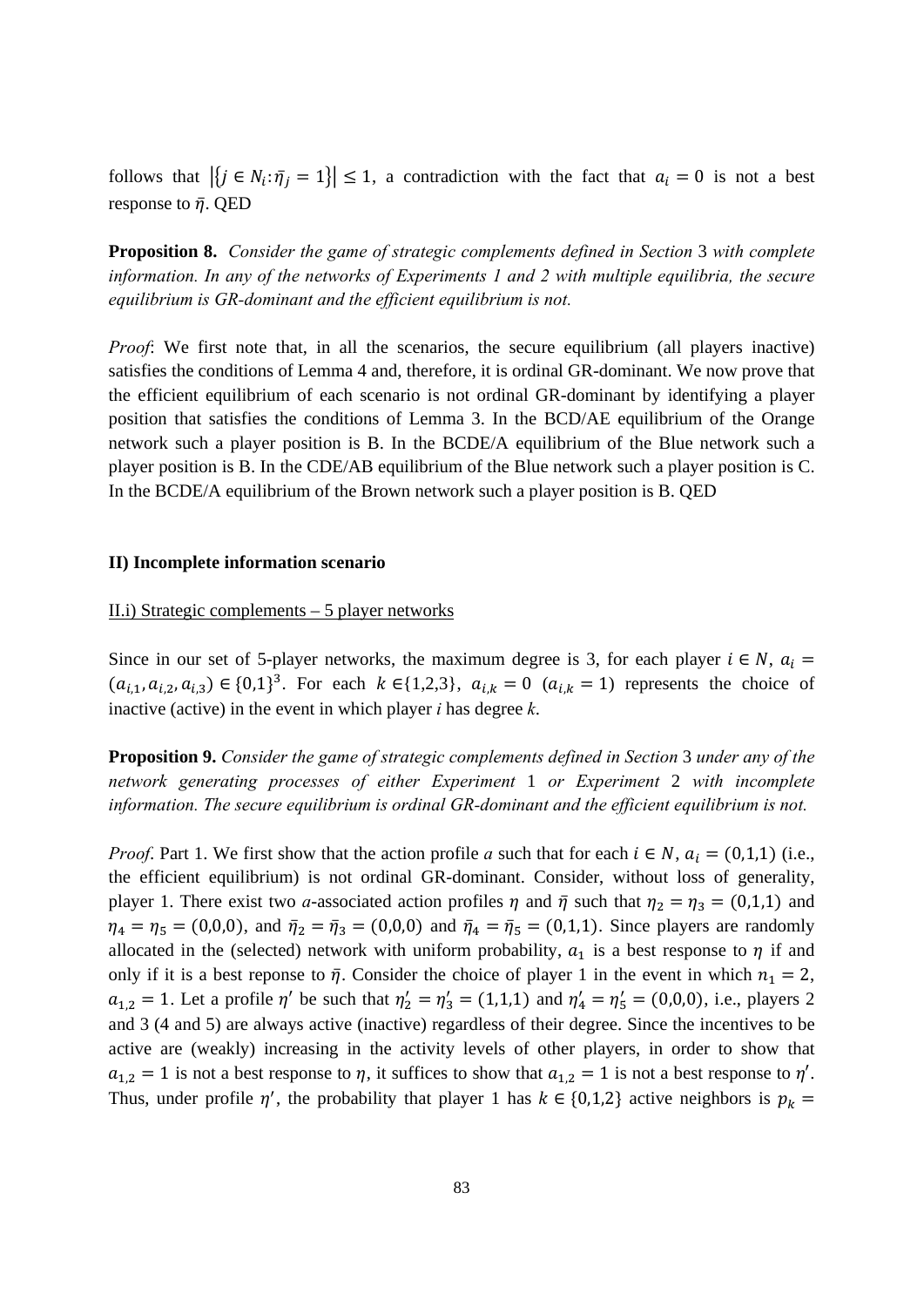follows that $|\{j \in N_i : \bar{\eta}_j = 1\}| \leq 1$, a contradiction with the fact that $a_i = 0$ is not a best response to $\bar{\eta}$. QED

**Proposition 8.** *Consider the game of strategic complements defined in Section* 3 *with complete information. In any of the networks of Experiments 1 and 2 with multiple equilibria, the secure equilibrium is GR-dominant and the efficient equilibrium is not.*

*Proof*: We first note that, in all the scenarios, the secure equilibrium (all players inactive) satisfies the conditions of Lemma 4 and, therefore, it is ordinal GR-dominant. We now prove that the efficient equilibrium of each scenario is not ordinal GR-dominant by identifying a player position that satisfies the conditions of Lemma 3. In the BCD/AE equilibrium of the Orange network such a player position is B. In the BCDE/A equilibrium of the Blue network such a player position is B. In the CDE/AB equilibrium of the Blue network such a player position is C. In the BCDE/A equilibrium of the Brown network such a player position is B. QED

**II) Incomplete information scenario**

II.i) Strategic complements – 5 player networks

Since in our set of 5-player networks, the maximum degree is 3, for each player $i \in N$, $a_i = (a_{i,1}, a_{i,2}, a_{i,3}) \in \{0,1\}^3$. For each $k \in \{1,2,3\}$, $a_{i,k} = 0$ ($a_{i,k} = 1$) represents the choice of inactive (active) in the event in which player *i* has degree *k*.

**Proposition 9.** *Consider the game of strategic complements defined in Section* 3 *under any of the network generating processes of either Experiment* 1 *or Experiment* 2 *with incomplete information. The secure equilibrium is ordinal GR-dominant and the efficient equilibrium is not.*

*Proof*. Part 1. We first show that the action profile *a* such that for each $i \in N$, $a_i = (0,1,1)$ (i.e., the efficient equilibrium) is not ordinal GR-dominant. Consider, without loss of generality, player 1. There exist two *a*-associated action profiles $\eta$ and $\bar{\eta}$ such that $\eta_2 = \eta_3 = (0,1,1)$ and $\eta_4 = \eta_5 = (0,0,0)$, and $\bar{\eta}_2 = \bar{\eta}_3 = (0,0,0)$ and $\bar{\eta}_4 = \bar{\eta}_5 = (0,1,1)$. Since players are randomly allocated in the (selected) network with uniform probability, $a_1$ is a best response to $\eta$ if and only if it is a best reponse to $\bar{\eta}$. Consider the choice of player 1 in the event in which $n_1 = 2$, $a_{1,2} = 1$. Let a profile $\eta'$ be such that $\eta'_2 = \eta'_3 = (1,1,1)$ and $\eta'_4 = \eta'_5 = (0,0,0)$, i.e., players 2 and 3 (4 and 5) are always active (inactive) regardless of their degree. Since the incentives to be active are (weakly) increasing in the activity levels of other players, in order to show that $a_{1,2} = 1$ is not a best response to $\eta$, it suffices to show that $a_{1,2} = 1$ is not a best response to $\eta'$. Thus, under profile $\eta'$, the probability that player 1 has $k \in \{0,1,2\}$ active neighbors is $p_k =$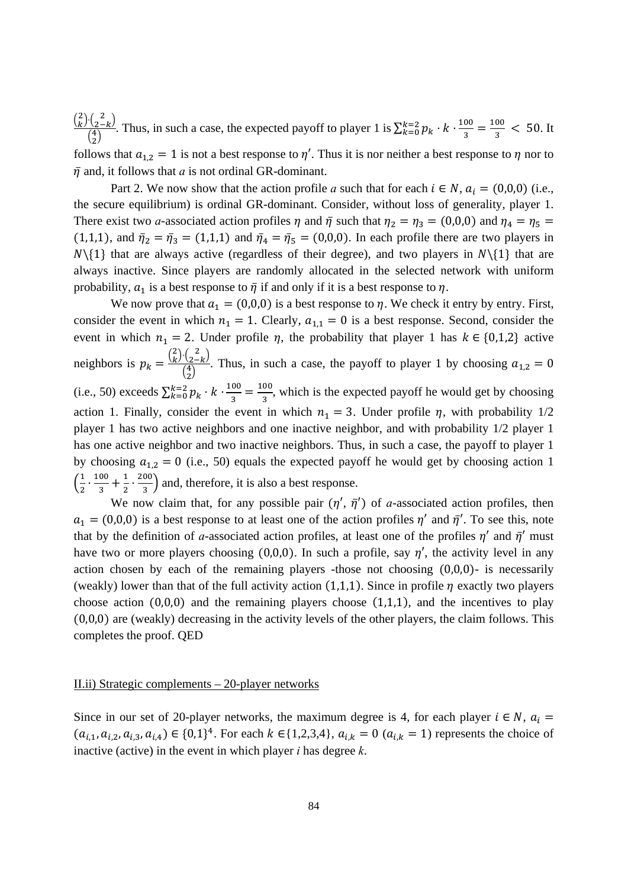$\frac{\binom{2}{k}\cdot\binom{2}{2-k}}{\binom{4}{2}}$. Thus, in such a case, the expected payoff to player 1 is $\sum_{k=0}^{k=2} p_k \cdot k \cdot \frac{100}{3} = \frac{100}{3} < 50$. It follows that $a_{1,2} = 1$ is not a best response to $\eta'$. Thus it is nor neither a best response to $\eta$ nor to $\bar{\eta}$ and, it follows that *a* is not ordinal GR-dominant.

Part 2. We now show that the action profile *a* such that for each $i \in N$, $a_i = (0,0,0)$ (i.e., the secure equilibrium) is ordinal GR-dominant. Consider, without loss of generality, player 1. There exist two *a*-associated action profiles $\eta$ and $\bar{\eta}$ such that $\eta_2 = \eta_3 = (0,0,0)$ and $\eta_4 = \eta_5 = (1,1,1)$, and $\bar{\eta}_2 = \bar{\eta}_3 = (1,1,1)$ and $\bar{\eta}_4 = \bar{\eta}_5 = (0,0,0)$. In each profile there are two players in $N\backslash\{1\}$ that are always active (regardless of their degree), and two players in $N\backslash\{1\}$ that are always inactive. Since players are randomly allocated in the selected network with uniform probability, $a_1$ is a best response to $\bar{\eta}$ if and only if it is a best response to $\eta$.

We now prove that $a_1 = (0,0,0)$ is a best response to $\eta$. We check it entry by entry. First, consider the event in which $n_1 = 1$. Clearly, $a_{1,1} = 0$ is a best response. Second, consider the event in which $n_1 = 2$. Under profile $\eta$, the probability that player 1 has $k \in \{0,1,2\}$ active neighbors is $p_k = \frac{\binom{2}{k}\cdot\binom{2}{2-k}}{\binom{4}{2}}$. Thus, in such a case, the payoff to player 1 by choosing $a_{1,2} = 0$ (i.e., 50) exceeds $\sum_{k=0}^{k=2} p_k \cdot k \cdot \frac{100}{3} = \frac{100}{3}$, which is the expected payoff he would get by choosing action 1. Finally, consider the event in which $n_1 = 3$. Under profile $\eta$, with probability 1/2 player 1 has two active neighbors and one inactive neighbor, and with probability 1/2 player 1 has one active neighbor and two inactive neighbors. Thus, in such a case, the payoff to player 1 by choosing $a_{1,2} = 0$ (i.e., 50) equals the expected payoff he would get by choosing action 1 $\left(\frac{1}{2} \cdot \frac{100}{3} + \frac{1}{2} \cdot \frac{200}{3}\right)$ and, therefore, it is also a best response.

We now claim that, for any possible pair ($\eta'$, $\bar{\eta}'$) of *a*-associated action profiles, then $a_1 = (0,0,0)$ is a best response to at least one of the action profiles $\eta'$ and $\bar{\eta}'$. To see this, note that by the definition of *a*-associated action profiles, at least one of the profiles $\eta'$ and $\bar{\eta}'$ must have two or more players choosing $(0,0,0)$. In such a profile, say $\eta'$, the activity level in any action chosen by each of the remaining players -those not choosing $(0,0,0)$- is necessarily (weakly) lower than that of the full activity action $(1,1,1)$. Since in profile $\eta$ exactly two players choose action $(0,0,0)$ and the remaining players choose $(1,1,1)$, and the incentives to play $(0,0,0)$ are (weakly) decreasing in the activity levels of the other players, the claim follows. This completes the proof. QED

II.ii) Strategic complements – 20-player networks

Since in our set of 20-player networks, the maximum degree is 4, for each player $i \in N$, $a_i = (a_{i,1}, a_{i,2}, a_{i,3}, a_{i,4}) \in \{0,1\}^4$. For each $k \in \{1,2,3,4\}$, $a_{i,k} = 0$ ($a_{i,k} = 1$) represents the choice of inactive (active) in the event in which player *i* has degree *k*.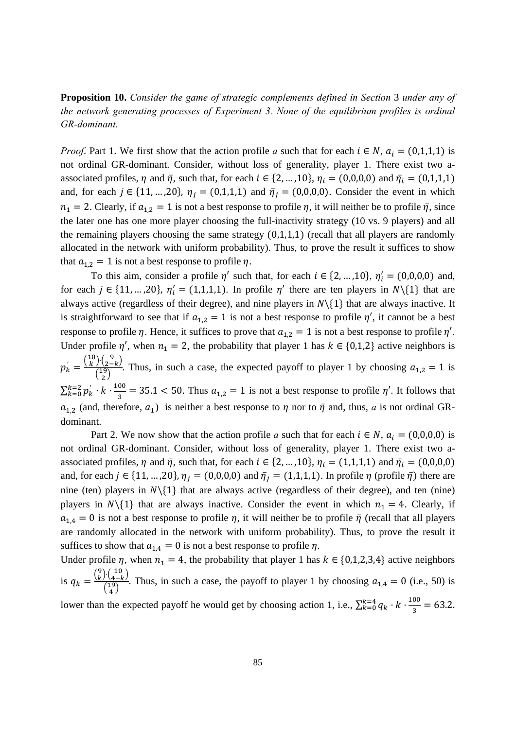**Proposition 10.** *Consider the game of strategic complements defined in Section* 3 *under any of the network generating processes of Experiment 3. None of the equilibrium profiles is ordinal GR-dominant.*

*Proof*. Part 1. We first show that the action profile *a* such that for each $i \in N$, $a_i = (0,1,1,1)$ is not ordinal GR-dominant. Consider, without loss of generality, player 1. There exist two a-associated profiles, $\eta$ and $\bar{\eta}$, such that, for each $i \in \{2, \ldots, 10\}$, $\eta_i = (0,0,0,0)$ and $\bar{\eta}_i = (0,1,1,1)$ and, for each $j \in \{11, \ldots, 20\}$, $\eta_j = (0,1,1,1)$ and $\bar{\eta}_j = (0,0,0,0)$. Consider the event in which $n_1 = 2$. Clearly, if $a_{1,2} = 1$ is not a best response to profile $\eta$, it will neither be to profile $\bar{\eta}$, since the later one has one more player choosing the full-inactivity strategy (10 vs. 9 players) and all the remaining players choosing the same strategy $(0,1,1,1)$ (recall that all players are randomly allocated in the network with uniform probability). Thus, to prove the result it suffices to show that $a_{1,2} = 1$ is not a best response to profile $\eta$.

To this aim, consider a profile $\eta'$ such that, for each $i \in \{2, \ldots, 10\}$, $\eta'_i = (0,0,0,0)$ and, for each $j \in \{11, \ldots, 20\}$, $\eta'_j = (1,1,1,1)$. In profile $\eta'$ there are ten players in $N \backslash \{1\}$ that are always active (regardless of their degree), and nine players in $N \backslash \{1\}$ that are always inactive. It is straightforward to see that if $a_{1,2} = 1$ is not a best response to profile $\eta'$, it cannot be a best response to profile $\eta$. Hence, it suffices to prove that $a_{1,2} = 1$ is not a best response to profile $\eta'$. Under profile $\eta'$, when $n_1 = 2$, the probability that player 1 has $k \in \{0,1,2\}$ active neighbors is $p'_k = \frac{\binom{10}{k} \cdot \binom{9}{2-k}}{\binom{19}{2}}$. Thus, in such a case, the expected payoff to player 1 by choosing $a_{1,2} = 1$ is $\sum_{k=0}^{k=2} p'_k \cdot k \cdot \frac{100}{3} = 35.1 < 50$. Thus $a_{1,2} = 1$ is not a best response to profile $\eta'$. It follows that $a_{1,2}$ (and, therefore, $a_1$) is neither a best response to $\eta$ nor to $\bar{\eta}$ and, thus, *a* is not ordinal GR-dominant.

Part 2. We now show that the action profile *a* such that for each $i \in N$, $a_i = (0,0,0,0)$ is not ordinal GR-dominant. Consider, without loss of generality, player 1. There exist two a-associated profiles, $\eta$ and $\bar{\eta}$, such that, for each $i \in \{2, \ldots, 10\}$, $\eta_i = (1,1,1,1)$ and $\bar{\eta}_i = (0,0,0,0)$ and, for each $j \in \{11, \ldots, 20\}$, $\eta_j = (0,0,0,0)$ and $\bar{\eta}_j = (1,1,1,1)$. In profile $\eta$ (profile $\bar{\eta}$) there are nine (ten) players in $N \backslash \{1\}$ that are always active (regardless of their degree), and ten (nine) players in $N \backslash \{1\}$ that are always inactive. Consider the event in which $n_1 = 4$. Clearly, if $a_{1,4} = 0$ is not a best response to profile $\eta$, it will neither be to profile $\bar{\eta}$ (recall that all players are randomly allocated in the network with uniform probability). Thus, to prove the result it suffices to show that $a_{1,4} = 0$ is not a best response to profile $\eta$.

Under profile $\eta$, when $n_1 = 4$, the probability that player 1 has $k \in \{0,1,2,3,4\}$ active neighbors is $q_k = \frac{\binom{9}{k} \cdot \binom{10}{4-k}}{\binom{19}{4}}$. Thus, in such a case, the payoff to player 1 by choosing $a_{1,4} = 0$ (i.e., 50) is lower than the expected payoff he would get by choosing action 1, i.e., $\sum_{k=0}^{k=4} q_k \cdot k \cdot \frac{100}{3} = 63.2$.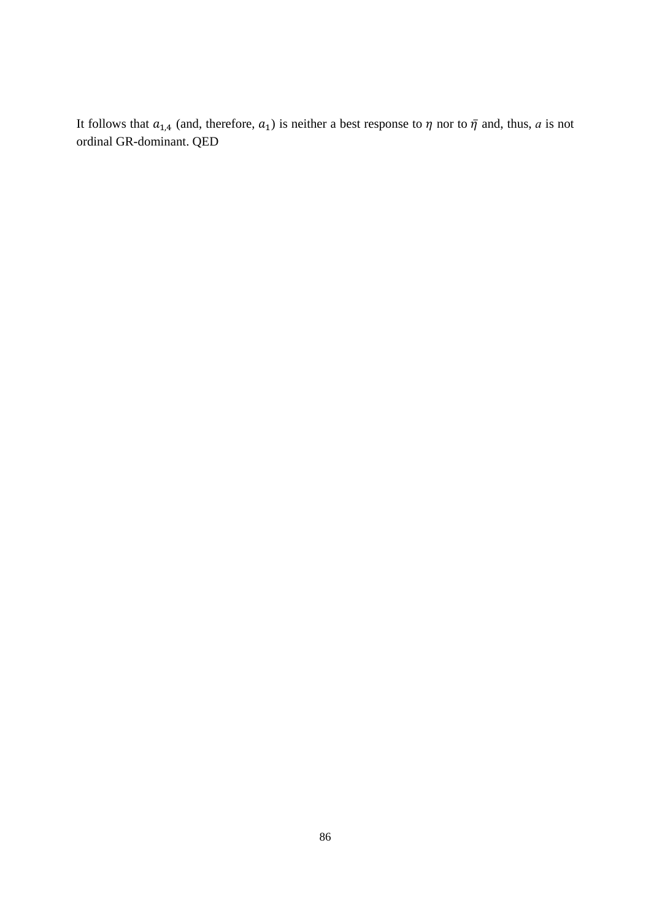It follows that $a_{1,4}$ (and, therefore, $a_1$) is neither a best response to $\eta$ nor to $\bar{\eta}$ and, thus, $a$ is not ordinal GR-dominant. QED